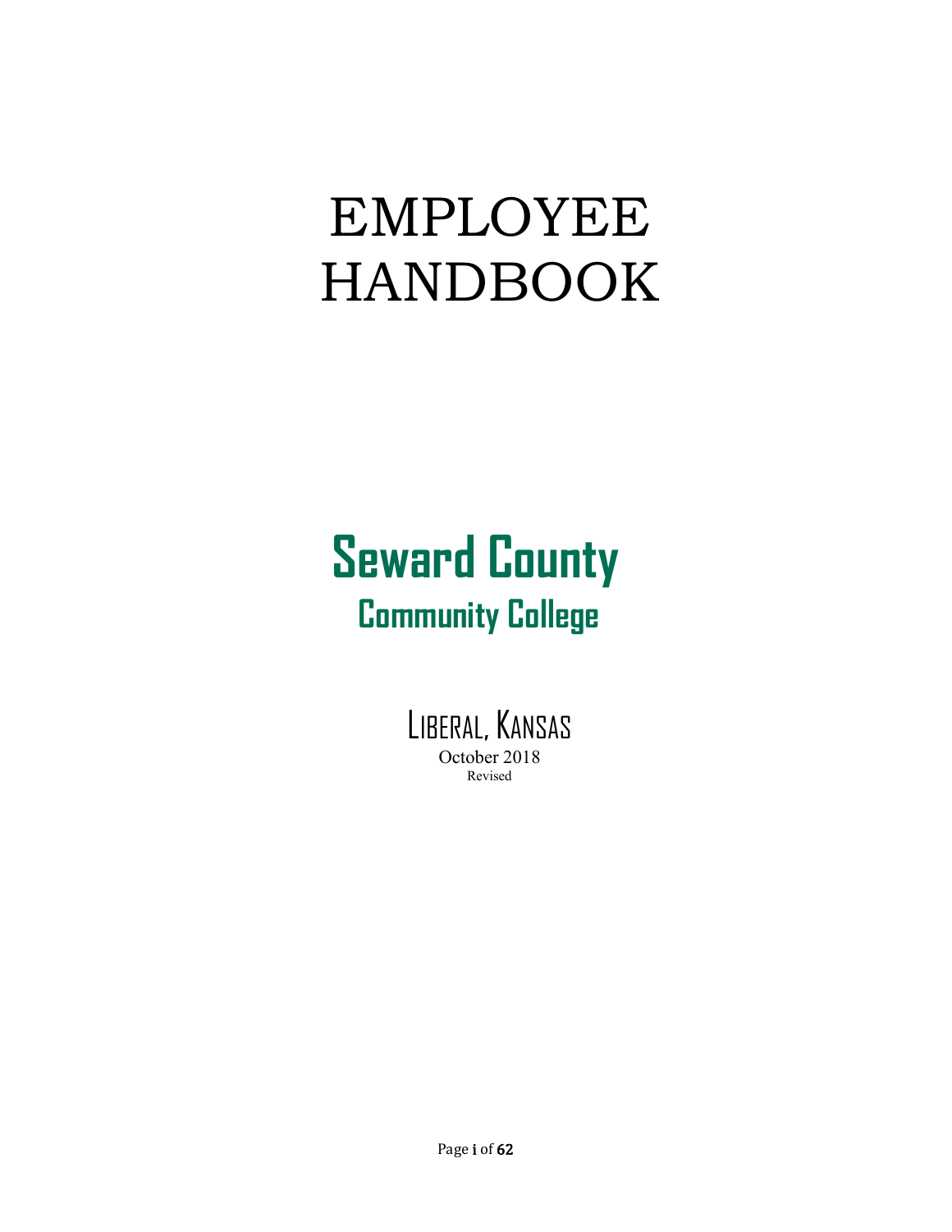# EMPLOYEE HANDBOOK

## Seward County

### Community College

LIBERAL, KANSAS

October 2018

Revised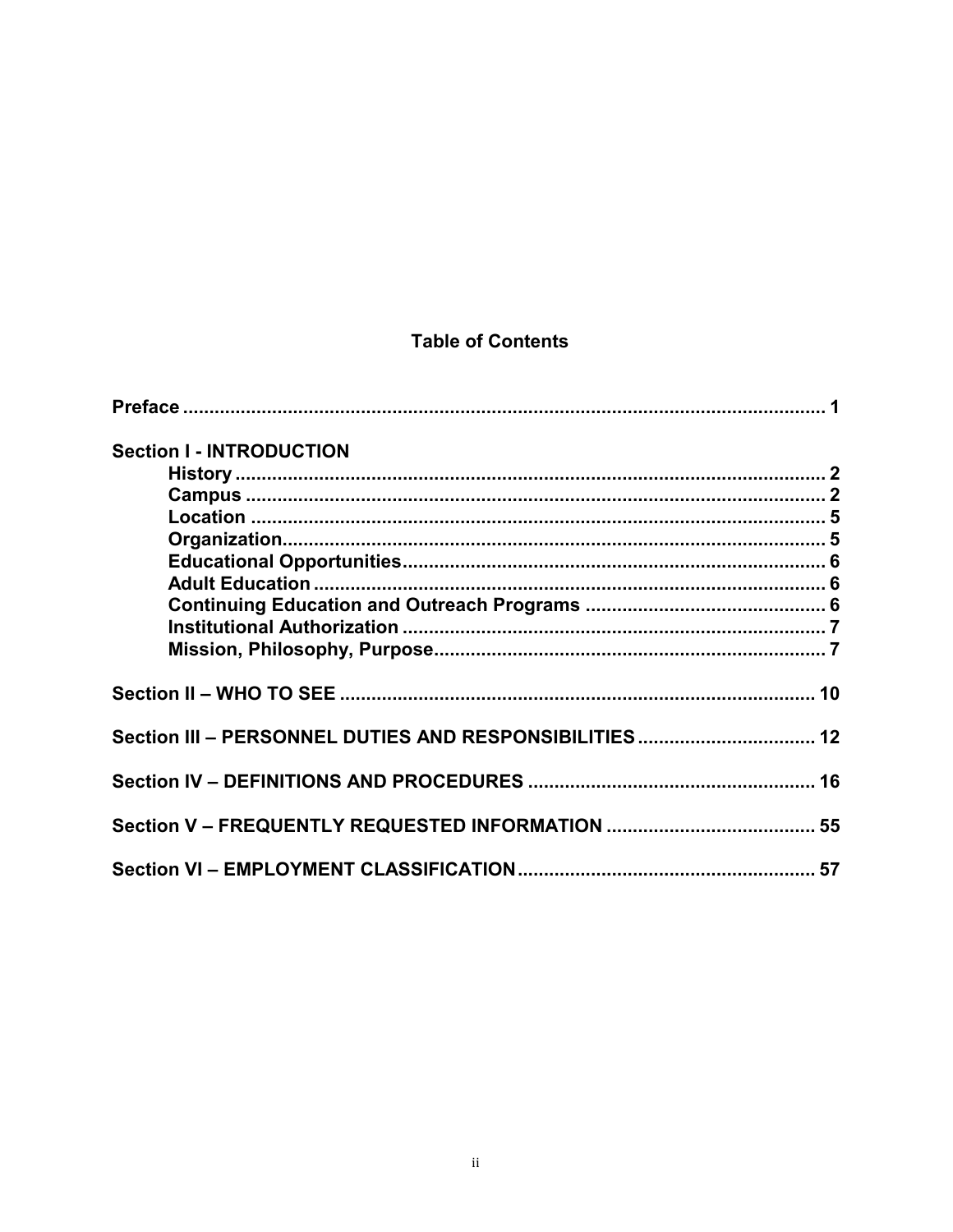## Table of Contents

**Preface** .......... **1**

**Section I - INTRODUCTION**

- **History** .......... **2**
- **Campus** .......... **2**
- **Location** .......... **5**
- **Organization** .......... **5**
- **Educational Opportunities** .......... **6**
- **Adult Education** .......... **6**
- **Continuing Education and Outreach Programs** .......... **6**
- **Institutional Authorization** .......... **7**
- **Mission, Philosophy, Purpose** .......... **7**

**Section II – WHO TO SEE** .......... **10**

**Section III – PERSONNEL DUTIES AND RESPONSIBILITIES** .......... **12**

**Section IV – DEFINITIONS AND PROCEDURES** .......... **16**

**Section V – FREQUENTLY REQUESTED INFORMATION** .......... **55**

**Section VI – EMPLOYMENT CLASSIFICATION** .......... **57**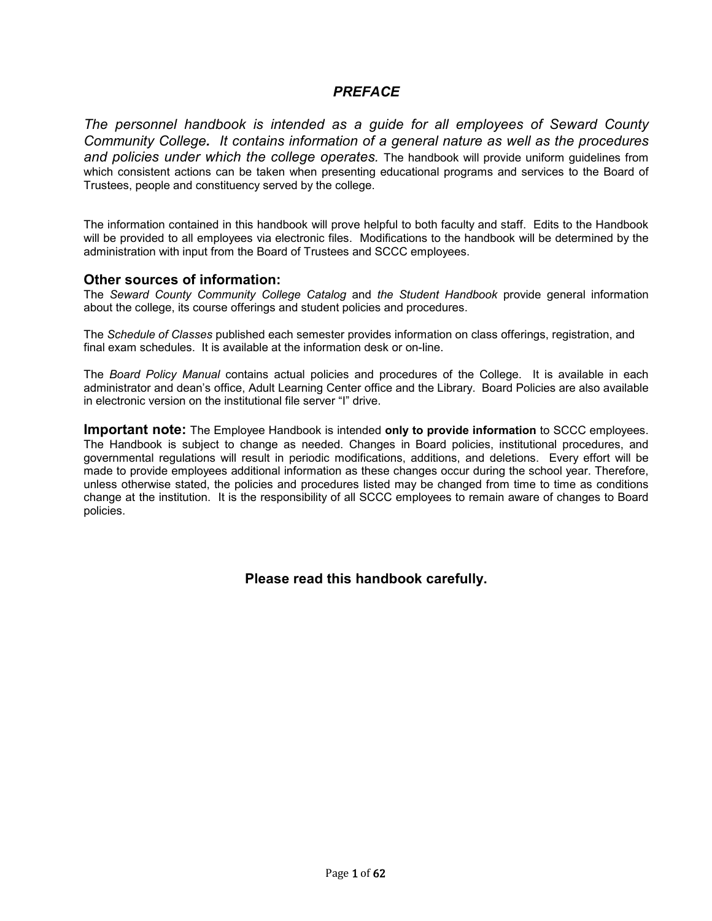# *PREFACE*

*The personnel handbook is intended as a guide for all employees of Seward County Community College. It contains information of a general nature as well as the procedures and policies under which the college operates.* The handbook will provide uniform guidelines from which consistent actions can be taken when presenting educational programs and services to the Board of Trustees, people and constituency served by the college.

The information contained in this handbook will prove helpful to both faculty and staff. Edits to the Handbook will be provided to all employees via electronic files. Modifications to the handbook will be determined by the administration with input from the Board of Trustees and SCCC employees.

## Other sources of information:

The *Seward County Community College Catalog* and *the Student Handbook* provide general information about the college, its course offerings and student policies and procedures.

The *Schedule of Classes* published each semester provides information on class offerings, registration, and final exam schedules. It is available at the information desk or on-line.

The *Board Policy Manual* contains actual policies and procedures of the College. It is available in each administrator and dean's office, Adult Learning Center office and the Library. Board Policies are also available in electronic version on the institutional file server "I" drive.

**Important note:** The Employee Handbook is intended **only to provide information** to SCCC employees. The Handbook is subject to change as needed. Changes in Board policies, institutional procedures, and governmental regulations will result in periodic modifications, additions, and deletions. Every effort will be made to provide employees additional information as these changes occur during the school year. Therefore, unless otherwise stated, the policies and procedures listed may be changed from time to time as conditions change at the institution. It is the responsibility of all SCCC employees to remain aware of changes to Board policies.

**Please read this handbook carefully.**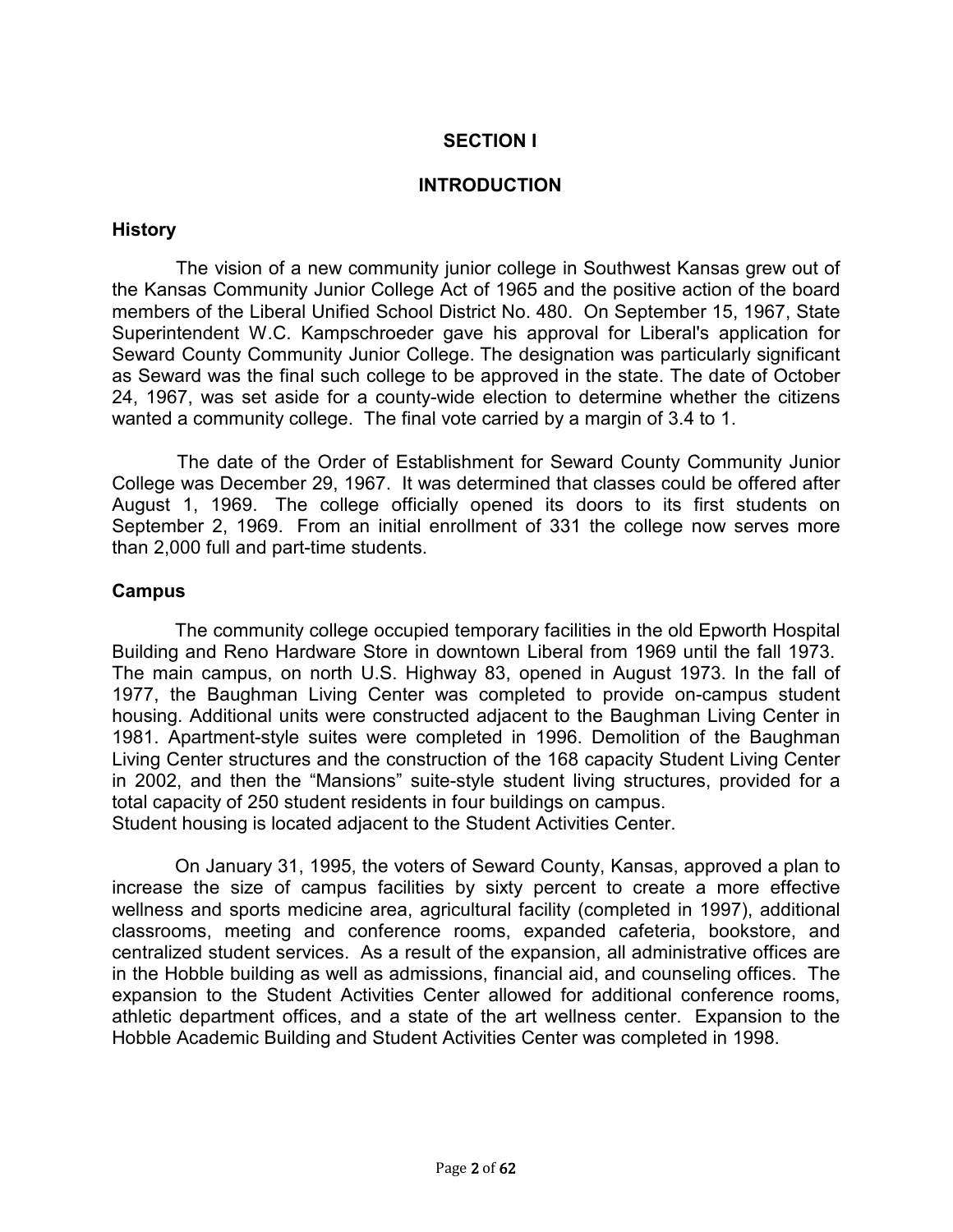# SECTION I

# INTRODUCTION

## History

The vision of a new community junior college in Southwest Kansas grew out of the Kansas Community Junior College Act of 1965 and the positive action of the board members of the Liberal Unified School District No. 480. On September 15, 1967, State Superintendent W.C. Kampschroeder gave his approval for Liberal's application for Seward County Community Junior College. The designation was particularly significant as Seward was the final such college to be approved in the state. The date of October 24, 1967, was set aside for a county-wide election to determine whether the citizens wanted a community college. The final vote carried by a margin of 3.4 to 1.

The date of the Order of Establishment for Seward County Community Junior College was December 29, 1967. It was determined that classes could be offered after August 1, 1969. The college officially opened its doors to its first students on September 2, 1969. From an initial enrollment of 331 the college now serves more than 2,000 full and part-time students.

## Campus

The community college occupied temporary facilities in the old Epworth Hospital Building and Reno Hardware Store in downtown Liberal from 1969 until the fall 1973. The main campus, on north U.S. Highway 83, opened in August 1973. In the fall of 1977, the Baughman Living Center was completed to provide on-campus student housing. Additional units were constructed adjacent to the Baughman Living Center in 1981. Apartment-style suites were completed in 1996. Demolition of the Baughman Living Center structures and the construction of the 168 capacity Student Living Center in 2002, and then the "Mansions" suite-style student living structures, provided for a total capacity of 250 student residents in four buildings on campus.
Student housing is located adjacent to the Student Activities Center.

On January 31, 1995, the voters of Seward County, Kansas, approved a plan to increase the size of campus facilities by sixty percent to create a more effective wellness and sports medicine area, agricultural facility (completed in 1997), additional classrooms, meeting and conference rooms, expanded cafeteria, bookstore, and centralized student services. As a result of the expansion, all administrative offices are in the Hobble building as well as admissions, financial aid, and counseling offices. The expansion to the Student Activities Center allowed for additional conference rooms, athletic department offices, and a state of the art wellness center. Expansion to the Hobble Academic Building and Student Activities Center was completed in 1998.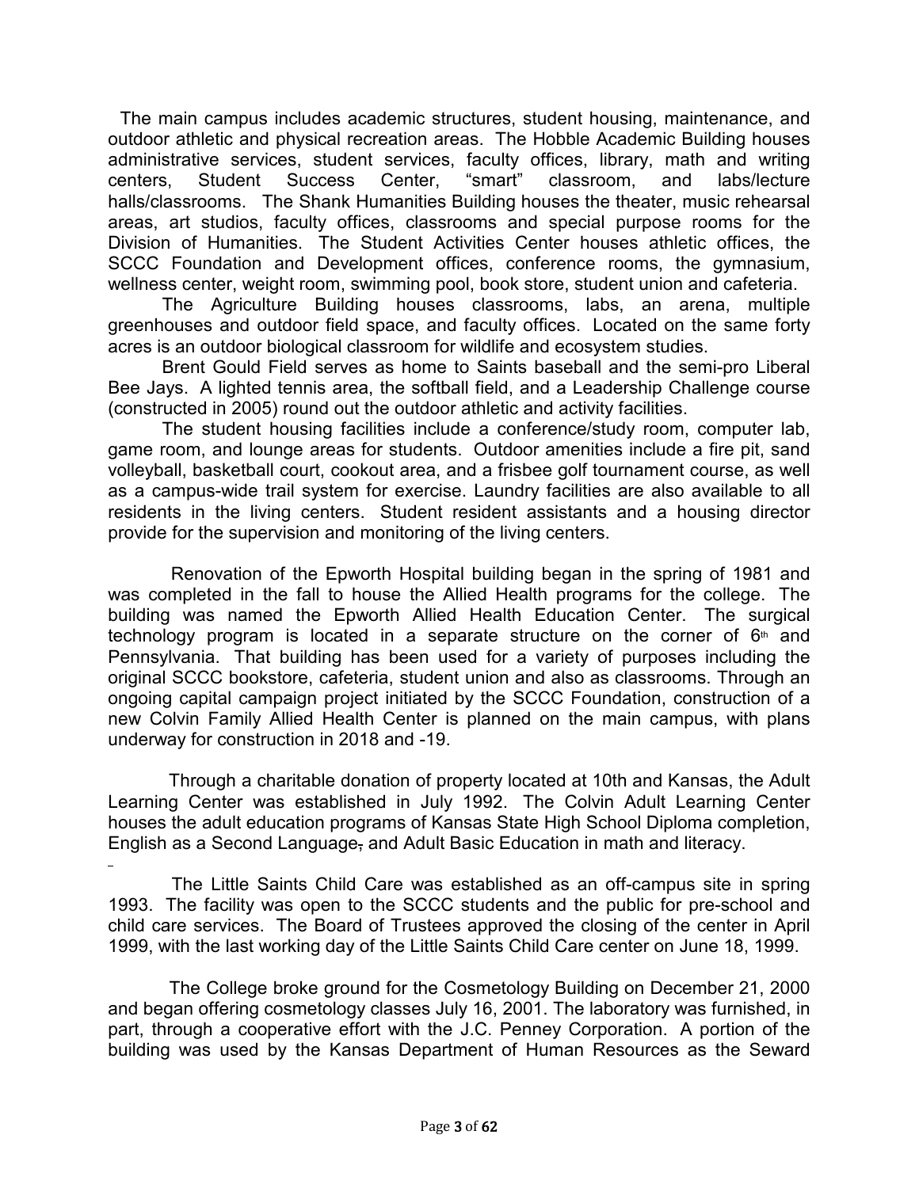The main campus includes academic structures, student housing, maintenance, and outdoor athletic and physical recreation areas. The Hobble Academic Building houses administrative services, student services, faculty offices, library, math and writing centers, Student Success Center, "smart" classroom, and labs/lecture halls/classrooms. The Shank Humanities Building houses the theater, music rehearsal areas, art studios, faculty offices, classrooms and special purpose rooms for the Division of Humanities. The Student Activities Center houses athletic offices, the SCCC Foundation and Development offices, conference rooms, the gymnasium, wellness center, weight room, swimming pool, book store, student union and cafeteria.

The Agriculture Building houses classrooms, labs, an arena, multiple greenhouses and outdoor field space, and faculty offices. Located on the same forty acres is an outdoor biological classroom for wildlife and ecosystem studies.

Brent Gould Field serves as home to Saints baseball and the semi-pro Liberal Bee Jays. A lighted tennis area, the softball field, and a Leadership Challenge course (constructed in 2005) round out the outdoor athletic and activity facilities.

The student housing facilities include a conference/study room, computer lab, game room, and lounge areas for students. Outdoor amenities include a fire pit, sand volleyball, basketball court, cookout area, and a frisbee golf tournament course, as well as a campus-wide trail system for exercise. Laundry facilities are also available to all residents in the living centers. Student resident assistants and a housing director provide for the supervision and monitoring of the living centers.

Renovation of the Epworth Hospital building began in the spring of 1981 and was completed in the fall to house the Allied Health programs for the college. The building was named the Epworth Allied Health Education Center. The surgical technology program is located in a separate structure on the corner of 6th and Pennsylvania. That building has been used for a variety of purposes including the original SCCC bookstore, cafeteria, student union and also as classrooms. Through an ongoing capital campaign project initiated by the SCCC Foundation, construction of a new Colvin Family Allied Health Center is planned on the main campus, with plans underway for construction in 2018 and -19.

Through a charitable donation of property located at 10th and Kansas, the Adult Learning Center was established in July 1992. The Colvin Adult Learning Center houses the adult education programs of Kansas State High School Diploma completion, English as a Second Language, and Adult Basic Education in math and literacy.

The Little Saints Child Care was established as an off-campus site in spring 1993. The facility was open to the SCCC students and the public for pre-school and child care services. The Board of Trustees approved the closing of the center in April 1999, with the last working day of the Little Saints Child Care center on June 18, 1999.

The College broke ground for the Cosmetology Building on December 21, 2000 and began offering cosmetology classes July 16, 2001. The laboratory was furnished, in part, through a cooperative effort with the J.C. Penney Corporation. A portion of the building was used by the Kansas Department of Human Resources as the Seward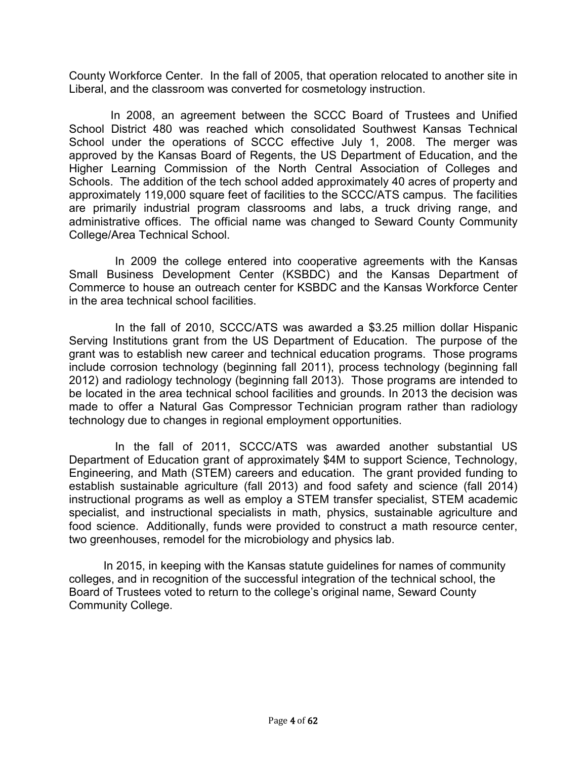County Workforce Center. In the fall of 2005, that operation relocated to another site in Liberal, and the classroom was converted for cosmetology instruction.

In 2008, an agreement between the SCCC Board of Trustees and Unified School District 480 was reached which consolidated Southwest Kansas Technical School under the operations of SCCC effective July 1, 2008. The merger was approved by the Kansas Board of Regents, the US Department of Education, and the Higher Learning Commission of the North Central Association of Colleges and Schools. The addition of the tech school added approximately 40 acres of property and approximately 119,000 square feet of facilities to the SCCC/ATS campus. The facilities are primarily industrial program classrooms and labs, a truck driving range, and administrative offices. The official name was changed to Seward County Community College/Area Technical School.

In 2009 the college entered into cooperative agreements with the Kansas Small Business Development Center (KSBDC) and the Kansas Department of Commerce to house an outreach center for KSBDC and the Kansas Workforce Center in the area technical school facilities.

In the fall of 2010, SCCC/ATS was awarded a $3.25 million dollar Hispanic Serving Institutions grant from the US Department of Education. The purpose of the grant was to establish new career and technical education programs. Those programs include corrosion technology (beginning fall 2011), process technology (beginning fall 2012) and radiology technology (beginning fall 2013). Those programs are intended to be located in the area technical school facilities and grounds. In 2013 the decision was made to offer a Natural Gas Compressor Technician program rather than radiology technology due to changes in regional employment opportunities.

In the fall of 2011, SCCC/ATS was awarded another substantial US Department of Education grant of approximately $4M to support Science, Technology, Engineering, and Math (STEM) careers and education. The grant provided funding to establish sustainable agriculture (fall 2013) and food safety and science (fall 2014) instructional programs as well as employ a STEM transfer specialist, STEM academic specialist, and instructional specialists in math, physics, sustainable agriculture and food science. Additionally, funds were provided to construct a math resource center, two greenhouses, remodel for the microbiology and physics lab.

In 2015, in keeping with the Kansas statute guidelines for names of community colleges, and in recognition of the successful integration of the technical school, the Board of Trustees voted to return to the college's original name, Seward County Community College.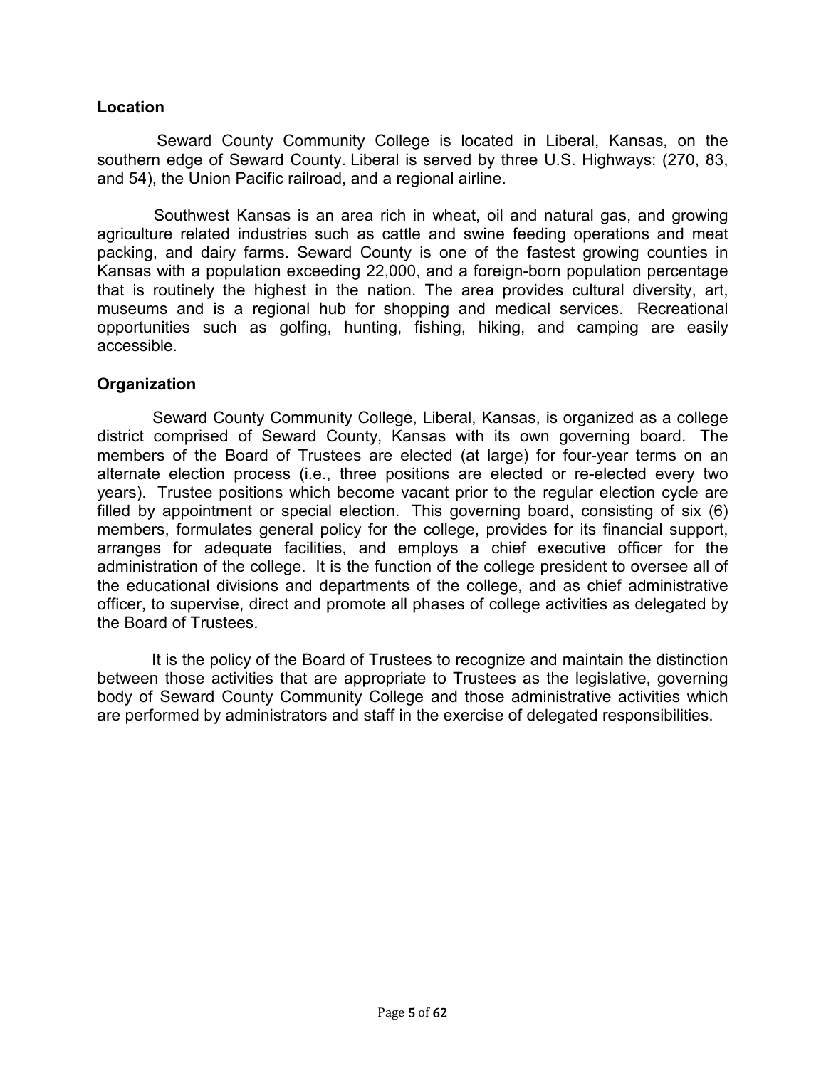## Location

Seward County Community College is located in Liberal, Kansas, on the southern edge of Seward County. Liberal is served by three U.S. Highways: (270, 83, and 54), the Union Pacific railroad, and a regional airline.

Southwest Kansas is an area rich in wheat, oil and natural gas, and growing agriculture related industries such as cattle and swine feeding operations and meat packing, and dairy farms. Seward County is one of the fastest growing counties in Kansas with a population exceeding 22,000, and a foreign-born population percentage that is routinely the highest in the nation. The area provides cultural diversity, art, museums and is a regional hub for shopping and medical services. Recreational opportunities such as golfing, hunting, fishing, hiking, and camping are easily accessible.

## Organization

Seward County Community College, Liberal, Kansas, is organized as a college district comprised of Seward County, Kansas with its own governing board. The members of the Board of Trustees are elected (at large) for four-year terms on an alternate election process (i.e., three positions are elected or re-elected every two years). Trustee positions which become vacant prior to the regular election cycle are filled by appointment or special election. This governing board, consisting of six (6) members, formulates general policy for the college, provides for its financial support, arranges for adequate facilities, and employs a chief executive officer for the administration of the college. It is the function of the college president to oversee all of the educational divisions and departments of the college, and as chief administrative officer, to supervise, direct and promote all phases of college activities as delegated by the Board of Trustees.

It is the policy of the Board of Trustees to recognize and maintain the distinction between those activities that are appropriate to Trustees as the legislative, governing body of Seward County Community College and those administrative activities which are performed by administrators and staff in the exercise of delegated responsibilities.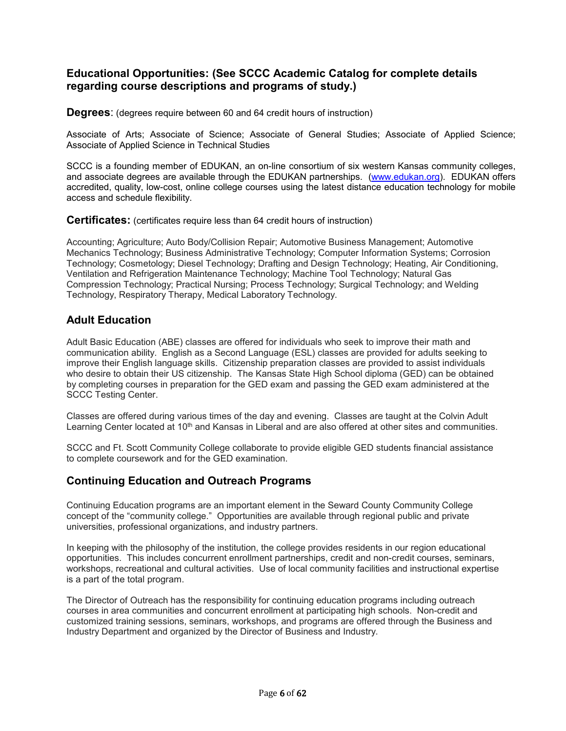## Educational Opportunities: (See SCCC Academic Catalog for complete details regarding course descriptions and programs of study.)

**Degrees**: (degrees require between 60 and 64 credit hours of instruction)

Associate of Arts; Associate of Science; Associate of General Studies; Associate of Applied Science; Associate of Applied Science in Technical Studies

SCCC is a founding member of EDUKAN, an on-line consortium of six western Kansas community colleges, and associate degrees are available through the EDUKAN partnerships. ([www.edukan.org](www.edukan.org)). EDUKAN offers accredited, quality, low-cost, online college courses using the latest distance education technology for mobile access and schedule flexibility.

**Certificates:** (certificates require less than 64 credit hours of instruction)

Accounting; Agriculture; Auto Body/Collision Repair; Automotive Business Management; Automotive Mechanics Technology; Business Administrative Technology; Computer Information Systems; Corrosion Technology; Cosmetology; Diesel Technology; Drafting and Design Technology; Heating, Air Conditioning, Ventilation and Refrigeration Maintenance Technology; Machine Tool Technology; Natural Gas Compression Technology; Practical Nursing; Process Technology; Surgical Technology; and Welding Technology, Respiratory Therapy, Medical Laboratory Technology.

## Adult Education

Adult Basic Education (ABE) classes are offered for individuals who seek to improve their math and communication ability. English as a Second Language (ESL) classes are provided for adults seeking to improve their English language skills. Citizenship preparation classes are provided to assist individuals who desire to obtain their US citizenship. The Kansas State High School diploma (GED) can be obtained by completing courses in preparation for the GED exam and passing the GED exam administered at the SCCC Testing Center.

Classes are offered during various times of the day and evening. Classes are taught at the Colvin Adult Learning Center located at 10th and Kansas in Liberal and are also offered at other sites and communities.

SCCC and Ft. Scott Community College collaborate to provide eligible GED students financial assistance to complete coursework and for the GED examination.

## Continuing Education and Outreach Programs

Continuing Education programs are an important element in the Seward County Community College concept of the "community college." Opportunities are available through regional public and private universities, professional organizations, and industry partners.

In keeping with the philosophy of the institution, the college provides residents in our region educational opportunities. This includes concurrent enrollment partnerships, credit and non-credit courses, seminars, workshops, recreational and cultural activities. Use of local community facilities and instructional expertise is a part of the total program.

The Director of Outreach has the responsibility for continuing education programs including outreach courses in area communities and concurrent enrollment at participating high schools. Non-credit and customized training sessions, seminars, workshops, and programs are offered through the Business and Industry Department and organized by the Director of Business and Industry.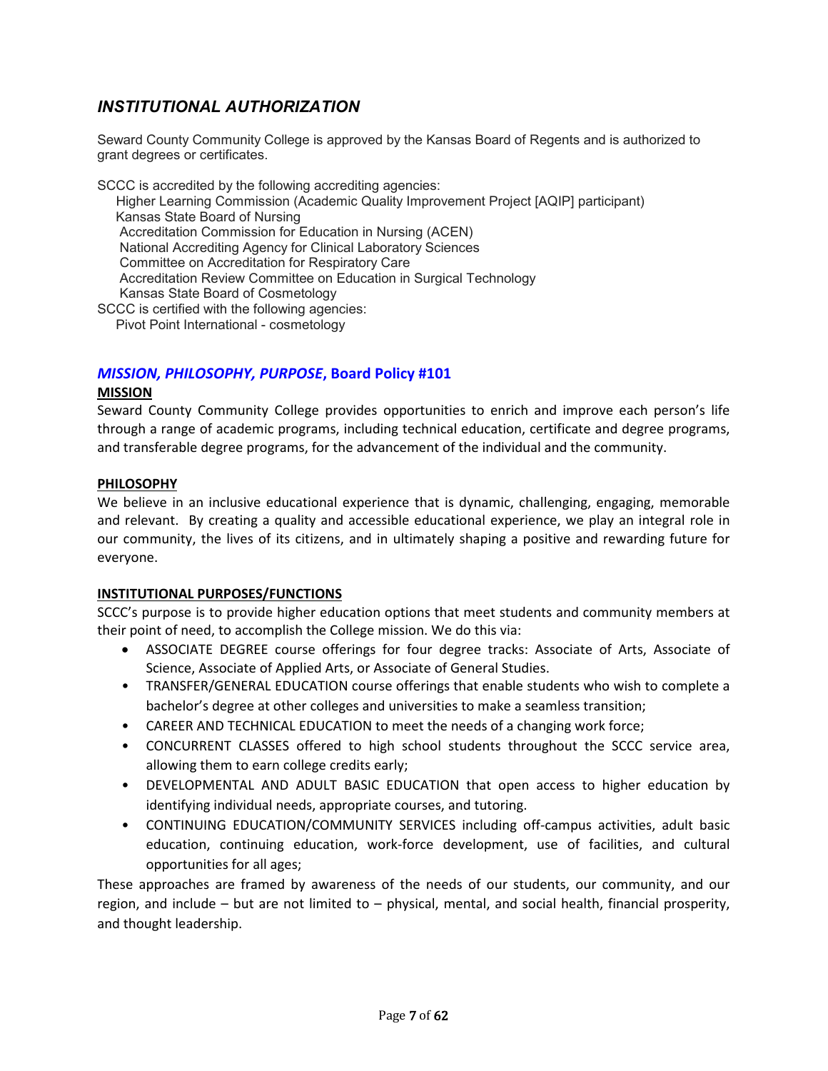## *INSTITUTIONAL AUTHORIZATION*

Seward County Community College is approved by the Kansas Board of Regents and is authorized to grant degrees or certificates.

SCCC is accredited by the following accrediting agencies:

- Higher Learning Commission (Academic Quality Improvement Project [AQIP] participant)
- Kansas State Board of Nursing
- Accreditation Commission for Education in Nursing (ACEN)
- National Accrediting Agency for Clinical Laboratory Sciences
- Committee on Accreditation for Respiratory Care
- Accreditation Review Committee on Education in Surgical Technology
- Kansas State Board of Cosmetology

SCCC is certified with the following agencies:

- Pivot Point International - cosmetology

### *MISSION, PHILOSOPHY, PURPOSE*, Board Policy #101

**MISSION**

Seward County Community College provides opportunities to enrich and improve each person's life through a range of academic programs, including technical education, certificate and degree programs, and transferable degree programs, for the advancement of the individual and the community.

**PHILOSOPHY**

We believe in an inclusive educational experience that is dynamic, challenging, engaging, memorable and relevant. By creating a quality and accessible educational experience, we play an integral role in our community, the lives of its citizens, and in ultimately shaping a positive and rewarding future for everyone.

**INSTITUTIONAL PURPOSES/FUNCTIONS**

SCCC's purpose is to provide higher education options that meet students and community members at their point of need, to accomplish the College mission. We do this via:

- ASSOCIATE DEGREE course offerings for four degree tracks: Associate of Arts, Associate of Science, Associate of Applied Arts, or Associate of General Studies.
- TRANSFER/GENERAL EDUCATION course offerings that enable students who wish to complete a bachelor's degree at other colleges and universities to make a seamless transition;
- CAREER AND TECHNICAL EDUCATION to meet the needs of a changing work force;
- CONCURRENT CLASSES offered to high school students throughout the SCCC service area, allowing them to earn college credits early;
- DEVELOPMENTAL AND ADULT BASIC EDUCATION that open access to higher education by identifying individual needs, appropriate courses, and tutoring.
- CONTINUING EDUCATION/COMMUNITY SERVICES including off-campus activities, adult basic education, continuing education, work-force development, use of facilities, and cultural opportunities for all ages;

These approaches are framed by awareness of the needs of our students, our community, and our region, and include – but are not limited to – physical, mental, and social health, financial prosperity, and thought leadership.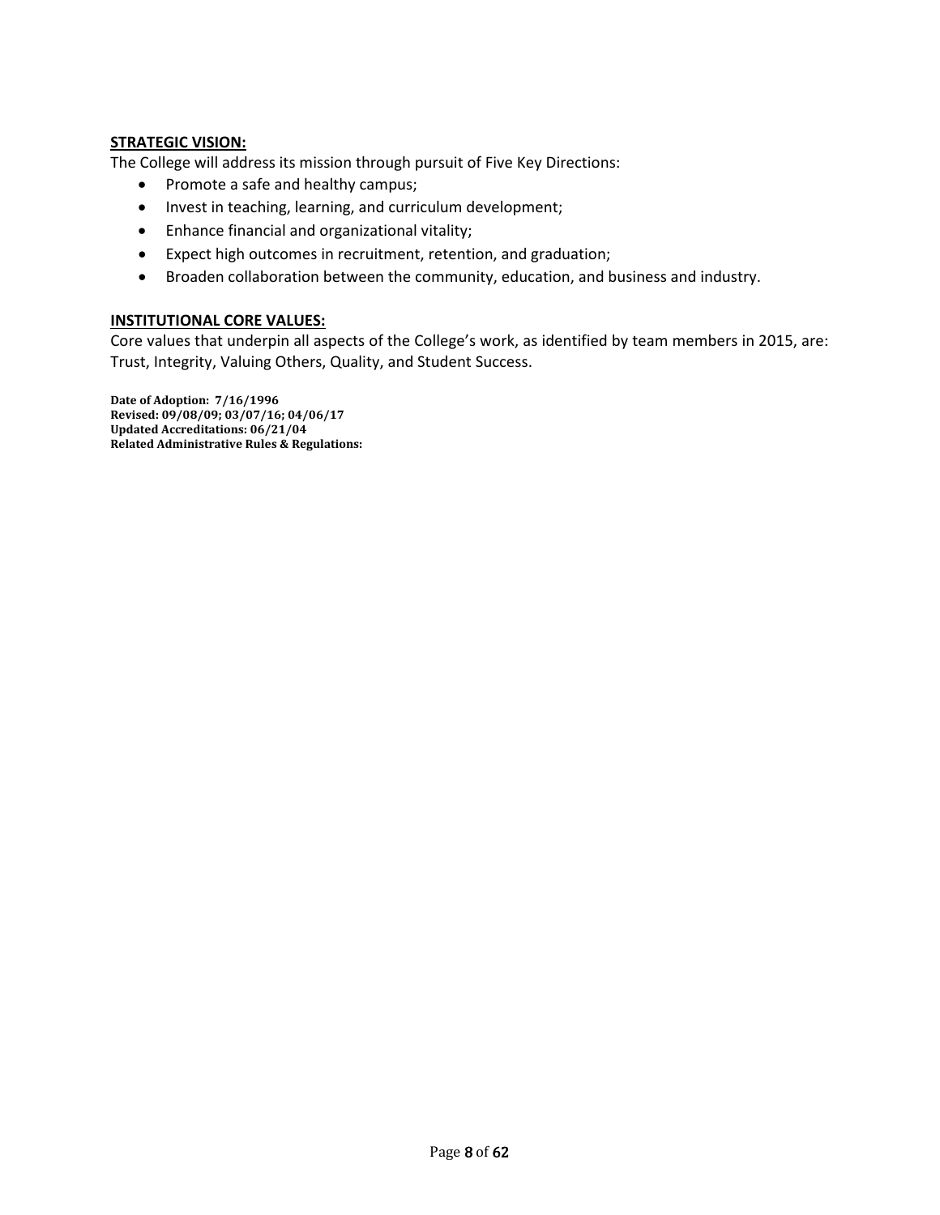**STRATEGIC VISION:**

The College will address its mission through pursuit of Five Key Directions:

- Promote a safe and healthy campus;
- Invest in teaching, learning, and curriculum development;
- Enhance financial and organizational vitality;
- Expect high outcomes in recruitment, retention, and graduation;
- Broaden collaboration between the community, education, and business and industry.

**INSTITUTIONAL CORE VALUES:**

Core values that underpin all aspects of the College's work, as identified by team members in 2015, are: Trust, Integrity, Valuing Others, Quality, and Student Success.

**Date of Adoption: 7/16/1996**
**Revised: 09/08/09; 03/07/16; 04/06/17**
**Updated Accreditations: 06/21/04**
**Related Administrative Rules & Regulations:**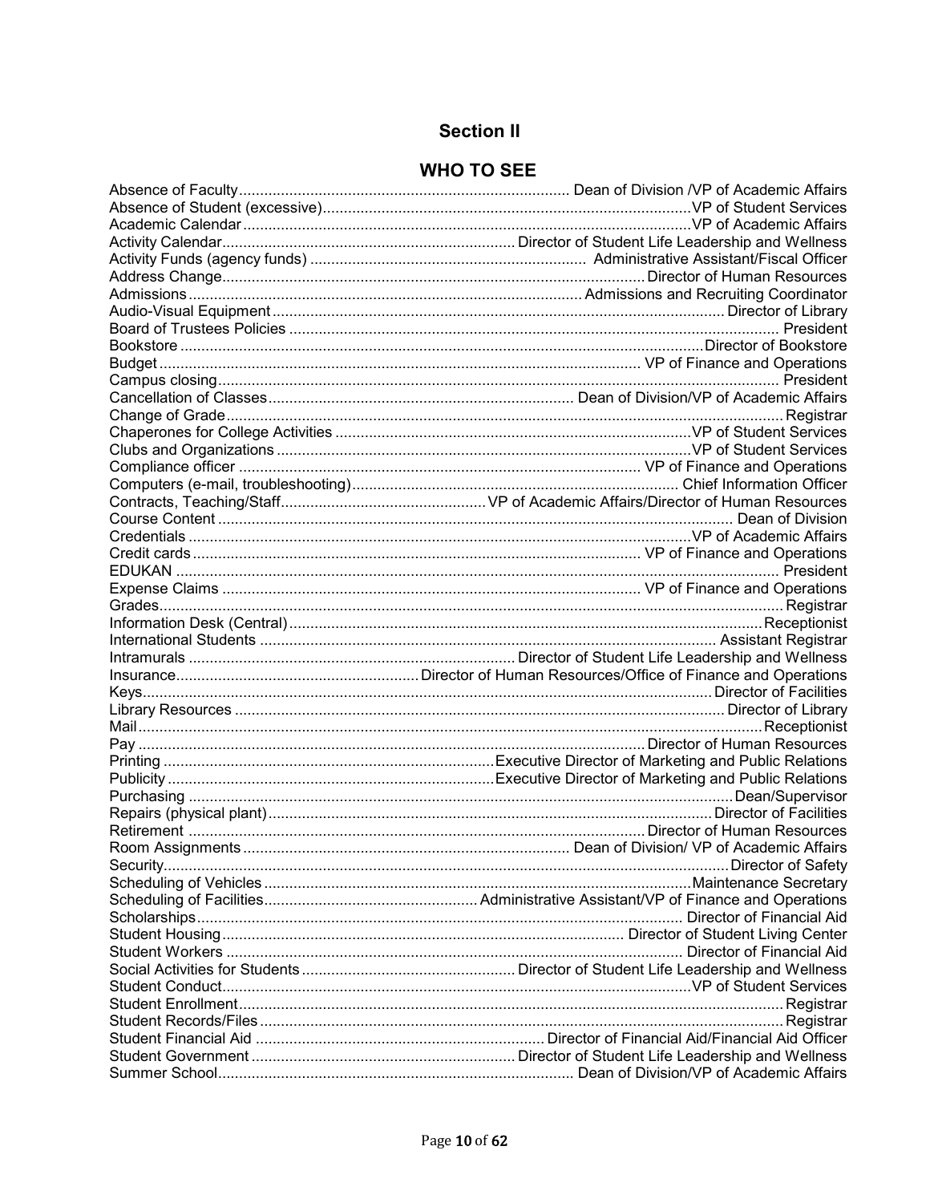## Section II

### WHO TO SEE

| Topic | Who to See |
|---|---|
| Absence of Faculty | Dean of Division /VP of Academic Affairs |
| Absence of Student (excessive) | VP of Student Services |
| Academic Calendar | VP of Academic Affairs |
| Activity Calendar | Director of Student Life Leadership and Wellness |
| Activity Funds (agency funds) | Administrative Assistant/Fiscal Officer |
| Address Change | Director of Human Resources |
| Admissions | Admissions and Recruiting Coordinator |
| Audio-Visual Equipment | Director of Library |
| Board of Trustees Policies | President |
| Bookstore | Director of Bookstore |
| Budget | VP of Finance and Operations |
| Campus closing | President |
| Cancellation of Classes | Dean of Division/VP of Academic Affairs |
| Change of Grade | Registrar |
| Chaperones for College Activities | VP of Student Services |
| Clubs and Organizations | VP of Student Services |
| Compliance officer | VP of Finance and Operations |
| Computers (e-mail, troubleshooting) | Chief Information Officer |
| Contracts, Teaching/Staff | VP of Academic Affairs/Director of Human Resources |
| Course Content | Dean of Division |
| Credentials | VP of Academic Affairs |
| Credit cards | VP of Finance and Operations |
| EDUKAN | President |
| Expense Claims | VP of Finance and Operations |
| Grades | Registrar |
| Information Desk (Central) | Receptionist |
| International Students | Assistant Registrar |
| Intramurals | Director of Student Life Leadership and Wellness |
| Insurance | Director of Human Resources/Office of Finance and Operations |
| Keys | Director of Facilities |
| Library Resources | Director of Library |
| Mail | Receptionist |
| Pay | Director of Human Resources |
| Printing | Executive Director of Marketing and Public Relations |
| Publicity | Executive Director of Marketing and Public Relations |
| Purchasing | Dean/Supervisor |
| Repairs (physical plant) | Director of Facilities |
| Retirement | Director of Human Resources |
| Room Assignments | Dean of Division/ VP of Academic Affairs |
| Security | Director of Safety |
| Scheduling of Vehicles | Maintenance Secretary |
| Scheduling of Facilities | Administrative Assistant/VP of Finance and Operations |
| Scholarships | Director of Financial Aid |
| Student Housing | Director of Student Living Center |
| Student Workers | Director of Financial Aid |
| Social Activities for Students | Director of Student Life Leadership and Wellness |
| Student Conduct | VP of Student Services |
| Student Enrollment | Registrar |
| Student Records/Files | Registrar |
| Student Financial Aid | Director of Financial Aid/Financial Aid Officer |
| Student Government | Director of Student Life Leadership and Wellness |
| Summer School | Dean of Division/VP of Academic Affairs |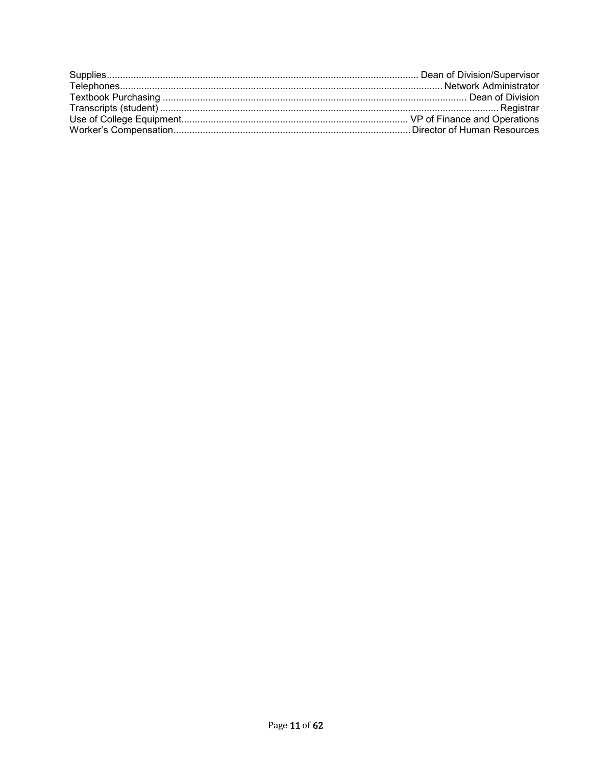Supplies........................................................................................................................ Dean of Division/Supervisor
Telephones...................................................................................................................... Network Administrator
Textbook Purchasing ........................................................................................................................ Dean of Division
Transcripts (student) ........................................................................................................................................ Registrar
Use of College Equipment.................................................................................................. VP of Finance and Operations
Worker's Compensation.................................................................................................... Director of Human Resources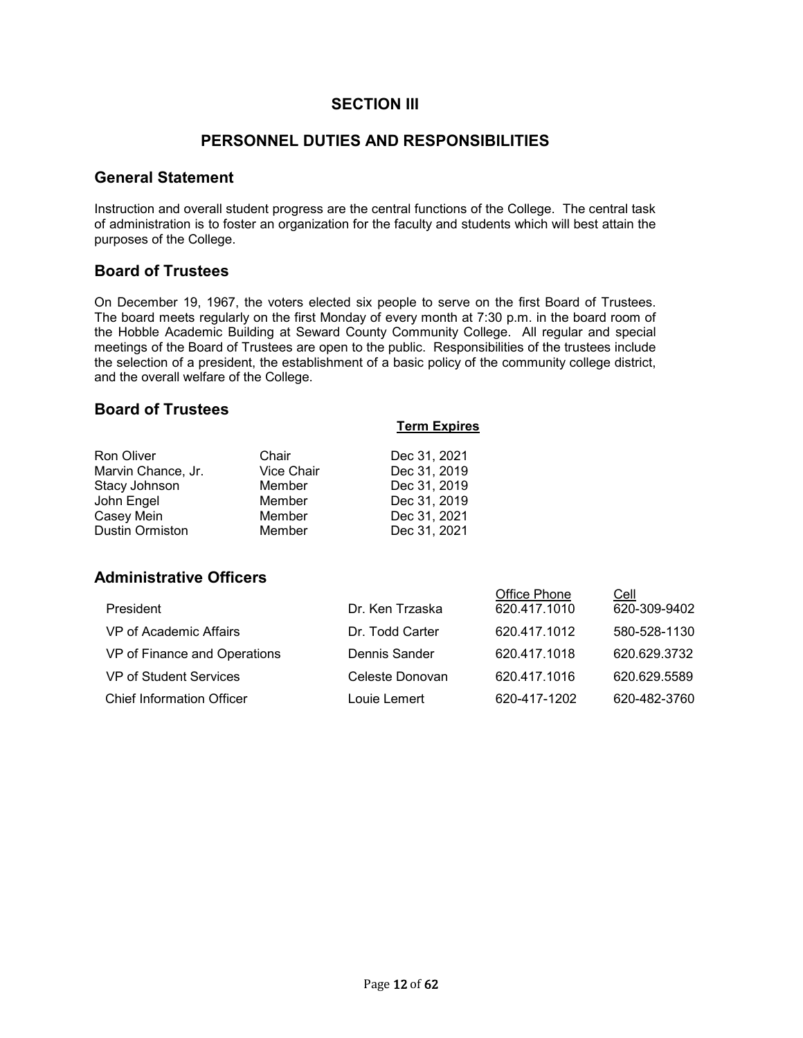# SECTION III

## PERSONNEL DUTIES AND RESPONSIBILITIES

### General Statement

Instruction and overall student progress are the central functions of the College. The central task of administration is to foster an organization for the faculty and students which will best attain the purposes of the College.

### Board of Trustees

On December 19, 1967, the voters elected six people to serve on the first Board of Trustees. The board meets regularly on the first Monday of every month at 7:30 p.m. in the board room of the Hobble Academic Building at Seward County Community College. All regular and special meetings of the Board of Trustees are open to the public. Responsibilities of the trustees include the selection of a president, the establishment of a basic policy of the community college district, and the overall welfare of the College.

### Board of Trustees

| | | Term Expires |
|---|---|---|
| Ron Oliver | Chair | Dec 31, 2021 |
| Marvin Chance, Jr. | Vice Chair | Dec 31, 2019 |
| Stacy Johnson | Member | Dec 31, 2019 |
| John Engel | Member | Dec 31, 2019 |
| Casey Mein | Member | Dec 31, 2021 |
| Dustin Ormiston | Member | Dec 31, 2021 |

### Administrative Officers

| | | Office Phone | Cell |
|---|---|---|---|
| President | Dr. Ken Trzaska | 620.417.1010 | 620-309-9402 |
| VP of Academic Affairs | Dr. Todd Carter | 620.417.1012 | 580-528-1130 |
| VP of Finance and Operations | Dennis Sander | 620.417.1018 | 620.629.3732 |
| VP of Student Services | Celeste Donovan | 620.417.1016 | 620.629.5589 |
| Chief Information Officer | Louie Lemert | 620-417-1202 | 620-482-3760 |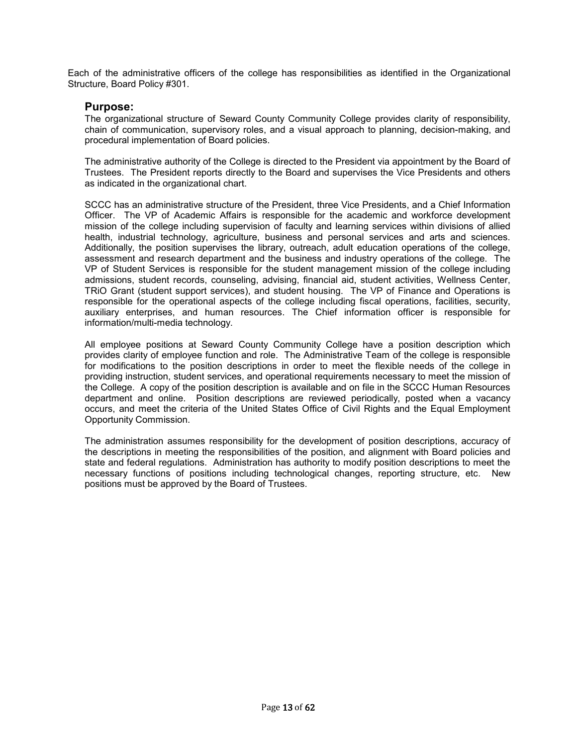Each of the administrative officers of the college has responsibilities as identified in the Organizational Structure, Board Policy #301.

## Purpose:

The organizational structure of Seward County Community College provides clarity of responsibility, chain of communication, supervisory roles, and a visual approach to planning, decision-making, and procedural implementation of Board policies.

The administrative authority of the College is directed to the President via appointment by the Board of Trustees. The President reports directly to the Board and supervises the Vice Presidents and others as indicated in the organizational chart.

SCCC has an administrative structure of the President, three Vice Presidents, and a Chief Information Officer. The VP of Academic Affairs is responsible for the academic and workforce development mission of the college including supervision of faculty and learning services within divisions of allied health, industrial technology, agriculture, business and personal services and arts and sciences. Additionally, the position supervises the library, outreach, adult education operations of the college, assessment and research department and the business and industry operations of the college. The VP of Student Services is responsible for the student management mission of the college including admissions, student records, counseling, advising, financial aid, student activities, Wellness Center, TRiO Grant (student support services), and student housing. The VP of Finance and Operations is responsible for the operational aspects of the college including fiscal operations, facilities, security, auxiliary enterprises, and human resources. The Chief information officer is responsible for information/multi-media technology.

All employee positions at Seward County Community College have a position description which provides clarity of employee function and role. The Administrative Team of the college is responsible for modifications to the position descriptions in order to meet the flexible needs of the college in providing instruction, student services, and operational requirements necessary to meet the mission of the College. A copy of the position description is available and on file in the SCCC Human Resources department and online. Position descriptions are reviewed periodically, posted when a vacancy occurs, and meet the criteria of the United States Office of Civil Rights and the Equal Employment Opportunity Commission.

The administration assumes responsibility for the development of position descriptions, accuracy of the descriptions in meeting the responsibilities of the position, and alignment with Board policies and state and federal regulations. Administration has authority to modify position descriptions to meet the necessary functions of positions including technological changes, reporting structure, etc. New positions must be approved by the Board of Trustees.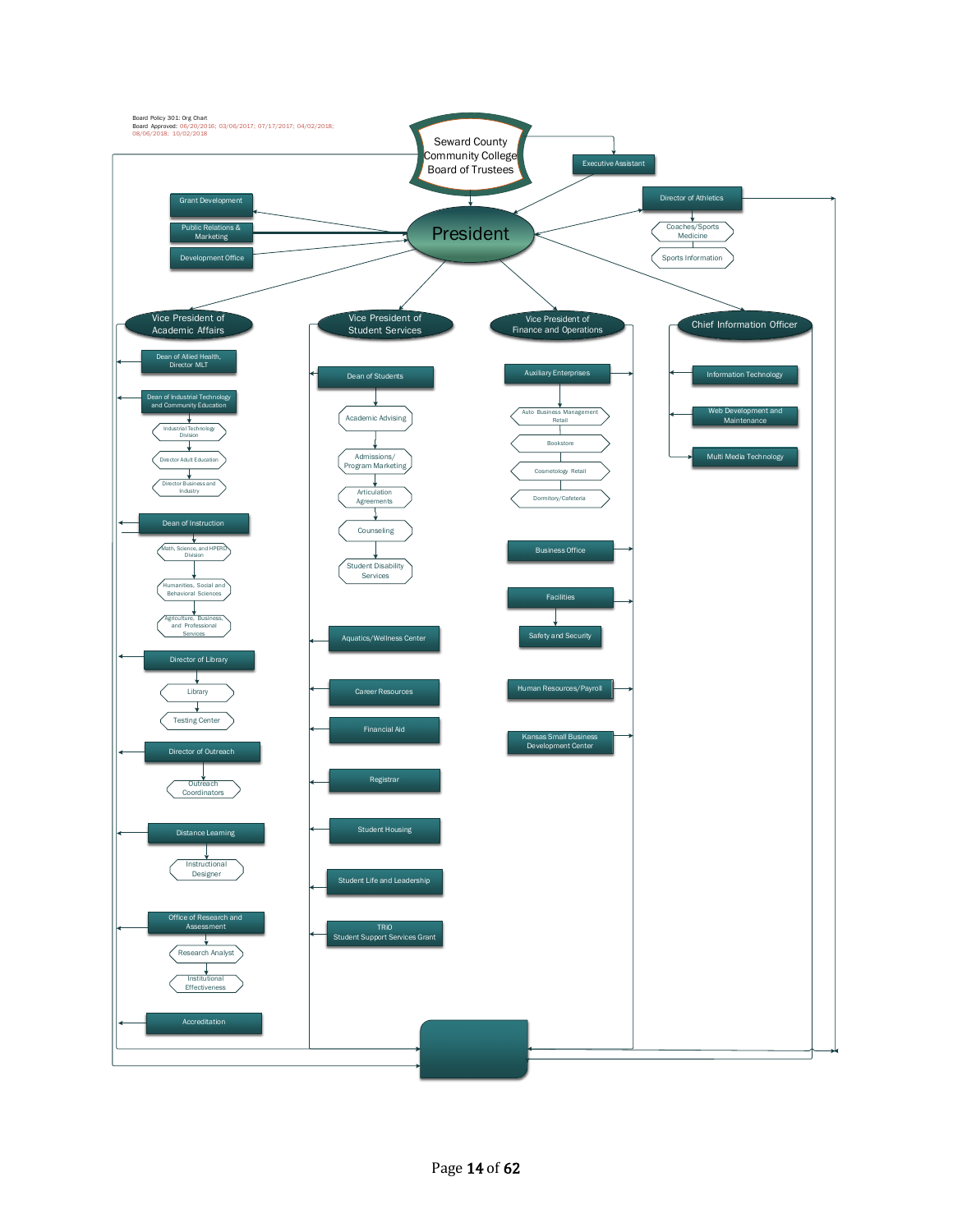Board Policy 301: Org Chart
Board Approved: 08/20/2016; 03/06/2017; 07/17/2017; 04/02/2018; 08/06/2018; 10/02/2018

# Seward County Community College Board of Trustees

- Executive Assistant

## President

- Grant Development
- Public Relations & Marketing
- Development Office
- Director of Athletics
  - Coaches/Sports Medicine
  - Sports Information

### Vice President of Academic Affairs

- Dean of Allied Health, Director MLT
- Dean of Industrial Technology and Community Education
  - Industrial Technology Division
  - Director Adult Education
  - Director Business and Industry
- Dean of Instruction
  - Math, Science, and HPERD Division
  - Humanities, Social and Behavioral Sciences
  - Agriculture, Business, and Professional Services
- Director of Library
  - Library
  - Testing Center
- Director of Outreach
  - Outreach Coordinators
- Distance Learning
  - Instructional Designer
- Office of Research and Assessment
  - Research Analyst
  - Institutional Effectiveness
- Accreditation

### Vice President of Student Services

- Dean of Students
  - Academic Advising
  - Admissions/ Program Marketing
  - Articulation Agreements
  - Counseling
  - Student Disability Services
- Aquatics/Wellness Center
- Career Resources
- Financial Aid
- Registrar
- Student Housing
- Student Life and Leadership
- TRIO Student Support Services Grant

### Vice President of Finance and Operations

- Auxiliary Enterprises
  - Auto Business Management Retail
  - Bookstore
  - Cosmetology Retail
  - Dormitory/Cafeteria
- Business Office
- Facilities
  - Safety and Security
- Human Resources/Payroll
- Kansas Small Business Development Center

### Chief Information Officer

- Information Technology
- Web Development and Maintenance
- Multi Media Technology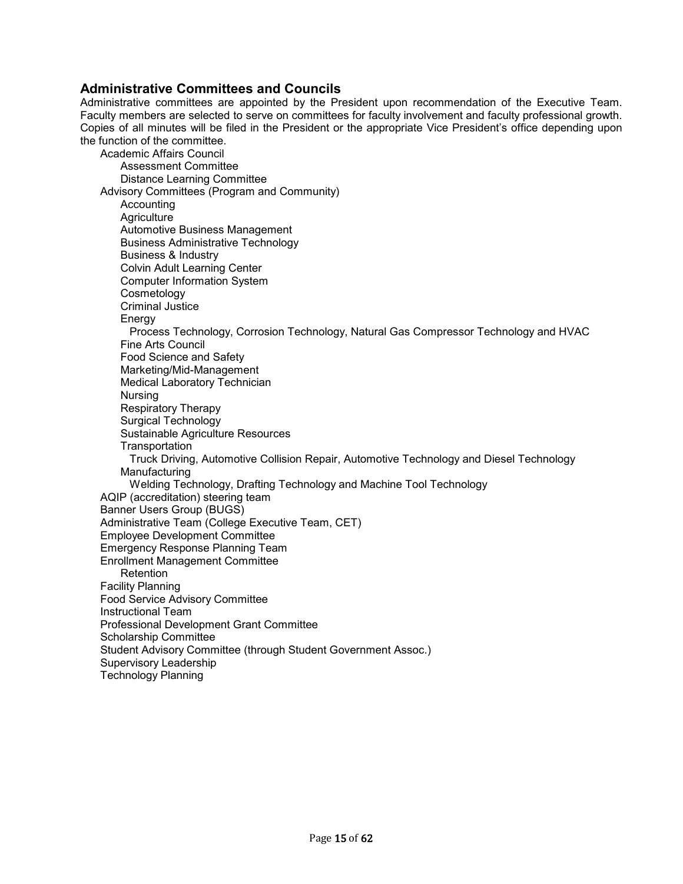## Administrative Committees and Councils

Administrative committees are appointed by the President upon recommendation of the Executive Team. Faculty members are selected to serve on committees for faculty involvement and faculty professional growth. Copies of all minutes will be filed in the President or the appropriate Vice President's office depending upon the function of the committee.

- Academic Affairs Council
  - Assessment Committee
  - Distance Learning Committee
- Advisory Committees (Program and Community)
  - Accounting
  - Agriculture
  - Automotive Business Management
  - Business Administrative Technology
  - Business & Industry
  - Colvin Adult Learning Center
  - Computer Information System
  - Cosmetology
  - Criminal Justice
  - Energy
    - Process Technology, Corrosion Technology, Natural Gas Compressor Technology and HVAC
  - Fine Arts Council
  - Food Science and Safety
  - Marketing/Mid-Management
  - Medical Laboratory Technician
  - Nursing
  - Respiratory Therapy
  - Surgical Technology
  - Sustainable Agriculture Resources
  - Transportation
    - Truck Driving, Automotive Collision Repair, Automotive Technology and Diesel Technology
  - Manufacturing
    - Welding Technology, Drafting Technology and Machine Tool Technology
- AQIP (accreditation) steering team
- Banner Users Group (BUGS)
- Administrative Team (College Executive Team, CET)
- Employee Development Committee
- Emergency Response Planning Team
- Enrollment Management Committee
  - Retention
- Facility Planning
- Food Service Advisory Committee
- Instructional Team
- Professional Development Grant Committee
- Scholarship Committee
- Student Advisory Committee (through Student Government Assoc.)
- Supervisory Leadership
- Technology Planning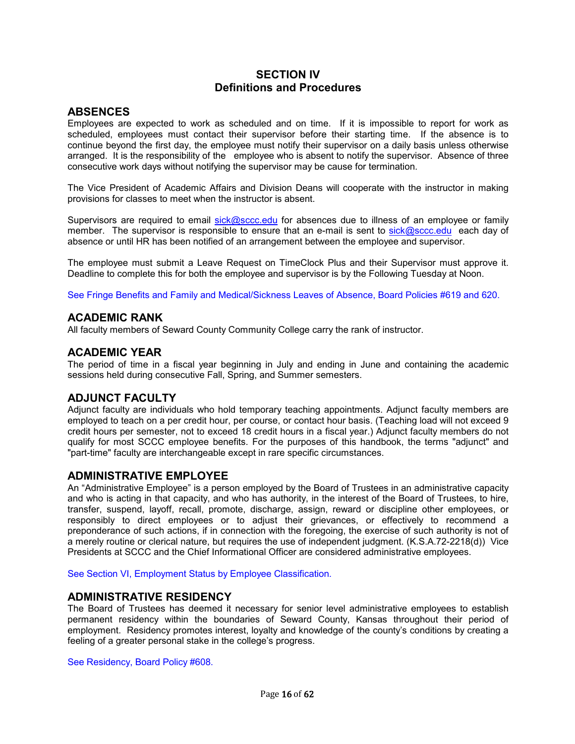## SECTION IV
## Definitions and Procedures

### ABSENCES

Employees are expected to work as scheduled and on time. If it is impossible to report for work as scheduled, employees must contact their supervisor before their starting time. If the absence is to continue beyond the first day, the employee must notify their supervisor on a daily basis unless otherwise arranged. It is the responsibility of the employee who is absent to notify the supervisor. Absence of three consecutive work days without notifying the supervisor may be cause for termination.

The Vice President of Academic Affairs and Division Deans will cooperate with the instructor in making provisions for classes to meet when the instructor is absent.

Supervisors are required to email sick@sccc.edu for absences due to illness of an employee or family member. The supervisor is responsible to ensure that an e-mail is sent to sick@sccc.edu each day of absence or until HR has been notified of an arrangement between the employee and supervisor.

The employee must submit a Leave Request on TimeClock Plus and their Supervisor must approve it. Deadline to complete this for both the employee and supervisor is by the Following Tuesday at Noon.

See Fringe Benefits and Family and Medical/Sickness Leaves of Absence, Board Policies #619 and 620.

### ACADEMIC RANK

All faculty members of Seward County Community College carry the rank of instructor.

### ACADEMIC YEAR

The period of time in a fiscal year beginning in July and ending in June and containing the academic sessions held during consecutive Fall, Spring, and Summer semesters.

### ADJUNCT FACULTY

Adjunct faculty are individuals who hold temporary teaching appointments. Adjunct faculty members are employed to teach on a per credit hour, per course, or contact hour basis. (Teaching load will not exceed 9 credit hours per semester, not to exceed 18 credit hours in a fiscal year.) Adjunct faculty members do not qualify for most SCCC employee benefits. For the purposes of this handbook, the terms "adjunct" and "part-time" faculty are interchangeable except in rare specific circumstances.

### ADMINISTRATIVE EMPLOYEE

An "Administrative Employee" is a person employed by the Board of Trustees in an administrative capacity and who is acting in that capacity, and who has authority, in the interest of the Board of Trustees, to hire, transfer, suspend, layoff, recall, promote, discharge, assign, reward or discipline other employees, or responsibly to direct employees or to adjust their grievances, or effectively to recommend a preponderance of such actions, if in connection with the foregoing, the exercise of such authority is not of a merely routine or clerical nature, but requires the use of independent judgment. (K.S.A.72-2218(d)) Vice Presidents at SCCC and the Chief Informational Officer are considered administrative employees.

See Section VI, Employment Status by Employee Classification.

### ADMINISTRATIVE RESIDENCY

The Board of Trustees has deemed it necessary for senior level administrative employees to establish permanent residency within the boundaries of Seward County, Kansas throughout their period of employment. Residency promotes interest, loyalty and knowledge of the county's conditions by creating a feeling of a greater personal stake in the college's progress.

See Residency, Board Policy #608.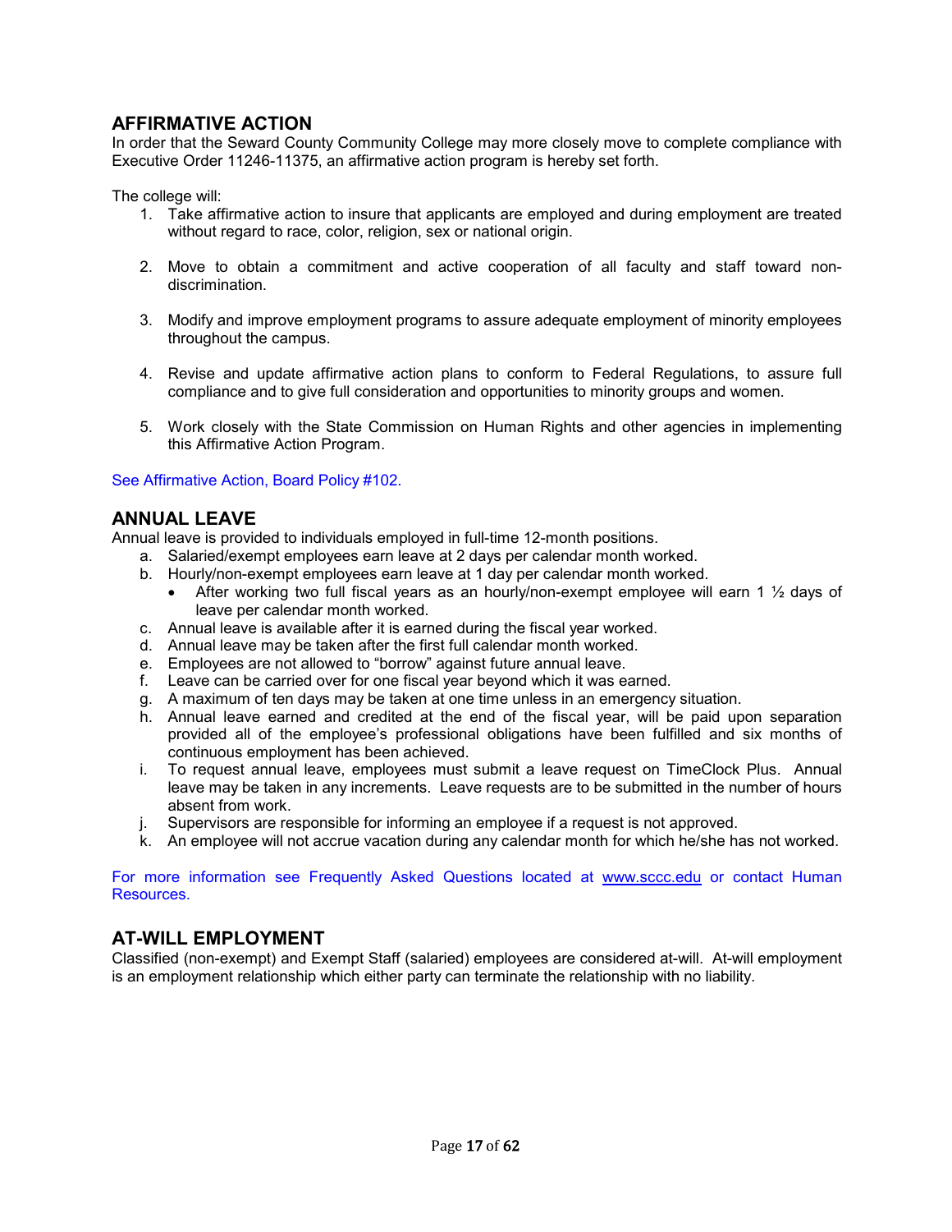## AFFIRMATIVE ACTION

In order that the Seward County Community College may more closely move to complete compliance with Executive Order 11246-11375, an affirmative action program is hereby set forth.

The college will:

1. Take affirmative action to insure that applicants are employed and during employment are treated without regard to race, color, religion, sex or national origin.

2. Move to obtain a commitment and active cooperation of all faculty and staff toward non-discrimination.

3. Modify and improve employment programs to assure adequate employment of minority employees throughout the campus.

4. Revise and update affirmative action plans to conform to Federal Regulations, to assure full compliance and to give full consideration and opportunities to minority groups and women.

5. Work closely with the State Commission on Human Rights and other agencies in implementing this Affirmative Action Program.

See Affirmative Action, Board Policy #102.

## ANNUAL LEAVE

Annual leave is provided to individuals employed in full-time 12-month positions.

a. Salaried/exempt employees earn leave at 2 days per calendar month worked.
b. Hourly/non-exempt employees earn leave at 1 day per calendar month worked.
   - After working two full fiscal years as an hourly/non-exempt employee will earn 1 ½ days of leave per calendar month worked.
c. Annual leave is available after it is earned during the fiscal year worked.
d. Annual leave may be taken after the first full calendar month worked.
e. Employees are not allowed to "borrow" against future annual leave.
f. Leave can be carried over for one fiscal year beyond which it was earned.
g. A maximum of ten days may be taken at one time unless in an emergency situation.
h. Annual leave earned and credited at the end of the fiscal year, will be paid upon separation provided all of the employee's professional obligations have been fulfilled and six months of continuous employment has been achieved.
i. To request annual leave, employees must submit a leave request on TimeClock Plus. Annual leave may be taken in any increments. Leave requests are to be submitted in the number of hours absent from work.
j. Supervisors are responsible for informing an employee if a request is not approved.
k. An employee will not accrue vacation during any calendar month for which he/she has not worked.

For more information see Frequently Asked Questions located at www.sccc.edu or contact Human Resources.

## AT-WILL EMPLOYMENT

Classified (non-exempt) and Exempt Staff (salaried) employees are considered at-will. At-will employment is an employment relationship which either party can terminate the relationship with no liability.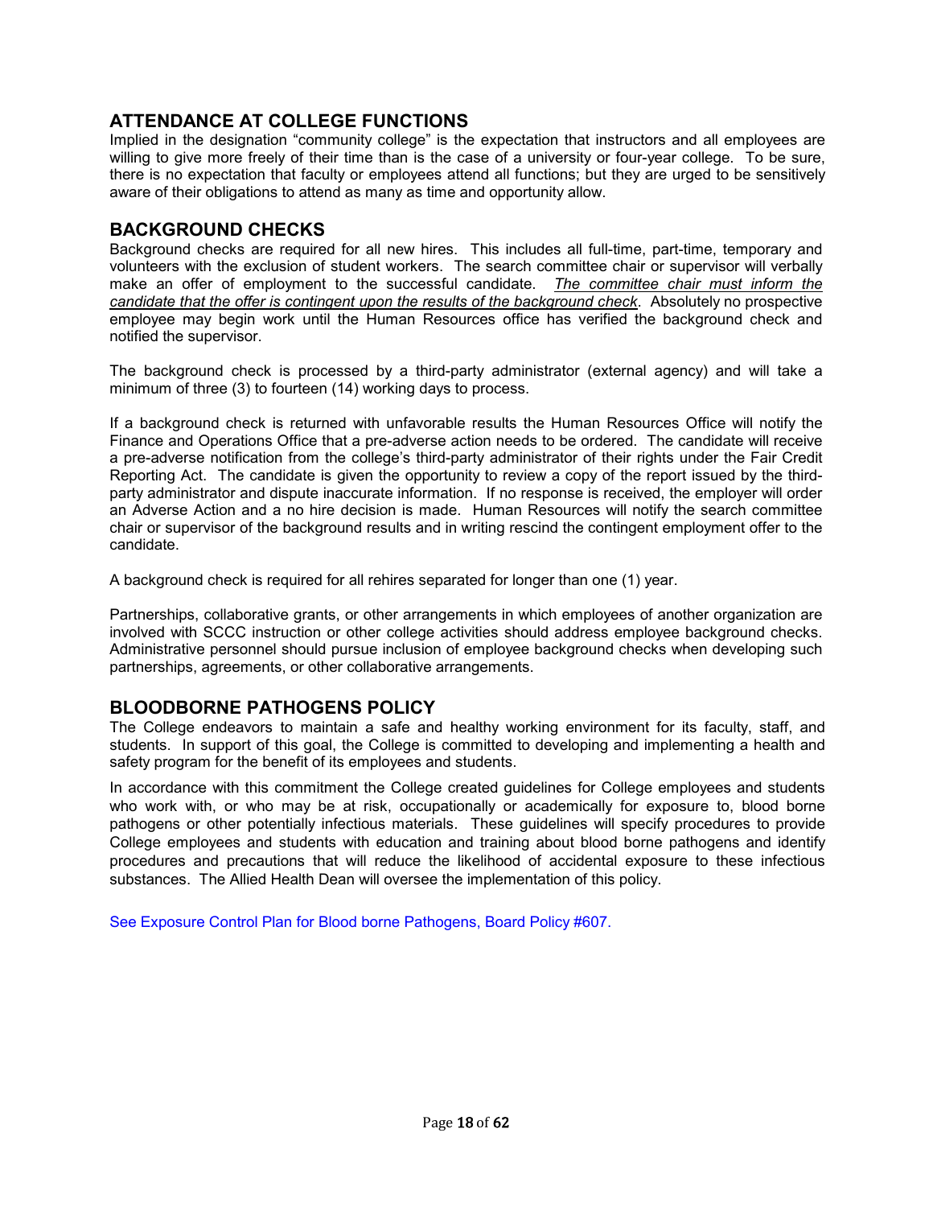## ATTENDANCE AT COLLEGE FUNCTIONS

Implied in the designation "community college" is the expectation that instructors and all employees are willing to give more freely of their time than is the case of a university or four-year college. To be sure, there is no expectation that faculty or employees attend all functions; but they are urged to be sensitively aware of their obligations to attend as many as time and opportunity allow.

## BACKGROUND CHECKS

Background checks are required for all new hires. This includes all full-time, part-time, temporary and volunteers with the exclusion of student workers. The search committee chair or supervisor will verbally make an offer of employment to the successful candidate. *The committee chair must inform the candidate that the offer is contingent upon the results of the background check*. Absolutely no prospective employee may begin work until the Human Resources office has verified the background check and notified the supervisor.

The background check is processed by a third-party administrator (external agency) and will take a minimum of three (3) to fourteen (14) working days to process.

If a background check is returned with unfavorable results the Human Resources Office will notify the Finance and Operations Office that a pre-adverse action needs to be ordered. The candidate will receive a pre-adverse notification from the college's third-party administrator of their rights under the Fair Credit Reporting Act. The candidate is given the opportunity to review a copy of the report issued by the third-party administrator and dispute inaccurate information. If no response is received, the employer will order an Adverse Action and a no hire decision is made. Human Resources will notify the search committee chair or supervisor of the background results and in writing rescind the contingent employment offer to the candidate.

A background check is required for all rehires separated for longer than one (1) year.

Partnerships, collaborative grants, or other arrangements in which employees of another organization are involved with SCCC instruction or other college activities should address employee background checks. Administrative personnel should pursue inclusion of employee background checks when developing such partnerships, agreements, or other collaborative arrangements.

## BLOODBORNE PATHOGENS POLICY

The College endeavors to maintain a safe and healthy working environment for its faculty, staff, and students. In support of this goal, the College is committed to developing and implementing a health and safety program for the benefit of its employees and students.

In accordance with this commitment the College created guidelines for College employees and students who work with, or who may be at risk, occupationally or academically for exposure to, blood borne pathogens or other potentially infectious materials. These guidelines will specify procedures to provide College employees and students with education and training about blood borne pathogens and identify procedures and precautions that will reduce the likelihood of accidental exposure to these infectious substances. The Allied Health Dean will oversee the implementation of this policy.

See Exposure Control Plan for Blood borne Pathogens, Board Policy #607.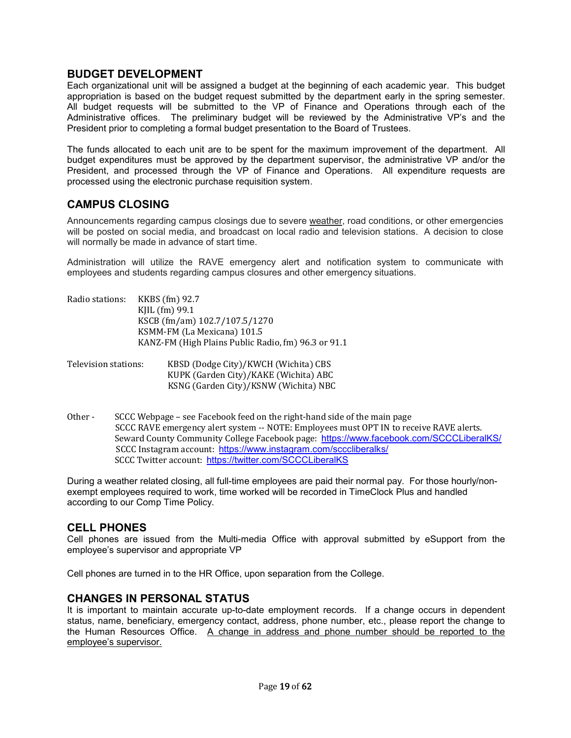## BUDGET DEVELOPMENT

Each organizational unit will be assigned a budget at the beginning of each academic year. This budget appropriation is based on the budget request submitted by the department early in the spring semester. All budget requests will be submitted to the VP of Finance and Operations through each of the Administrative offices. The preliminary budget will be reviewed by the Administrative VP's and the President prior to completing a formal budget presentation to the Board of Trustees.

The funds allocated to each unit are to be spent for the maximum improvement of the department. All budget expenditures must be approved by the department supervisor, the administrative VP and/or the President, and processed through the VP of Finance and Operations. All expenditure requests are processed using the electronic purchase requisition system.

## CAMPUS CLOSING

Announcements regarding campus closings due to severe weather, road conditions, or other emergencies will be posted on social media, and broadcast on local radio and television stations. A decision to close will normally be made in advance of start time.

Administration will utilize the RAVE emergency alert and notification system to communicate with employees and students regarding campus closures and other emergency situations.

Radio stations:
- KKBS (fm) 92.7
- KJIL (fm) 99.1
- KSCB (fm/am) 102.7/107.5/1270
- KSMM-FM (La Mexicana) 101.5
- KANZ-FM (High Plains Public Radio, fm) 96.3 or 91.1

Television stations:
- KBSD (Dodge City)/KWCH (Wichita) CBS
- KUPK (Garden City)/KAKE (Wichita) ABC
- KSNG (Garden City)/KSNW (Wichita) NBC

Other -
- SCCC Webpage – see Facebook feed on the right-hand side of the main page
- SCCC RAVE emergency alert system -- NOTE: Employees must OPT IN to receive RAVE alerts.
- Seward County Community College Facebook page: https://www.facebook.com/SCCCLiberalKS/
- SCCC Instagram account: https://www.instagram.com/scccliberalks/
- SCCC Twitter account: https://twitter.com/SCCCLiberalKS

During a weather related closing, all full-time employees are paid their normal pay. For those hourly/non-exempt employees required to work, time worked will be recorded in TimeClock Plus and handled according to our Comp Time Policy.

## CELL PHONES

Cell phones are issued from the Multi-media Office with approval submitted by eSupport from the employee's supervisor and appropriate VP

Cell phones are turned in to the HR Office, upon separation from the College.

## CHANGES IN PERSONAL STATUS

It is important to maintain accurate up-to-date employment records. If a change occurs in dependent status, name, beneficiary, emergency contact, address, phone number, etc., please report the change to the Human Resources Office. A change in address and phone number should be reported to the employee's supervisor.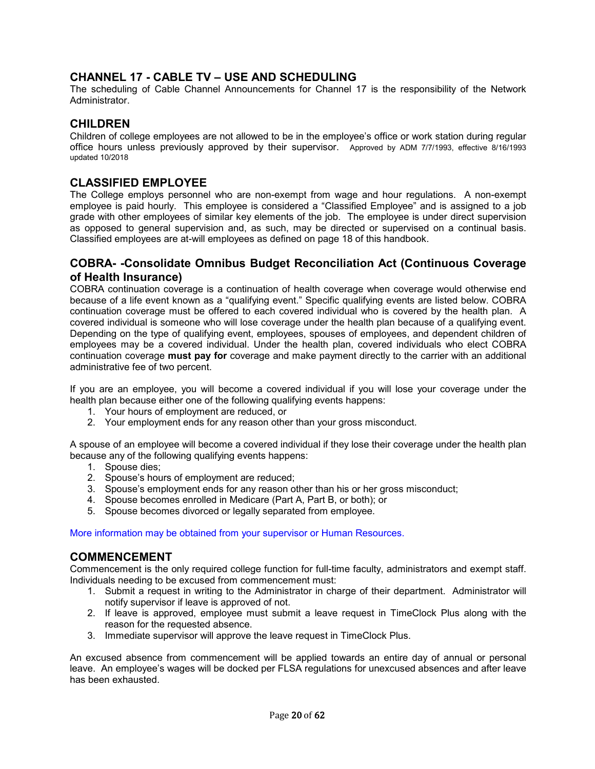## CHANNEL 17 - CABLE TV – USE AND SCHEDULING

The scheduling of Cable Channel Announcements for Channel 17 is the responsibility of the Network Administrator.

## CHILDREN

Children of college employees are not allowed to be in the employee's office or work station during regular office hours unless previously approved by their supervisor. Approved by ADM 7/7/1993, effective 8/16/1993 updated 10/2018

## CLASSIFIED EMPLOYEE

The College employs personnel who are non-exempt from wage and hour regulations. A non-exempt employee is paid hourly. This employee is considered a "Classified Employee" and is assigned to a job grade with other employees of similar key elements of the job. The employee is under direct supervision as opposed to general supervision and, as such, may be directed or supervised on a continual basis. Classified employees are at-will employees as defined on page 18 of this handbook.

## COBRA- -Consolidate Omnibus Budget Reconciliation Act (Continuous Coverage of Health Insurance)

COBRA continuation coverage is a continuation of health coverage when coverage would otherwise end because of a life event known as a "qualifying event." Specific qualifying events are listed below. COBRA continuation coverage must be offered to each covered individual who is covered by the health plan. A covered individual is someone who will lose coverage under the health plan because of a qualifying event. Depending on the type of qualifying event, employees, spouses of employees, and dependent children of employees may be a covered individual. Under the health plan, covered individuals who elect COBRA continuation coverage **must pay for** coverage and make payment directly to the carrier with an additional administrative fee of two percent.

If you are an employee, you will become a covered individual if you will lose your coverage under the health plan because either one of the following qualifying events happens:

1. Your hours of employment are reduced, or
2. Your employment ends for any reason other than your gross misconduct.

A spouse of an employee will become a covered individual if they lose their coverage under the health plan because any of the following qualifying events happens:

1. Spouse dies;
2. Spouse's hours of employment are reduced;
3. Spouse's employment ends for any reason other than his or her gross misconduct;
4. Spouse becomes enrolled in Medicare (Part A, Part B, or both); or
5. Spouse becomes divorced or legally separated from employee.

More information may be obtained from your supervisor or Human Resources.

## COMMENCEMENT

Commencement is the only required college function for full-time faculty, administrators and exempt staff. Individuals needing to be excused from commencement must:

1. Submit a request in writing to the Administrator in charge of their department. Administrator will notify supervisor if leave is approved of not.
2. If leave is approved, employee must submit a leave request in TimeClock Plus along with the reason for the requested absence.
3. Immediate supervisor will approve the leave request in TimeClock Plus.

An excused absence from commencement will be applied towards an entire day of annual or personal leave. An employee's wages will be docked per FLSA regulations for unexcused absences and after leave has been exhausted.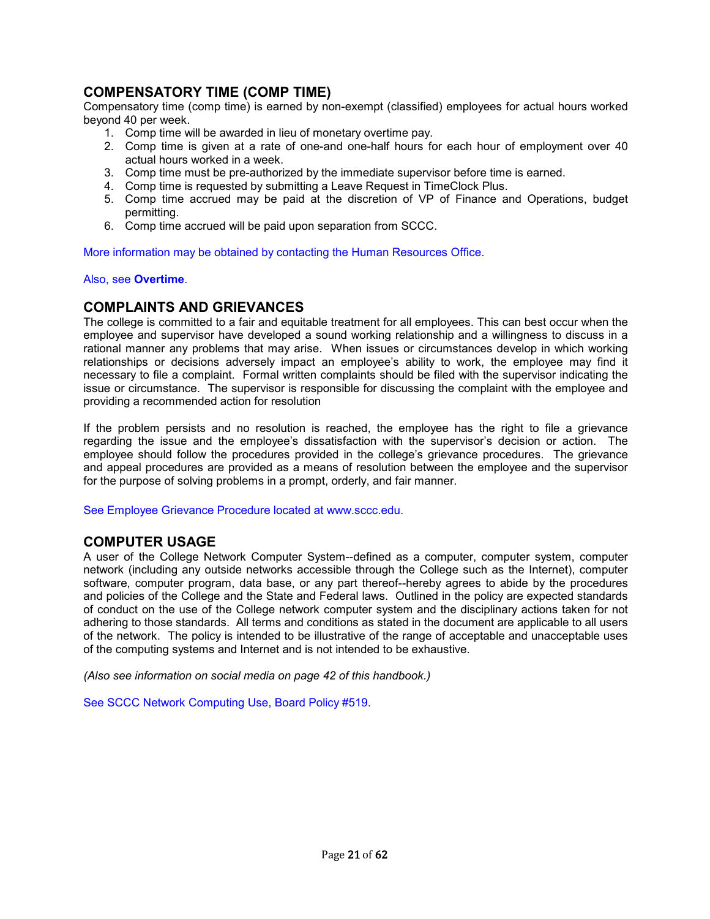## COMPENSATORY TIME (COMP TIME)

Compensatory time (comp time) is earned by non-exempt (classified) employees for actual hours worked beyond 40 per week.

1. Comp time will be awarded in lieu of monetary overtime pay.
2. Comp time is given at a rate of one-and one-half hours for each hour of employment over 40 actual hours worked in a week.
3. Comp time must be pre-authorized by the immediate supervisor before time is earned.
4. Comp time is requested by submitting a Leave Request in TimeClock Plus.
5. Comp time accrued may be paid at the discretion of VP of Finance and Operations, budget permitting.
6. Comp time accrued will be paid upon separation from SCCC.

More information may be obtained by contacting the Human Resources Office.

Also, see **Overtime**.

## COMPLAINTS AND GRIEVANCES

The college is committed to a fair and equitable treatment for all employees. This can best occur when the employee and supervisor have developed a sound working relationship and a willingness to discuss in a rational manner any problems that may arise. When issues or circumstances develop in which working relationships or decisions adversely impact an employee's ability to work, the employee may find it necessary to file a complaint. Formal written complaints should be filed with the supervisor indicating the issue or circumstance. The supervisor is responsible for discussing the complaint with the employee and providing a recommended action for resolution

If the problem persists and no resolution is reached, the employee has the right to file a grievance regarding the issue and the employee's dissatisfaction with the supervisor's decision or action. The employee should follow the procedures provided in the college's grievance procedures. The grievance and appeal procedures are provided as a means of resolution between the employee and the supervisor for the purpose of solving problems in a prompt, orderly, and fair manner.

See Employee Grievance Procedure located at www.sccc.edu.

## COMPUTER USAGE

A user of the College Network Computer System--defined as a computer, computer system, computer network (including any outside networks accessible through the College such as the Internet), computer software, computer program, data base, or any part thereof--hereby agrees to abide by the procedures and policies of the College and the State and Federal laws. Outlined in the policy are expected standards of conduct on the use of the College network computer system and the disciplinary actions taken for not adhering to those standards. All terms and conditions as stated in the document are applicable to all users of the network. The policy is intended to be illustrative of the range of acceptable and unacceptable uses of the computing systems and Internet and is not intended to be exhaustive.

*(Also see information on social media on page 42 of this handbook.)*

See SCCC Network Computing Use, Board Policy #519.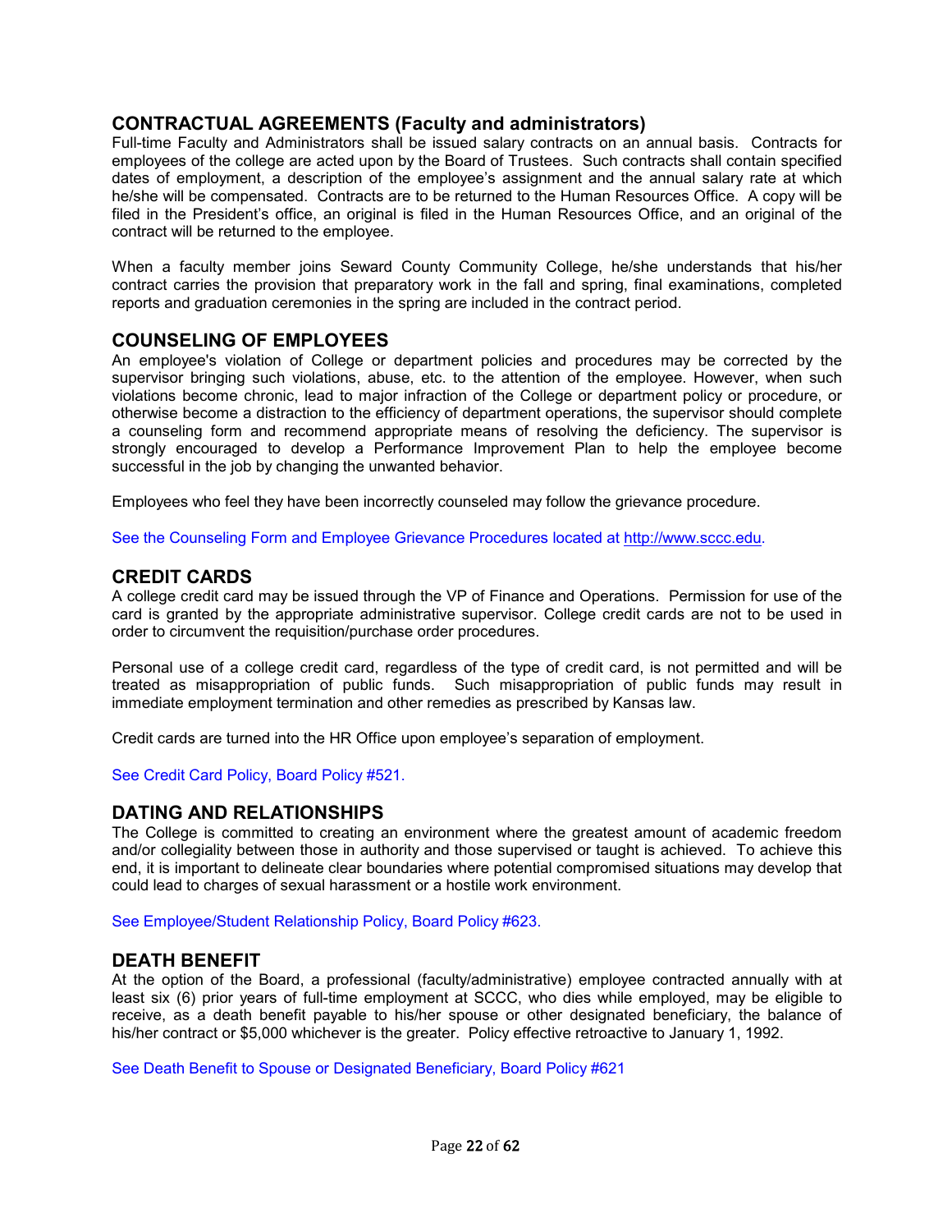## CONTRACTUAL AGREEMENTS (Faculty and administrators)

Full-time Faculty and Administrators shall be issued salary contracts on an annual basis. Contracts for employees of the college are acted upon by the Board of Trustees. Such contracts shall contain specified dates of employment, a description of the employee's assignment and the annual salary rate at which he/she will be compensated. Contracts are to be returned to the Human Resources Office. A copy will be filed in the President's office, an original is filed in the Human Resources Office, and an original of the contract will be returned to the employee.

When a faculty member joins Seward County Community College, he/she understands that his/her contract carries the provision that preparatory work in the fall and spring, final examinations, completed reports and graduation ceremonies in the spring are included in the contract period.

## COUNSELING OF EMPLOYEES

An employee's violation of College or department policies and procedures may be corrected by the supervisor bringing such violations, abuse, etc. to the attention of the employee. However, when such violations become chronic, lead to major infraction of the College or department policy or procedure, or otherwise become a distraction to the efficiency of department operations, the supervisor should complete a counseling form and recommend appropriate means of resolving the deficiency. The supervisor is strongly encouraged to develop a Performance Improvement Plan to help the employee become successful in the job by changing the unwanted behavior.

Employees who feel they have been incorrectly counseled may follow the grievance procedure.

See the Counseling Form and Employee Grievance Procedures located at http://www.sccc.edu.

## CREDIT CARDS

A college credit card may be issued through the VP of Finance and Operations. Permission for use of the card is granted by the appropriate administrative supervisor. College credit cards are not to be used in order to circumvent the requisition/purchase order procedures.

Personal use of a college credit card, regardless of the type of credit card, is not permitted and will be treated as misappropriation of public funds. Such misappropriation of public funds may result in immediate employment termination and other remedies as prescribed by Kansas law.

Credit cards are turned into the HR Office upon employee's separation of employment.

See Credit Card Policy, Board Policy #521.

## DATING AND RELATIONSHIPS

The College is committed to creating an environment where the greatest amount of academic freedom and/or collegiality between those in authority and those supervised or taught is achieved. To achieve this end, it is important to delineate clear boundaries where potential compromised situations may develop that could lead to charges of sexual harassment or a hostile work environment.

See Employee/Student Relationship Policy, Board Policy #623.

## DEATH BENEFIT

At the option of the Board, a professional (faculty/administrative) employee contracted annually with at least six (6) prior years of full-time employment at SCCC, who dies while employed, may be eligible to receive, as a death benefit payable to his/her spouse or other designated beneficiary, the balance of his/her contract or $5,000 whichever is the greater. Policy effective retroactive to January 1, 1992.

See Death Benefit to Spouse or Designated Beneficiary, Board Policy #621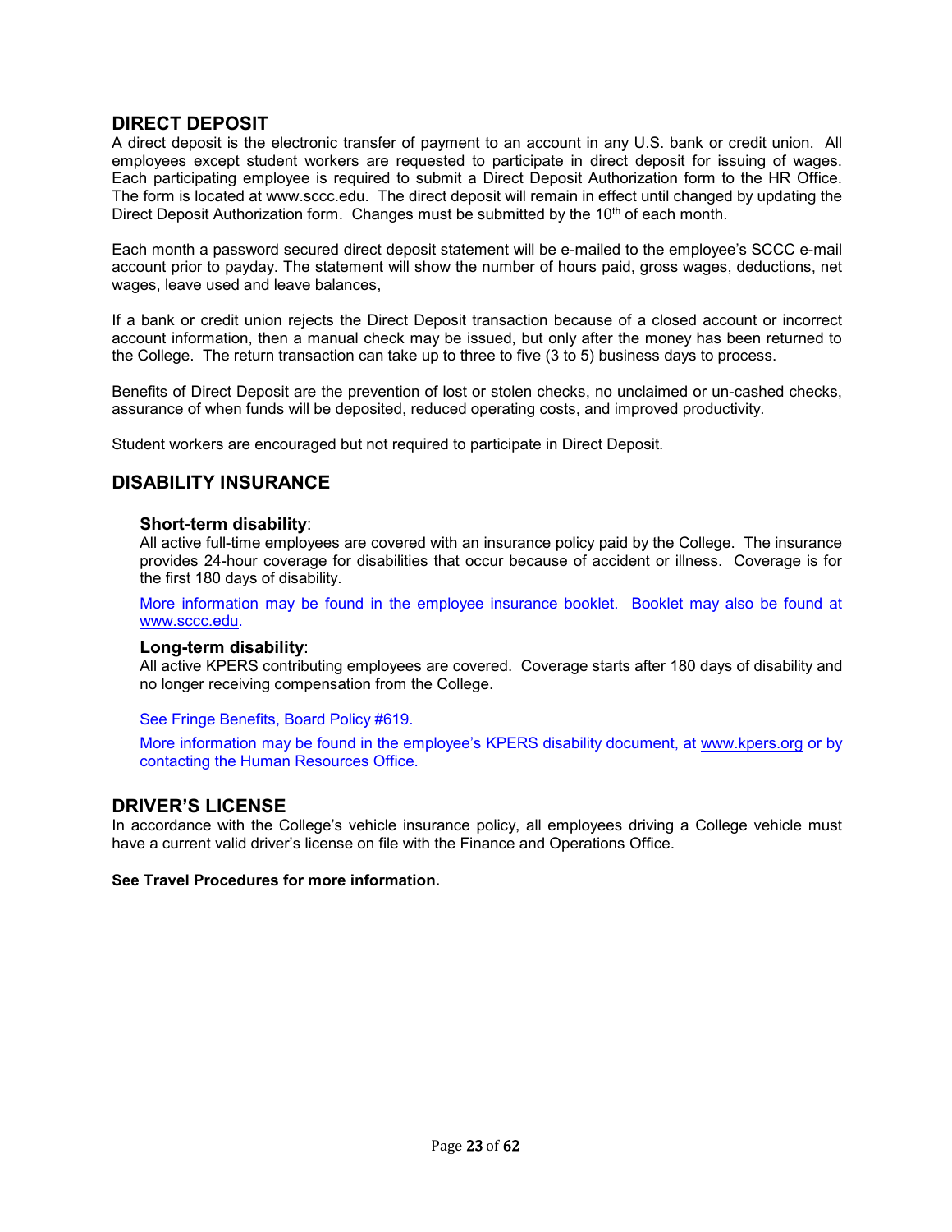## DIRECT DEPOSIT

A direct deposit is the electronic transfer of payment to an account in any U.S. bank or credit union. All employees except student workers are requested to participate in direct deposit for issuing of wages. Each participating employee is required to submit a Direct Deposit Authorization form to the HR Office. The form is located at www.sccc.edu. The direct deposit will remain in effect until changed by updating the Direct Deposit Authorization form. Changes must be submitted by the 10th of each month.

Each month a password secured direct deposit statement will be e-mailed to the employee's SCCC e-mail account prior to payday. The statement will show the number of hours paid, gross wages, deductions, net wages, leave used and leave balances,

If a bank or credit union rejects the Direct Deposit transaction because of a closed account or incorrect account information, then a manual check may be issued, but only after the money has been returned to the College. The return transaction can take up to three to five (3 to 5) business days to process.

Benefits of Direct Deposit are the prevention of lost or stolen checks, no unclaimed or un-cashed checks, assurance of when funds will be deposited, reduced operating costs, and improved productivity.

Student workers are encouraged but not required to participate in Direct Deposit.

## DISABILITY INSURANCE

### Short-term disability:

All active full-time employees are covered with an insurance policy paid by the College. The insurance provides 24-hour coverage for disabilities that occur because of accident or illness. Coverage is for the first 180 days of disability.

More information may be found in the employee insurance booklet. Booklet may also be found at www.sccc.edu.

### Long-term disability:

All active KPERS contributing employees are covered. Coverage starts after 180 days of disability and no longer receiving compensation from the College.

See Fringe Benefits, Board Policy #619.

More information may be found in the employee's KPERS disability document, at www.kpers.org or by contacting the Human Resources Office.

## DRIVER'S LICENSE

In accordance with the College's vehicle insurance policy, all employees driving a College vehicle must have a current valid driver's license on file with the Finance and Operations Office.

**See Travel Procedures for more information.**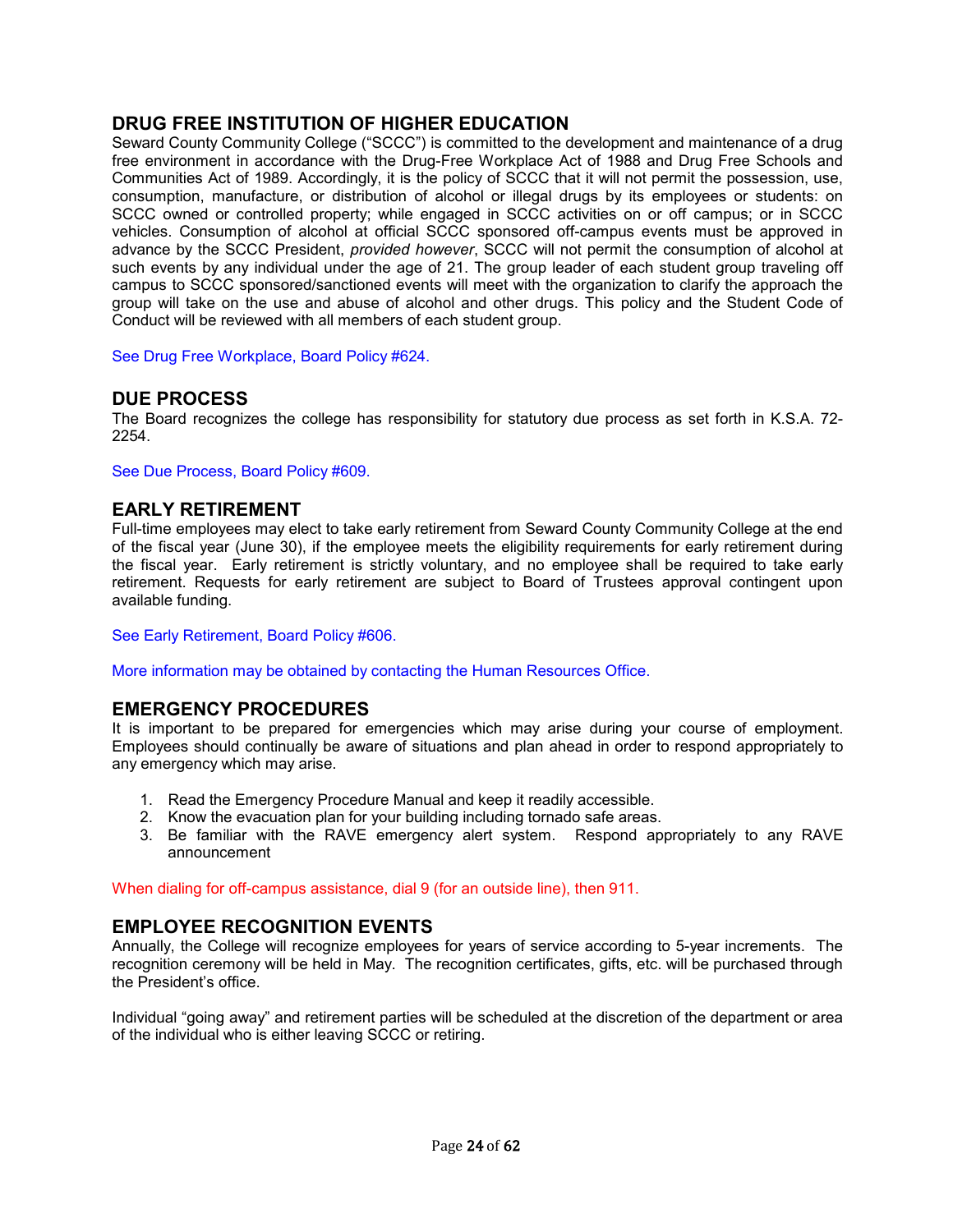## DRUG FREE INSTITUTION OF HIGHER EDUCATION

Seward County Community College ("SCCC") is committed to the development and maintenance of a drug free environment in accordance with the Drug-Free Workplace Act of 1988 and Drug Free Schools and Communities Act of 1989. Accordingly, it is the policy of SCCC that it will not permit the possession, use, consumption, manufacture, or distribution of alcohol or illegal drugs by its employees or students: on SCCC owned or controlled property; while engaged in SCCC activities on or off campus; or in SCCC vehicles. Consumption of alcohol at official SCCC sponsored off-campus events must be approved in advance by the SCCC President, *provided however*, SCCC will not permit the consumption of alcohol at such events by any individual under the age of 21. The group leader of each student group traveling off campus to SCCC sponsored/sanctioned events will meet with the organization to clarify the approach the group will take on the use and abuse of alcohol and other drugs. This policy and the Student Code of Conduct will be reviewed with all members of each student group.

See Drug Free Workplace, Board Policy #624.

## DUE PROCESS

The Board recognizes the college has responsibility for statutory due process as set forth in K.S.A. 72-2254.

See Due Process, Board Policy #609.

## EARLY RETIREMENT

Full-time employees may elect to take early retirement from Seward County Community College at the end of the fiscal year (June 30), if the employee meets the eligibility requirements for early retirement during the fiscal year. Early retirement is strictly voluntary, and no employee shall be required to take early retirement. Requests for early retirement are subject to Board of Trustees approval contingent upon available funding.

See Early Retirement, Board Policy #606.

More information may be obtained by contacting the Human Resources Office.

## EMERGENCY PROCEDURES

It is important to be prepared for emergencies which may arise during your course of employment. Employees should continually be aware of situations and plan ahead in order to respond appropriately to any emergency which may arise.

1. Read the Emergency Procedure Manual and keep it readily accessible.
2. Know the evacuation plan for your building including tornado safe areas.
3. Be familiar with the RAVE emergency alert system. Respond appropriately to any RAVE announcement

When dialing for off-campus assistance, dial 9 (for an outside line), then 911.

## EMPLOYEE RECOGNITION EVENTS

Annually, the College will recognize employees for years of service according to 5-year increments. The recognition ceremony will be held in May. The recognition certificates, gifts, etc. will be purchased through the President's office.

Individual "going away" and retirement parties will be scheduled at the discretion of the department or area of the individual who is either leaving SCCC or retiring.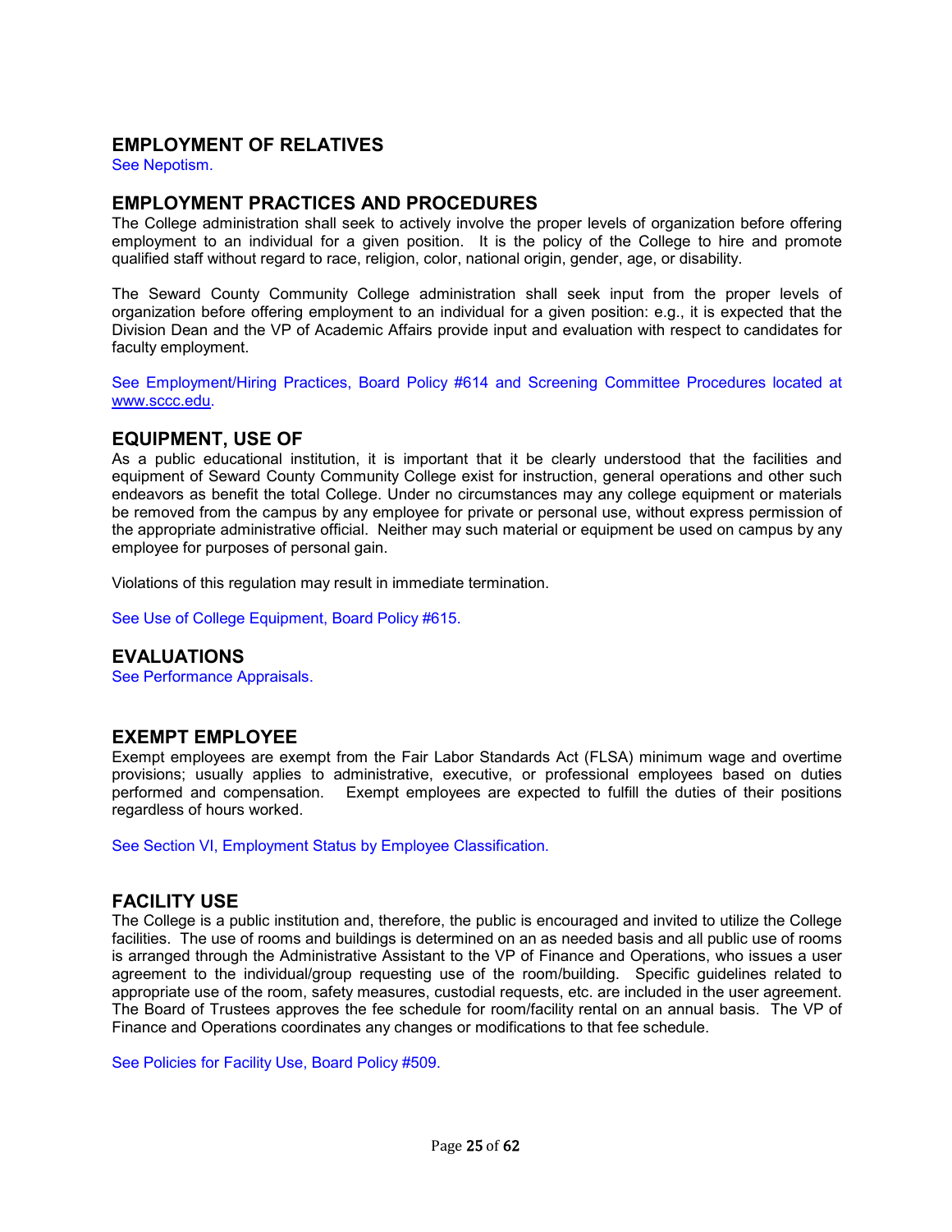## EMPLOYMENT OF RELATIVES

See Nepotism.

## EMPLOYMENT PRACTICES AND PROCEDURES

The College administration shall seek to actively involve the proper levels of organization before offering employment to an individual for a given position. It is the policy of the College to hire and promote qualified staff without regard to race, religion, color, national origin, gender, age, or disability.

The Seward County Community College administration shall seek input from the proper levels of organization before offering employment to an individual for a given position: e.g., it is expected that the Division Dean and the VP of Academic Affairs provide input and evaluation with respect to candidates for faculty employment.

See Employment/Hiring Practices, Board Policy #614 and Screening Committee Procedures located at www.sccc.edu.

## EQUIPMENT, USE OF

As a public educational institution, it is important that it be clearly understood that the facilities and equipment of Seward County Community College exist for instruction, general operations and other such endeavors as benefit the total College. Under no circumstances may any college equipment or materials be removed from the campus by any employee for private or personal use, without express permission of the appropriate administrative official. Neither may such material or equipment be used on campus by any employee for purposes of personal gain.

Violations of this regulation may result in immediate termination.

See Use of College Equipment, Board Policy #615.

## EVALUATIONS

See Performance Appraisals.

## EXEMPT EMPLOYEE

Exempt employees are exempt from the Fair Labor Standards Act (FLSA) minimum wage and overtime provisions; usually applies to administrative, executive, or professional employees based on duties performed and compensation. Exempt employees are expected to fulfill the duties of their positions regardless of hours worked.

See Section VI, Employment Status by Employee Classification.

## FACILITY USE

The College is a public institution and, therefore, the public is encouraged and invited to utilize the College facilities. The use of rooms and buildings is determined on an as needed basis and all public use of rooms is arranged through the Administrative Assistant to the VP of Finance and Operations, who issues a user agreement to the individual/group requesting use of the room/building. Specific guidelines related to appropriate use of the room, safety measures, custodial requests, etc. are included in the user agreement. The Board of Trustees approves the fee schedule for room/facility rental on an annual basis. The VP of Finance and Operations coordinates any changes or modifications to that fee schedule.

See Policies for Facility Use, Board Policy #509.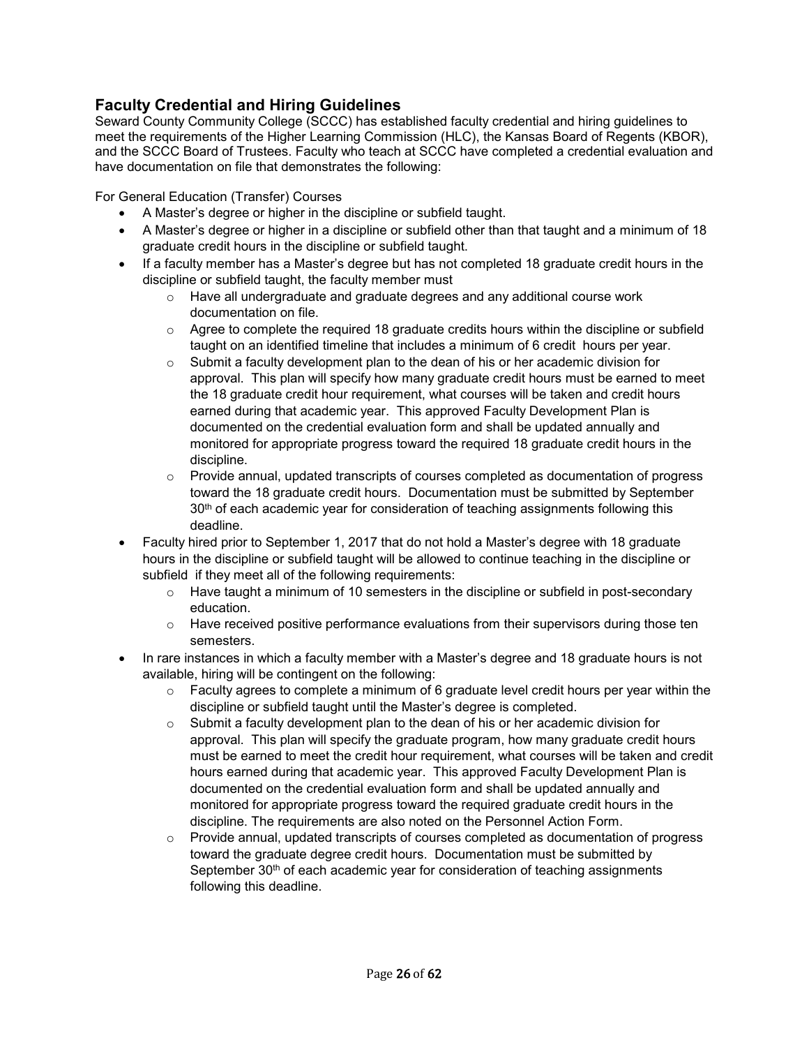## Faculty Credential and Hiring Guidelines

Seward County Community College (SCCC) has established faculty credential and hiring guidelines to meet the requirements of the Higher Learning Commission (HLC), the Kansas Board of Regents (KBOR), and the SCCC Board of Trustees. Faculty who teach at SCCC have completed a credential evaluation and have documentation on file that demonstrates the following:

For General Education (Transfer) Courses

- A Master's degree or higher in the discipline or subfield taught.
- A Master's degree or higher in a discipline or subfield other than that taught and a minimum of 18 graduate credit hours in the discipline or subfield taught.
- If a faculty member has a Master's degree but has not completed 18 graduate credit hours in the discipline or subfield taught, the faculty member must
  - Have all undergraduate and graduate degrees and any additional course work documentation on file.
  - Agree to complete the required 18 graduate credits hours within the discipline or subfield taught on an identified timeline that includes a minimum of 6 credit hours per year.
  - Submit a faculty development plan to the dean of his or her academic division for approval. This plan will specify how many graduate credit hours must be earned to meet the 18 graduate credit hour requirement, what courses will be taken and credit hours earned during that academic year. This approved Faculty Development Plan is documented on the credential evaluation form and shall be updated annually and monitored for appropriate progress toward the required 18 graduate credit hours in the discipline.
  - Provide annual, updated transcripts of courses completed as documentation of progress toward the 18 graduate credit hours. Documentation must be submitted by September 30th of each academic year for consideration of teaching assignments following this deadline.
- Faculty hired prior to September 1, 2017 that do not hold a Master's degree with 18 graduate hours in the discipline or subfield taught will be allowed to continue teaching in the discipline or subfield if they meet all of the following requirements:
  - Have taught a minimum of 10 semesters in the discipline or subfield in post-secondary education.
  - Have received positive performance evaluations from their supervisors during those ten semesters.
- In rare instances in which a faculty member with a Master's degree and 18 graduate hours is not available, hiring will be contingent on the following:
  - Faculty agrees to complete a minimum of 6 graduate level credit hours per year within the discipline or subfield taught until the Master's degree is completed.
  - Submit a faculty development plan to the dean of his or her academic division for approval. This plan will specify the graduate program, how many graduate credit hours must be earned to meet the credit hour requirement, what courses will be taken and credit hours earned during that academic year. This approved Faculty Development Plan is documented on the credential evaluation form and shall be updated annually and monitored for appropriate progress toward the required graduate credit hours in the discipline. The requirements are also noted on the Personnel Action Form.
  - Provide annual, updated transcripts of courses completed as documentation of progress toward the graduate degree credit hours. Documentation must be submitted by September 30th of each academic year for consideration of teaching assignments following this deadline.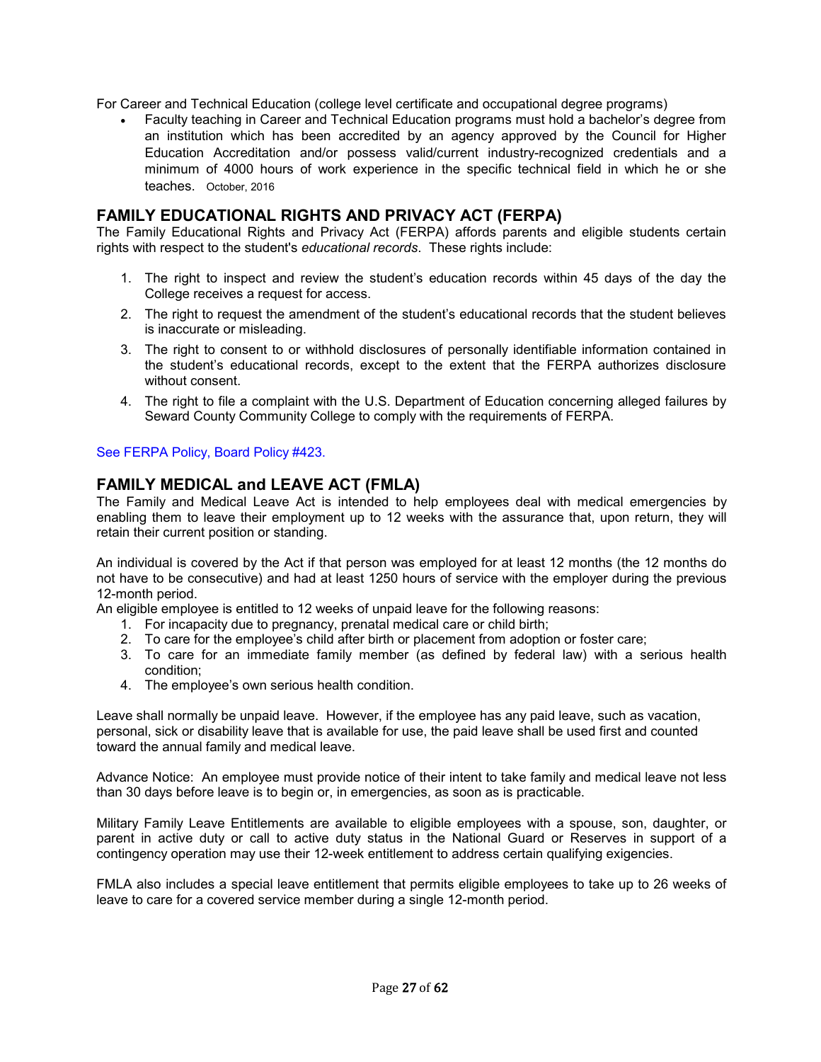For Career and Technical Education (college level certificate and occupational degree programs)

- Faculty teaching in Career and Technical Education programs must hold a bachelor's degree from an institution which has been accredited by an agency approved by the Council for Higher Education Accreditation and/or possess valid/current industry-recognized credentials and a minimum of 4000 hours of work experience in the specific technical field in which he or she teaches. October, 2016

## FAMILY EDUCATIONAL RIGHTS AND PRIVACY ACT (FERPA)

The Family Educational Rights and Privacy Act (FERPA) affords parents and eligible students certain rights with respect to the student's *educational records*. These rights include:

1. The right to inspect and review the student's education records within 45 days of the day the College receives a request for access.
2. The right to request the amendment of the student's educational records that the student believes is inaccurate or misleading.
3. The right to consent to or withhold disclosures of personally identifiable information contained in the student's educational records, except to the extent that the FERPA authorizes disclosure without consent.
4. The right to file a complaint with the U.S. Department of Education concerning alleged failures by Seward County Community College to comply with the requirements of FERPA.

See FERPA Policy, Board Policy #423.

## FAMILY MEDICAL and LEAVE ACT (FMLA)

The Family and Medical Leave Act is intended to help employees deal with medical emergencies by enabling them to leave their employment up to 12 weeks with the assurance that, upon return, they will retain their current position or standing.

An individual is covered by the Act if that person was employed for at least 12 months (the 12 months do not have to be consecutive) and had at least 1250 hours of service with the employer during the previous 12-month period.

An eligible employee is entitled to 12 weeks of unpaid leave for the following reasons:

1. For incapacity due to pregnancy, prenatal medical care or child birth;
2. To care for the employee's child after birth or placement from adoption or foster care;
3. To care for an immediate family member (as defined by federal law) with a serious health condition;
4. The employee's own serious health condition.

Leave shall normally be unpaid leave. However, if the employee has any paid leave, such as vacation, personal, sick or disability leave that is available for use, the paid leave shall be used first and counted toward the annual family and medical leave.

Advance Notice: An employee must provide notice of their intent to take family and medical leave not less than 30 days before leave is to begin or, in emergencies, as soon as is practicable.

Military Family Leave Entitlements are available to eligible employees with a spouse, son, daughter, or parent in active duty or call to active duty status in the National Guard or Reserves in support of a contingency operation may use their 12-week entitlement to address certain qualifying exigencies.

FMLA also includes a special leave entitlement that permits eligible employees to take up to 26 weeks of leave to care for a covered service member during a single 12-month period.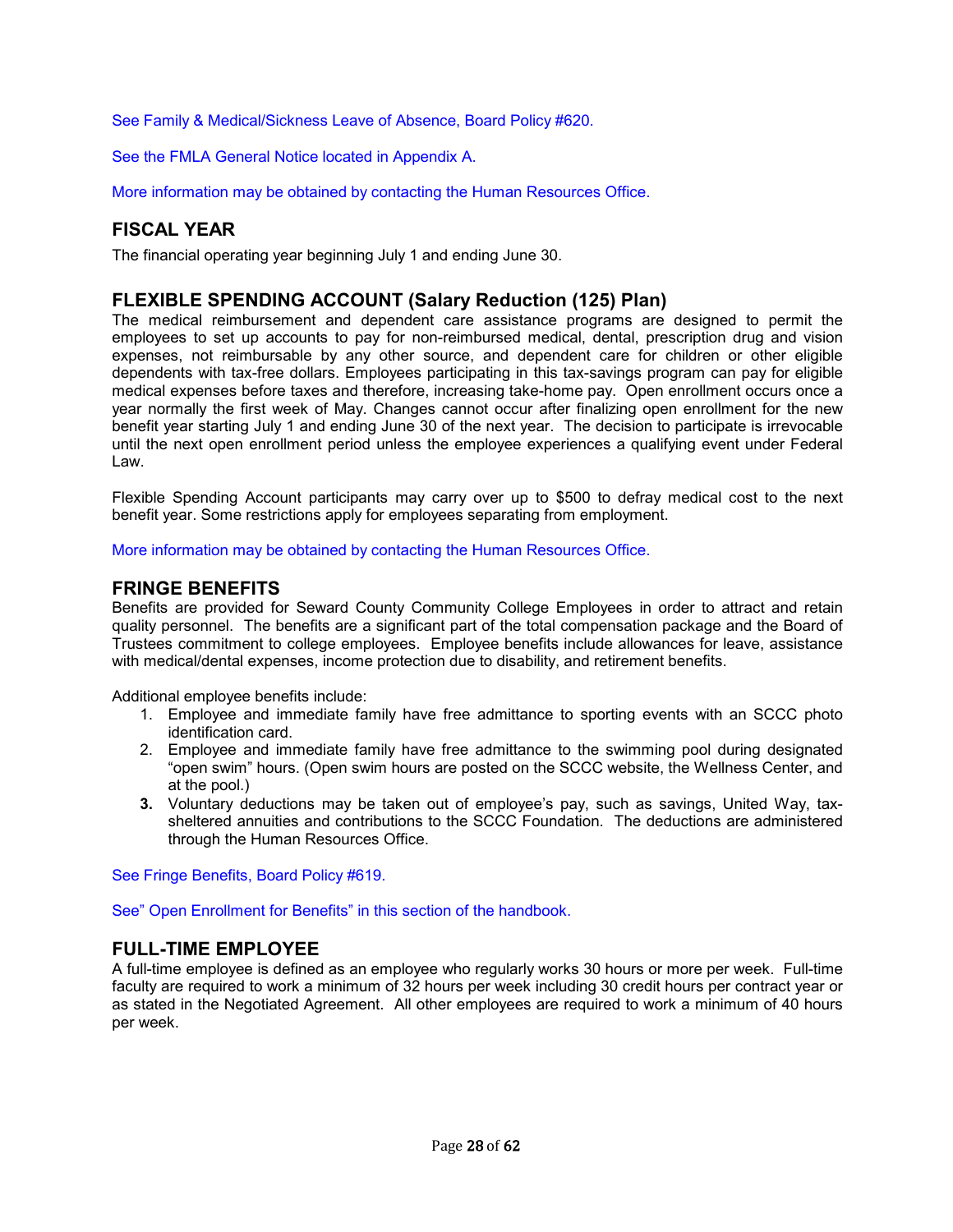See Family & Medical/Sickness Leave of Absence, Board Policy #620.

See the FMLA General Notice located in Appendix A.

More information may be obtained by contacting the Human Resources Office.

## FISCAL YEAR

The financial operating year beginning July 1 and ending June 30.

## FLEXIBLE SPENDING ACCOUNT (Salary Reduction (125) Plan)

The medical reimbursement and dependent care assistance programs are designed to permit the employees to set up accounts to pay for non-reimbursed medical, dental, prescription drug and vision expenses, not reimbursable by any other source, and dependent care for children or other eligible dependents with tax-free dollars. Employees participating in this tax-savings program can pay for eligible medical expenses before taxes and therefore, increasing take-home pay. Open enrollment occurs once a year normally the first week of May. Changes cannot occur after finalizing open enrollment for the new benefit year starting July 1 and ending June 30 of the next year. The decision to participate is irrevocable until the next open enrollment period unless the employee experiences a qualifying event under Federal Law.

Flexible Spending Account participants may carry over up to $500 to defray medical cost to the next benefit year. Some restrictions apply for employees separating from employment.

More information may be obtained by contacting the Human Resources Office.

## FRINGE BENEFITS

Benefits are provided for Seward County Community College Employees in order to attract and retain quality personnel. The benefits are a significant part of the total compensation package and the Board of Trustees commitment to college employees. Employee benefits include allowances for leave, assistance with medical/dental expenses, income protection due to disability, and retirement benefits.

Additional employee benefits include:

1. Employee and immediate family have free admittance to sporting events with an SCCC photo identification card.
2. Employee and immediate family have free admittance to the swimming pool during designated "open swim" hours. (Open swim hours are posted on the SCCC website, the Wellness Center, and at the pool.)
3. Voluntary deductions may be taken out of employee's pay, such as savings, United Way, tax-sheltered annuities and contributions to the SCCC Foundation. The deductions are administered through the Human Resources Office.

See Fringe Benefits, Board Policy #619.

See" Open Enrollment for Benefits" in this section of the handbook.

## FULL-TIME EMPLOYEE

A full-time employee is defined as an employee who regularly works 30 hours or more per week. Full-time faculty are required to work a minimum of 32 hours per week including 30 credit hours per contract year or as stated in the Negotiated Agreement. All other employees are required to work a minimum of 40 hours per week.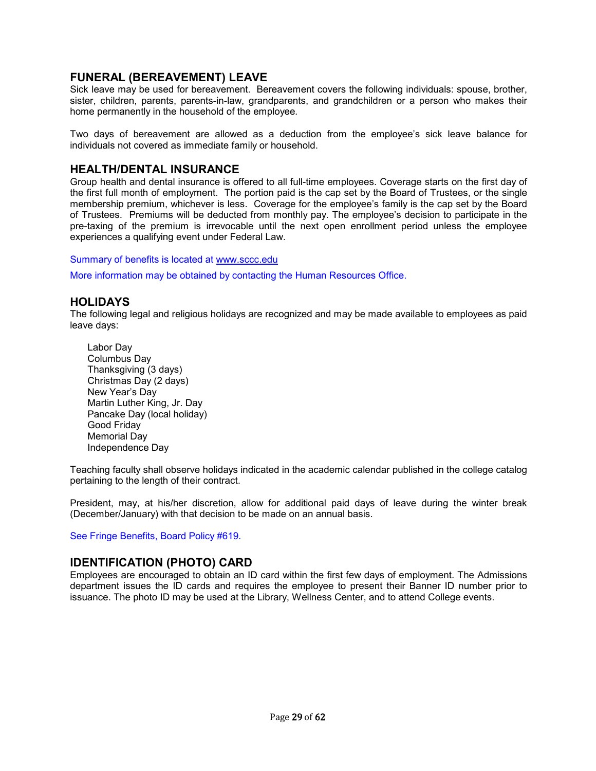## FUNERAL (BEREAVEMENT) LEAVE

Sick leave may be used for bereavement. Bereavement covers the following individuals: spouse, brother, sister, children, parents, parents-in-law, grandparents, and grandchildren or a person who makes their home permanently in the household of the employee.

Two days of bereavement are allowed as a deduction from the employee's sick leave balance for individuals not covered as immediate family or household.

## HEALTH/DENTAL INSURANCE

Group health and dental insurance is offered to all full-time employees. Coverage starts on the first day of the first full month of employment. The portion paid is the cap set by the Board of Trustees, or the single membership premium, whichever is less. Coverage for the employee's family is the cap set by the Board of Trustees. Premiums will be deducted from monthly pay. The employee's decision to participate in the pre-taxing of the premium is irrevocable until the next open enrollment period unless the employee experiences a qualifying event under Federal Law.

Summary of benefits is located at www.sccc.edu

More information may be obtained by contacting the Human Resources Office.

## HOLIDAYS

The following legal and religious holidays are recognized and may be made available to employees as paid leave days:

- Labor Day
- Columbus Day
- Thanksgiving (3 days)
- Christmas Day (2 days)
- New Year's Day
- Martin Luther King, Jr. Day
- Pancake Day (local holiday)
- Good Friday
- Memorial Day
- Independence Day

Teaching faculty shall observe holidays indicated in the academic calendar published in the college catalog pertaining to the length of their contract.

President, may, at his/her discretion, allow for additional paid days of leave during the winter break (December/January) with that decision to be made on an annual basis.

See Fringe Benefits, Board Policy #619.

## IDENTIFICATION (PHOTO) CARD

Employees are encouraged to obtain an ID card within the first few days of employment. The Admissions department issues the ID cards and requires the employee to present their Banner ID number prior to issuance. The photo ID may be used at the Library, Wellness Center, and to attend College events.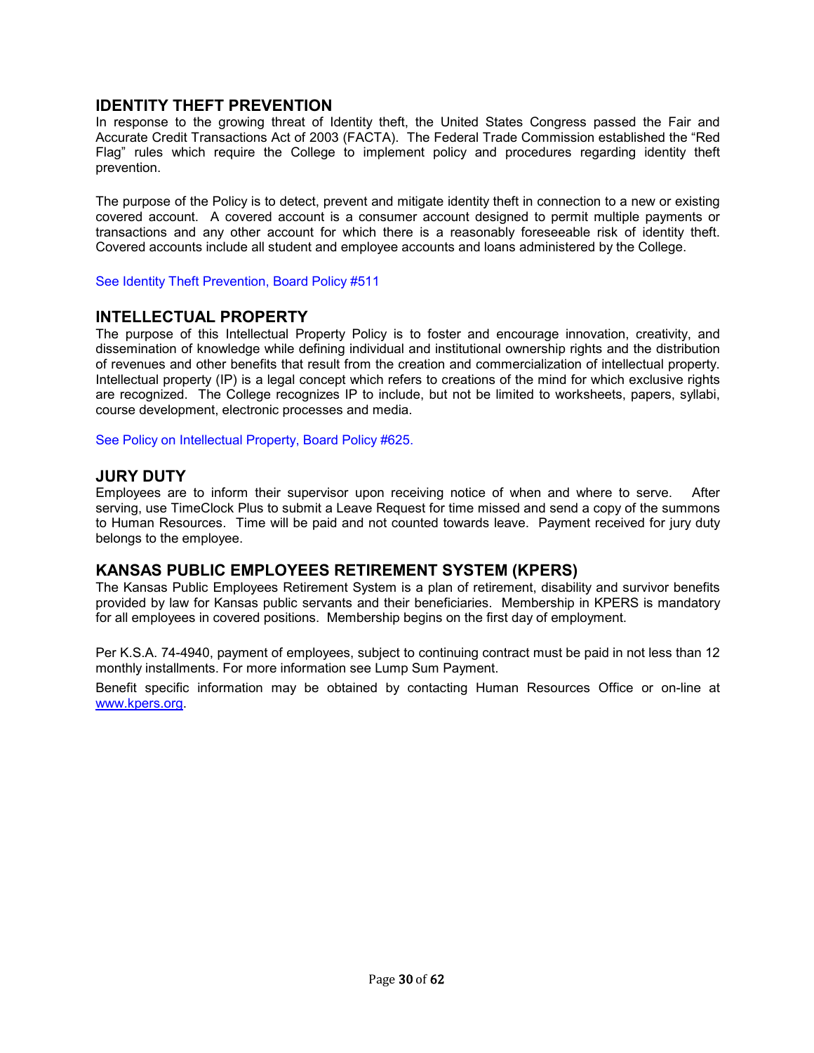## IDENTITY THEFT PREVENTION

In response to the growing threat of Identity theft, the United States Congress passed the Fair and Accurate Credit Transactions Act of 2003 (FACTA). The Federal Trade Commission established the "Red Flag" rules which require the College to implement policy and procedures regarding identity theft prevention.

The purpose of the Policy is to detect, prevent and mitigate identity theft in connection to a new or existing covered account. A covered account is a consumer account designed to permit multiple payments or transactions and any other account for which there is a reasonably foreseeable risk of identity theft. Covered accounts include all student and employee accounts and loans administered by the College.

See Identity Theft Prevention, Board Policy #511

## INTELLECTUAL PROPERTY

The purpose of this Intellectual Property Policy is to foster and encourage innovation, creativity, and dissemination of knowledge while defining individual and institutional ownership rights and the distribution of revenues and other benefits that result from the creation and commercialization of intellectual property. Intellectual property (IP) is a legal concept which refers to creations of the mind for which exclusive rights are recognized. The College recognizes IP to include, but not be limited to worksheets, papers, syllabi, course development, electronic processes and media.

See Policy on Intellectual Property, Board Policy #625.

## JURY DUTY

Employees are to inform their supervisor upon receiving notice of when and where to serve. After serving, use TimeClock Plus to submit a Leave Request for time missed and send a copy of the summons to Human Resources. Time will be paid and not counted towards leave. Payment received for jury duty belongs to the employee.

## KANSAS PUBLIC EMPLOYEES RETIREMENT SYSTEM (KPERS)

The Kansas Public Employees Retirement System is a plan of retirement, disability and survivor benefits provided by law for Kansas public servants and their beneficiaries. Membership in KPERS is mandatory for all employees in covered positions. Membership begins on the first day of employment.

Per K.S.A. 74-4940, payment of employees, subject to continuing contract must be paid in not less than 12 monthly installments. For more information see Lump Sum Payment.

Benefit specific information may be obtained by contacting Human Resources Office or on-line at www.kpers.org.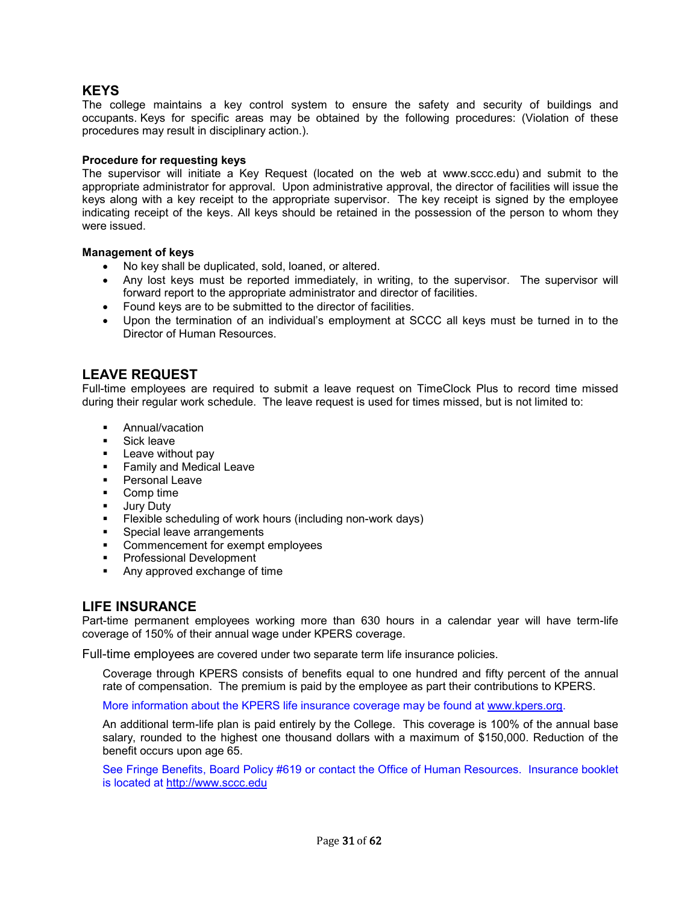## KEYS

The college maintains a key control system to ensure the safety and security of buildings and occupants. Keys for specific areas may be obtained by the following procedures: (Violation of these procedures may result in disciplinary action.).

**Procedure for requesting keys**

The supervisor will initiate a Key Request (located on the web at www.sccc.edu) and submit to the appropriate administrator for approval. Upon administrative approval, the director of facilities will issue the keys along with a key receipt to the appropriate supervisor. The key receipt is signed by the employee indicating receipt of the keys. All keys should be retained in the possession of the person to whom they were issued.

**Management of keys**

- No key shall be duplicated, sold, loaned, or altered.
- Any lost keys must be reported immediately, in writing, to the supervisor. The supervisor will forward report to the appropriate administrator and director of facilities.
- Found keys are to be submitted to the director of facilities.
- Upon the termination of an individual's employment at SCCC all keys must be turned in to the Director of Human Resources.

## LEAVE REQUEST

Full-time employees are required to submit a leave request on TimeClock Plus to record time missed during their regular work schedule. The leave request is used for times missed, but is not limited to:

- Annual/vacation
- Sick leave
- Leave without pay
- Family and Medical Leave
- Personal Leave
- Comp time
- Jury Duty
- Flexible scheduling of work hours (including non-work days)
- Special leave arrangements
- Commencement for exempt employees
- Professional Development
- Any approved exchange of time

## LIFE INSURANCE

Part-time permanent employees working more than 630 hours in a calendar year will have term-life coverage of 150% of their annual wage under KPERS coverage.

Full-time employees are covered under two separate term life insurance policies.

Coverage through KPERS consists of benefits equal to one hundred and fifty percent of the annual rate of compensation. The premium is paid by the employee as part their contributions to KPERS.

More information about the KPERS life insurance coverage may be found at www.kpers.org.

An additional term-life plan is paid entirely by the College. This coverage is 100% of the annual base salary, rounded to the highest one thousand dollars with a maximum of $150,000. Reduction of the benefit occurs upon age 65.

See Fringe Benefits, Board Policy #619 or contact the Office of Human Resources. Insurance booklet is located at http://www.sccc.edu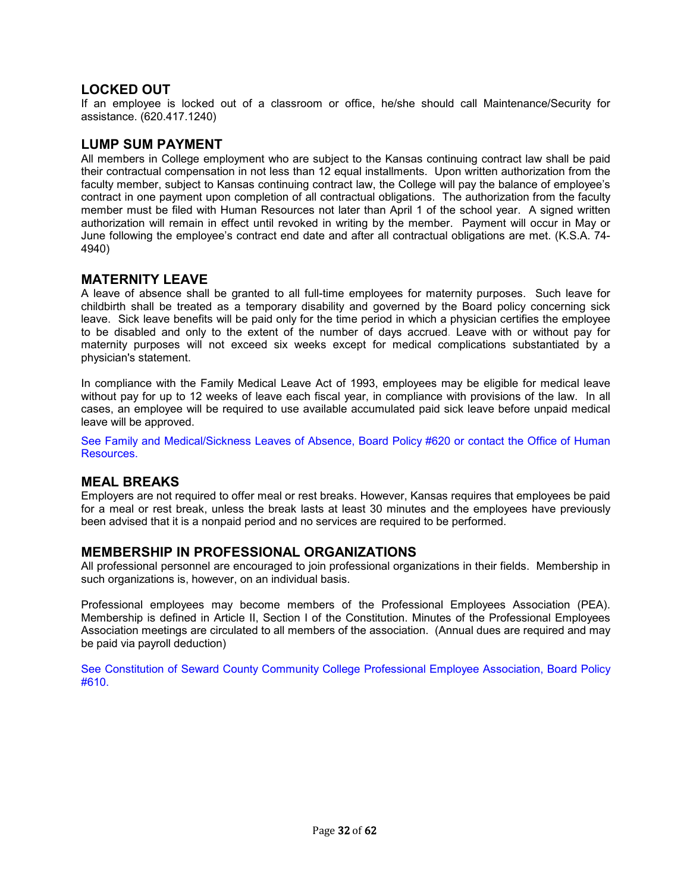## LOCKED OUT

If an employee is locked out of a classroom or office, he/she should call Maintenance/Security for assistance. (620.417.1240)

## LUMP SUM PAYMENT

All members in College employment who are subject to the Kansas continuing contract law shall be paid their contractual compensation in not less than 12 equal installments. Upon written authorization from the faculty member, subject to Kansas continuing contract law, the College will pay the balance of employee's contract in one payment upon completion of all contractual obligations. The authorization from the faculty member must be filed with Human Resources not later than April 1 of the school year. A signed written authorization will remain in effect until revoked in writing by the member. Payment will occur in May or June following the employee's contract end date and after all contractual obligations are met. (K.S.A. 74-4940)

## MATERNITY LEAVE

A leave of absence shall be granted to all full-time employees for maternity purposes. Such leave for childbirth shall be treated as a temporary disability and governed by the Board policy concerning sick leave. Sick leave benefits will be paid only for the time period in which a physician certifies the employee to be disabled and only to the extent of the number of days accrued. Leave with or without pay for maternity purposes will not exceed six weeks except for medical complications substantiated by a physician's statement.

In compliance with the Family Medical Leave Act of 1993, employees may be eligible for medical leave without pay for up to 12 weeks of leave each fiscal year, in compliance with provisions of the law. In all cases, an employee will be required to use available accumulated paid sick leave before unpaid medical leave will be approved.

See Family and Medical/Sickness Leaves of Absence, Board Policy #620 or contact the Office of Human Resources.

## MEAL BREAKS

Employers are not required to offer meal or rest breaks. However, Kansas requires that employees be paid for a meal or rest break, unless the break lasts at least 30 minutes and the employees have previously been advised that it is a nonpaid period and no services are required to be performed.

## MEMBERSHIP IN PROFESSIONAL ORGANIZATIONS

All professional personnel are encouraged to join professional organizations in their fields. Membership in such organizations is, however, on an individual basis.

Professional employees may become members of the Professional Employees Association (PEA). Membership is defined in Article II, Section I of the Constitution. Minutes of the Professional Employees Association meetings are circulated to all members of the association. (Annual dues are required and may be paid via payroll deduction)

See Constitution of Seward County Community College Professional Employee Association, Board Policy #610.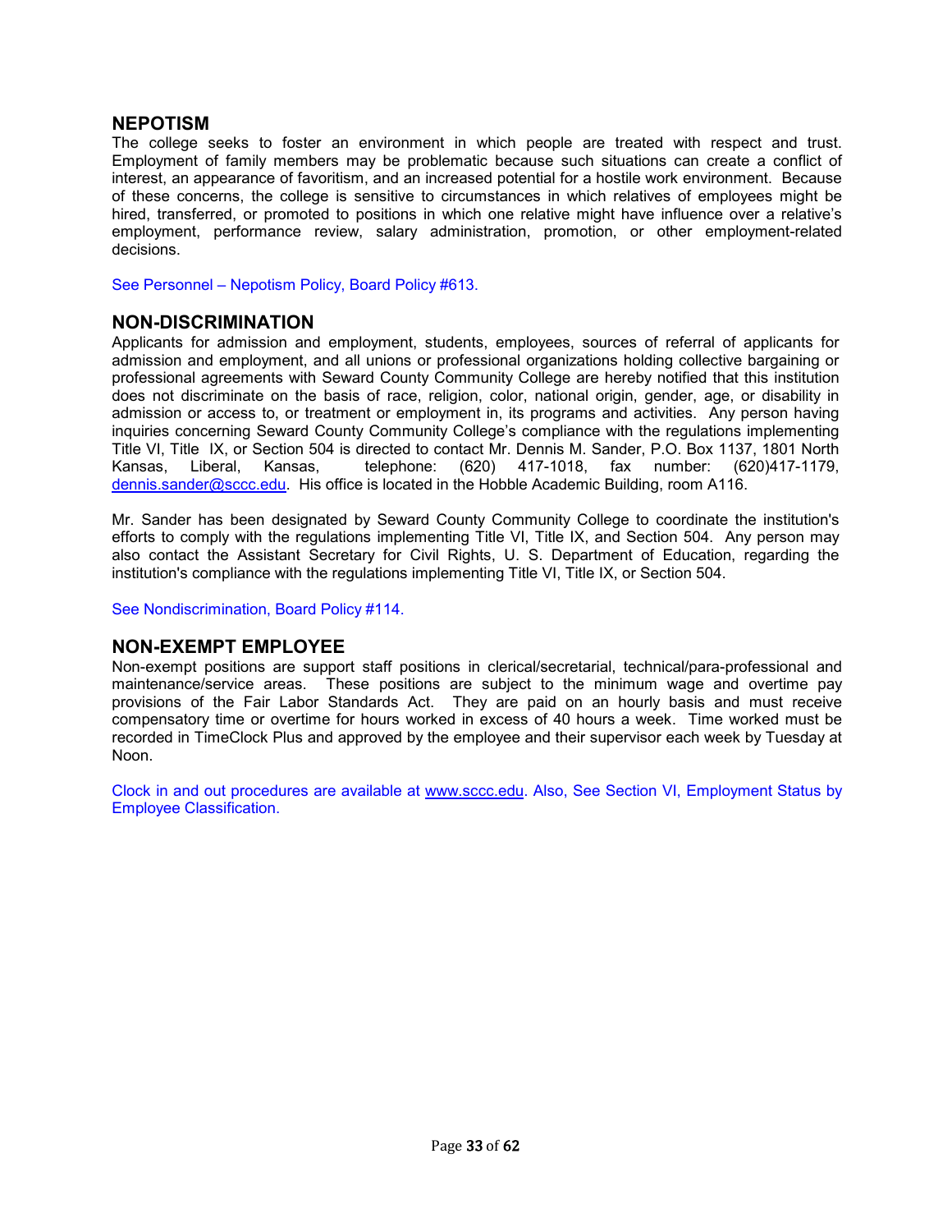## NEPOTISM

The college seeks to foster an environment in which people are treated with respect and trust. Employment of family members may be problematic because such situations can create a conflict of interest, an appearance of favoritism, and an increased potential for a hostile work environment. Because of these concerns, the college is sensitive to circumstances in which relatives of employees might be hired, transferred, or promoted to positions in which one relative might have influence over a relative's employment, performance review, salary administration, promotion, or other employment-related decisions.

See Personnel – Nepotism Policy, Board Policy #613.

## NON-DISCRIMINATION

Applicants for admission and employment, students, employees, sources of referral of applicants for admission and employment, and all unions or professional organizations holding collective bargaining or professional agreements with Seward County Community College are hereby notified that this institution does not discriminate on the basis of race, religion, color, national origin, gender, age, or disability in admission or access to, or treatment or employment in, its programs and activities. Any person having inquiries concerning Seward County Community College's compliance with the regulations implementing Title VI, Title IX, or Section 504 is directed to contact Mr. Dennis M. Sander, P.O. Box 1137, 1801 North Kansas, Liberal, Kansas, telephone: (620) 417-1018, fax number: (620)417-1179, dennis.sander@sccc.edu. His office is located in the Hobble Academic Building, room A116.

Mr. Sander has been designated by Seward County Community College to coordinate the institution's efforts to comply with the regulations implementing Title VI, Title IX, and Section 504. Any person may also contact the Assistant Secretary for Civil Rights, U. S. Department of Education, regarding the institution's compliance with the regulations implementing Title VI, Title IX, or Section 504.

See Nondiscrimination, Board Policy #114.

## NON-EXEMPT EMPLOYEE

Non-exempt positions are support staff positions in clerical/secretarial, technical/para-professional and maintenance/service areas. These positions are subject to the minimum wage and overtime pay provisions of the Fair Labor Standards Act. They are paid on an hourly basis and must receive compensatory time or overtime for hours worked in excess of 40 hours a week. Time worked must be recorded in TimeClock Plus and approved by the employee and their supervisor each week by Tuesday at Noon.

Clock in and out procedures are available at www.sccc.edu. Also, See Section VI, Employment Status by Employee Classification.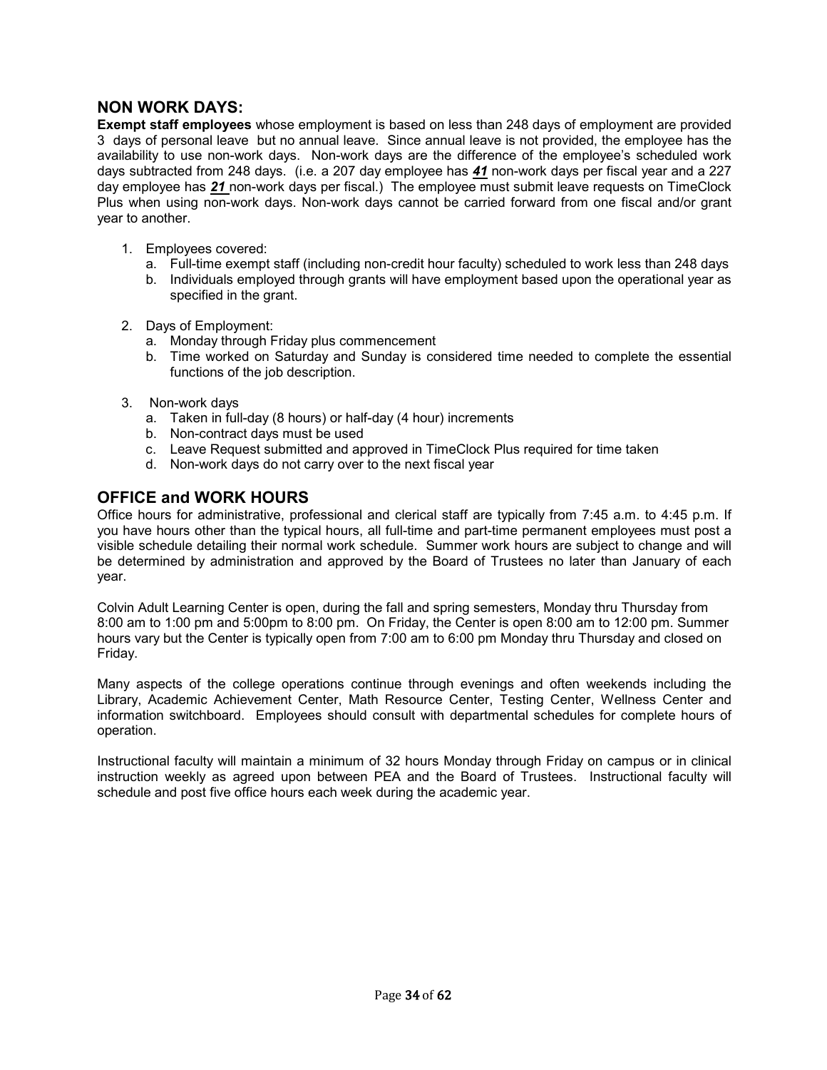## NON WORK DAYS:

**Exempt staff employees** whose employment is based on less than 248 days of employment are provided 3 days of personal leave but no annual leave. Since annual leave is not provided, the employee has the availability to use non-work days. Non-work days are the difference of the employee's scheduled work days subtracted from 248 days. (i.e. a 207 day employee has ***41*** non-work days per fiscal year and a 227 day employee has ***21*** non-work days per fiscal.) The employee must submit leave requests on TimeClock Plus when using non-work days. Non-work days cannot be carried forward from one fiscal and/or grant year to another.

1. Employees covered:
   a. Full-time exempt staff (including non-credit hour faculty) scheduled to work less than 248 days
   b. Individuals employed through grants will have employment based upon the operational year as specified in the grant.

2. Days of Employment:
   a. Monday through Friday plus commencement
   b. Time worked on Saturday and Sunday is considered time needed to complete the essential functions of the job description.

3. Non-work days
   a. Taken in full-day (8 hours) or half-day (4 hour) increments
   b. Non-contract days must be used
   c. Leave Request submitted and approved in TimeClock Plus required for time taken
   d. Non-work days do not carry over to the next fiscal year

## OFFICE and WORK HOURS

Office hours for administrative, professional and clerical staff are typically from 7:45 a.m. to 4:45 p.m. If you have hours other than the typical hours, all full-time and part-time permanent employees must post a visible schedule detailing their normal work schedule. Summer work hours are subject to change and will be determined by administration and approved by the Board of Trustees no later than January of each year.

Colvin Adult Learning Center is open, during the fall and spring semesters, Monday thru Thursday from 8:00 am to 1:00 pm and 5:00pm to 8:00 pm. On Friday, the Center is open 8:00 am to 12:00 pm. Summer hours vary but the Center is typically open from 7:00 am to 6:00 pm Monday thru Thursday and closed on Friday.

Many aspects of the college operations continue through evenings and often weekends including the Library, Academic Achievement Center, Math Resource Center, Testing Center, Wellness Center and information switchboard. Employees should consult with departmental schedules for complete hours of operation.

Instructional faculty will maintain a minimum of 32 hours Monday through Friday on campus or in clinical instruction weekly as agreed upon between PEA and the Board of Trustees. Instructional faculty will schedule and post five office hours each week during the academic year.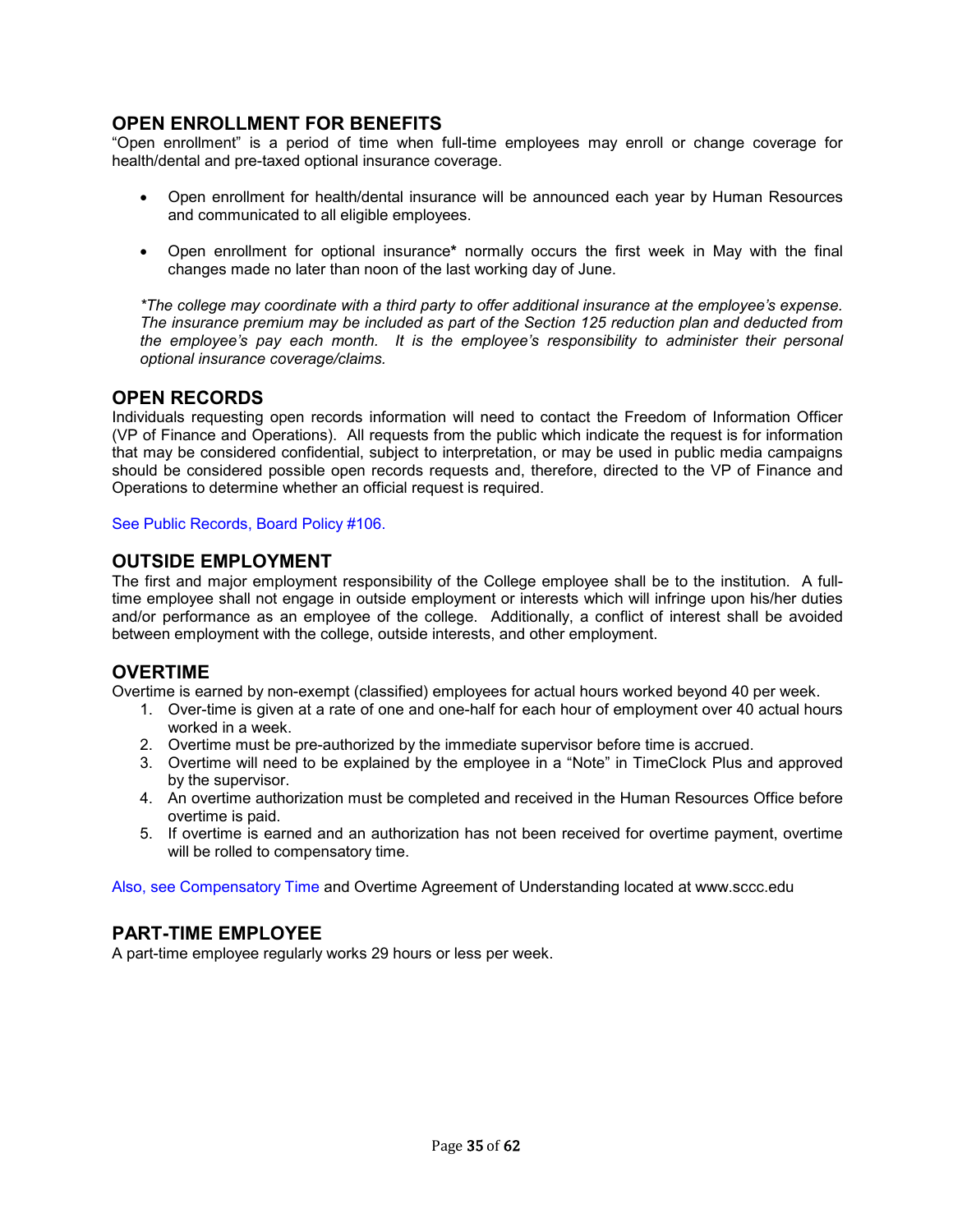## OPEN ENROLLMENT FOR BENEFITS

"Open enrollment" is a period of time when full-time employees may enroll or change coverage for health/dental and pre-taxed optional insurance coverage.

- Open enrollment for health/dental insurance will be announced each year by Human Resources and communicated to all eligible employees.
- Open enrollment for optional insurance* normally occurs the first week in May with the final changes made no later than noon of the last working day of June.

*\*The college may coordinate with a third party to offer additional insurance at the employee's expense. The insurance premium may be included as part of the Section 125 reduction plan and deducted from the employee's pay each month. It is the employee's responsibility to administer their personal optional insurance coverage/claims.*

## OPEN RECORDS

Individuals requesting open records information will need to contact the Freedom of Information Officer (VP of Finance and Operations). All requests from the public which indicate the request is for information that may be considered confidential, subject to interpretation, or may be used in public media campaigns should be considered possible open records requests and, therefore, directed to the VP of Finance and Operations to determine whether an official request is required.

See Public Records, Board Policy #106.

## OUTSIDE EMPLOYMENT

The first and major employment responsibility of the College employee shall be to the institution. A full-time employee shall not engage in outside employment or interests which will infringe upon his/her duties and/or performance as an employee of the college. Additionally, a conflict of interest shall be avoided between employment with the college, outside interests, and other employment.

## OVERTIME

Overtime is earned by non-exempt (classified) employees for actual hours worked beyond 40 per week.

1. Over-time is given at a rate of one and one-half for each hour of employment over 40 actual hours worked in a week.
2. Overtime must be pre-authorized by the immediate supervisor before time is accrued.
3. Overtime will need to be explained by the employee in a "Note" in TimeClock Plus and approved by the supervisor.
4. An overtime authorization must be completed and received in the Human Resources Office before overtime is paid.
5. If overtime is earned and an authorization has not been received for overtime payment, overtime will be rolled to compensatory time.

Also, see Compensatory Time and Overtime Agreement of Understanding located at www.sccc.edu

## PART-TIME EMPLOYEE

A part-time employee regularly works 29 hours or less per week.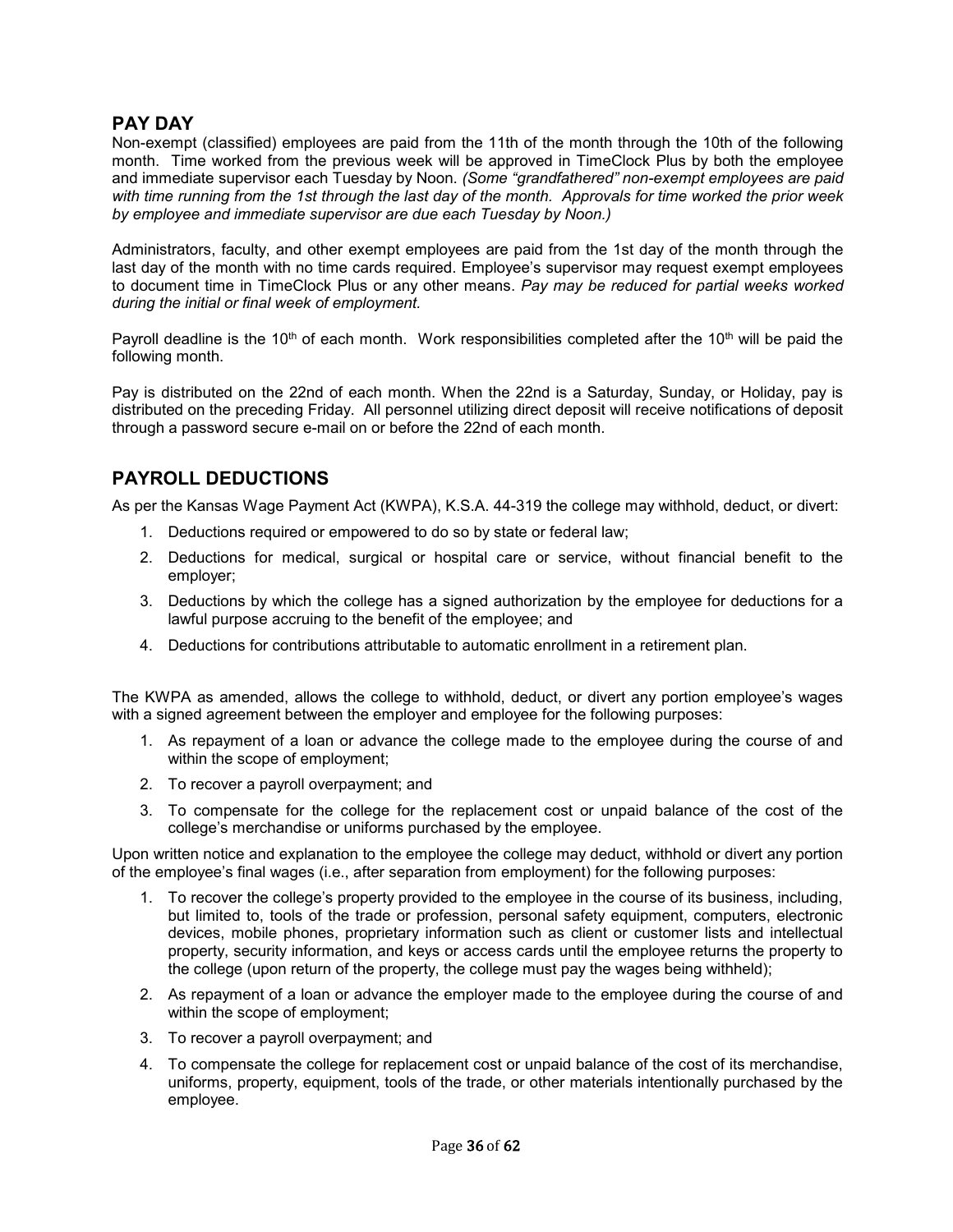## PAY DAY

Non-exempt (classified) employees are paid from the 11th of the month through the 10th of the following month. Time worked from the previous week will be approved in TimeClock Plus by both the employee and immediate supervisor each Tuesday by Noon. *(Some "grandfathered" non-exempt employees are paid with time running from the 1st through the last day of the month. Approvals for time worked the prior week by employee and immediate supervisor are due each Tuesday by Noon.)*

Administrators, faculty, and other exempt employees are paid from the 1st day of the month through the last day of the month with no time cards required. Employee's supervisor may request exempt employees to document time in TimeClock Plus or any other means. *Pay may be reduced for partial weeks worked during the initial or final week of employment.*

Payroll deadline is the 10th of each month. Work responsibilities completed after the 10th will be paid the following month.

Pay is distributed on the 22nd of each month. When the 22nd is a Saturday, Sunday, or Holiday, pay is distributed on the preceding Friday. All personnel utilizing direct deposit will receive notifications of deposit through a password secure e-mail on or before the 22nd of each month.

## PAYROLL DEDUCTIONS

As per the Kansas Wage Payment Act (KWPA), K.S.A. 44-319 the college may withhold, deduct, or divert:

1. Deductions required or empowered to do so by state or federal law;
2. Deductions for medical, surgical or hospital care or service, without financial benefit to the employer;
3. Deductions by which the college has a signed authorization by the employee for deductions for a lawful purpose accruing to the benefit of the employee; and
4. Deductions for contributions attributable to automatic enrollment in a retirement plan.

The KWPA as amended, allows the college to withhold, deduct, or divert any portion employee's wages with a signed agreement between the employer and employee for the following purposes:

1. As repayment of a loan or advance the college made to the employee during the course of and within the scope of employment;
2. To recover a payroll overpayment; and
3. To compensate for the college for the replacement cost or unpaid balance of the cost of the college's merchandise or uniforms purchased by the employee.

Upon written notice and explanation to the employee the college may deduct, withhold or divert any portion of the employee's final wages (i.e., after separation from employment) for the following purposes:

1. To recover the college's property provided to the employee in the course of its business, including, but limited to, tools of the trade or profession, personal safety equipment, computers, electronic devices, mobile phones, proprietary information such as client or customer lists and intellectual property, security information, and keys or access cards until the employee returns the property to the college (upon return of the property, the college must pay the wages being withheld);
2. As repayment of a loan or advance the employer made to the employee during the course of and within the scope of employment;
3. To recover a payroll overpayment; and
4. To compensate the college for replacement cost or unpaid balance of the cost of its merchandise, uniforms, property, equipment, tools of the trade, or other materials intentionally purchased by the employee.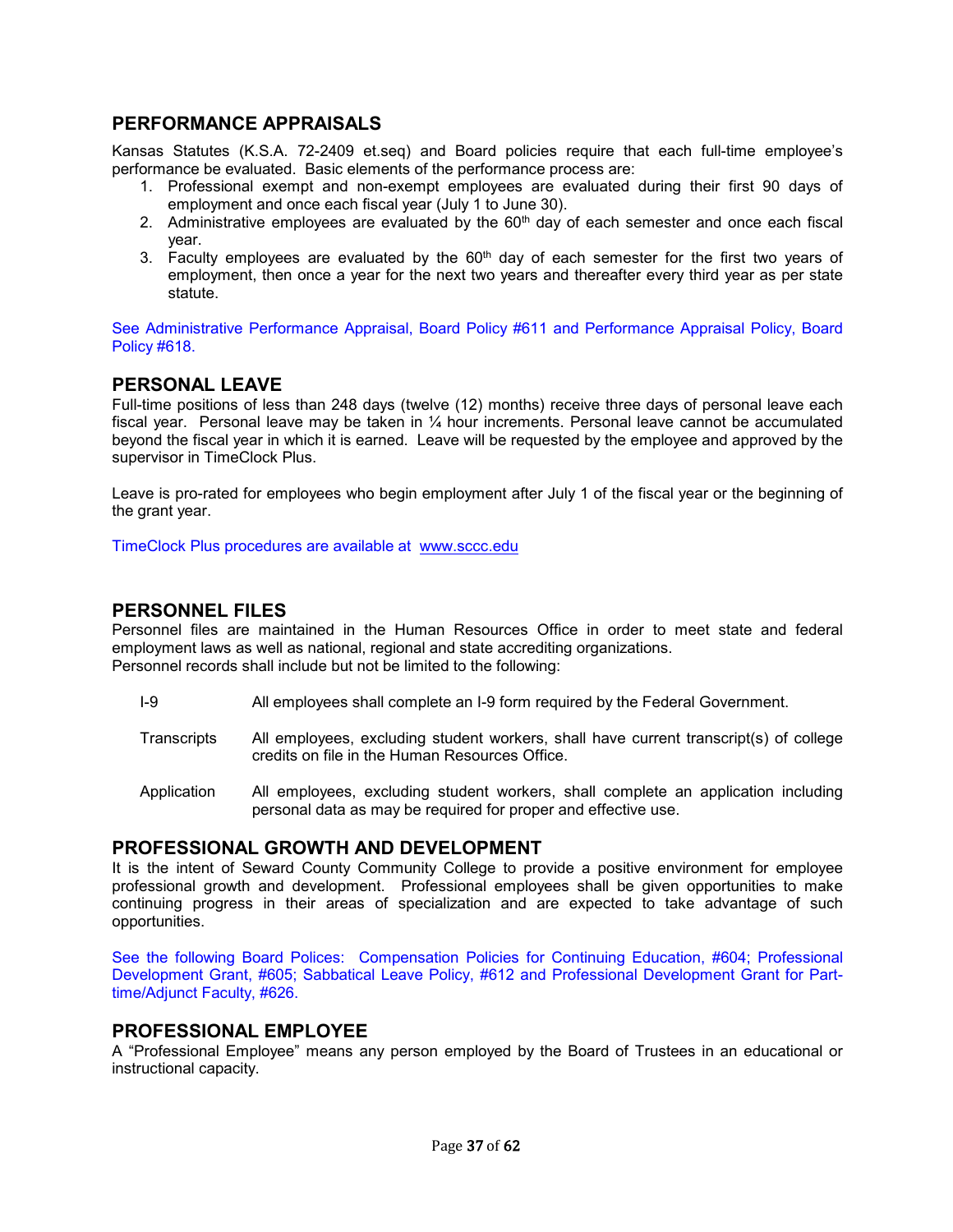## PERFORMANCE APPRAISALS

Kansas Statutes (K.S.A. 72-2409 et.seq) and Board policies require that each full-time employee's performance be evaluated. Basic elements of the performance process are:

1. Professional exempt and non-exempt employees are evaluated during their first 90 days of employment and once each fiscal year (July 1 to June 30).
2. Administrative employees are evaluated by the 60th day of each semester and once each fiscal year.
3. Faculty employees are evaluated by the 60th day of each semester for the first two years of employment, then once a year for the next two years and thereafter every third year as per state statute.

See Administrative Performance Appraisal, Board Policy #611 and Performance Appraisal Policy, Board Policy #618.

## PERSONAL LEAVE

Full-time positions of less than 248 days (twelve (12) months) receive three days of personal leave each fiscal year. Personal leave may be taken in ¼ hour increments. Personal leave cannot be accumulated beyond the fiscal year in which it is earned. Leave will be requested by the employee and approved by the supervisor in TimeClock Plus.

Leave is pro-rated for employees who begin employment after July 1 of the fiscal year or the beginning of the grant year.

TimeClock Plus procedures are available at www.sccc.edu

## PERSONNEL FILES

Personnel files are maintained in the Human Resources Office in order to meet state and federal employment laws as well as national, regional and state accrediting organizations.
Personnel records shall include but not be limited to the following:

| | |
|---|---|
| I-9 | All employees shall complete an I-9 form required by the Federal Government. |
| Transcripts | All employees, excluding student workers, shall have current transcript(s) of college credits on file in the Human Resources Office. |
| Application | All employees, excluding student workers, shall complete an application including personal data as may be required for proper and effective use. |

## PROFESSIONAL GROWTH AND DEVELOPMENT

It is the intent of Seward County Community College to provide a positive environment for employee professional growth and development. Professional employees shall be given opportunities to make continuing progress in their areas of specialization and are expected to take advantage of such opportunities.

See the following Board Polices: Compensation Policies for Continuing Education, #604; Professional Development Grant, #605; Sabbatical Leave Policy, #612 and Professional Development Grant for Part-time/Adjunct Faculty, #626.

## PROFESSIONAL EMPLOYEE

A "Professional Employee" means any person employed by the Board of Trustees in an educational or instructional capacity.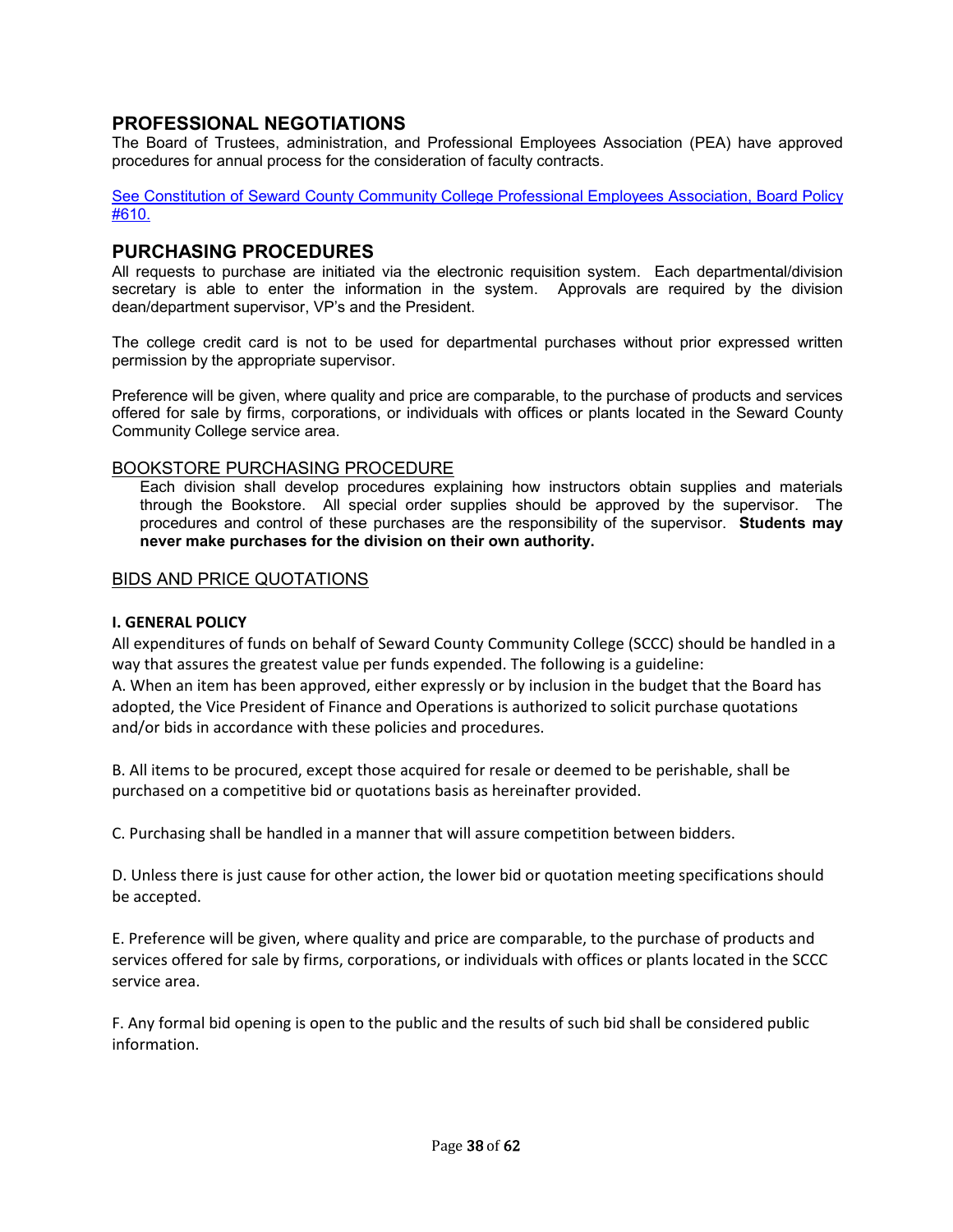## PROFESSIONAL NEGOTIATIONS

The Board of Trustees, administration, and Professional Employees Association (PEA) have approved procedures for annual process for the consideration of faculty contracts.

[See Constitution of Seward County Community College Professional Employees Association, Board Policy #610.]

## PURCHASING PROCEDURES

All requests to purchase are initiated via the electronic requisition system. Each departmental/division secretary is able to enter the information in the system. Approvals are required by the division dean/department supervisor, VP's and the President.

The college credit card is not to be used for departmental purchases without prior expressed written permission by the appropriate supervisor.

Preference will be given, where quality and price are comparable, to the purchase of products and services offered for sale by firms, corporations, or individuals with offices or plants located in the Seward County Community College service area.

### BOOKSTORE PURCHASING PROCEDURE

Each division shall develop procedures explaining how instructors obtain supplies and materials through the Bookstore. All special order supplies should be approved by the supervisor. The procedures and control of these purchases are the responsibility of the supervisor. **Students may never make purchases for the division on their own authority.**

### BIDS AND PRICE QUOTATIONS

#### I. GENERAL POLICY

All expenditures of funds on behalf of Seward County Community College (SCCC) should be handled in a way that assures the greatest value per funds expended. The following is a guideline:

A. When an item has been approved, either expressly or by inclusion in the budget that the Board has adopted, the Vice President of Finance and Operations is authorized to solicit purchase quotations and/or bids in accordance with these policies and procedures.

B. All items to be procured, except those acquired for resale or deemed to be perishable, shall be purchased on a competitive bid or quotations basis as hereinafter provided.

C. Purchasing shall be handled in a manner that will assure competition between bidders.

D. Unless there is just cause for other action, the lower bid or quotation meeting specifications should be accepted.

E. Preference will be given, where quality and price are comparable, to the purchase of products and services offered for sale by firms, corporations, or individuals with offices or plants located in the SCCC service area.

F. Any formal bid opening is open to the public and the results of such bid shall be considered public information.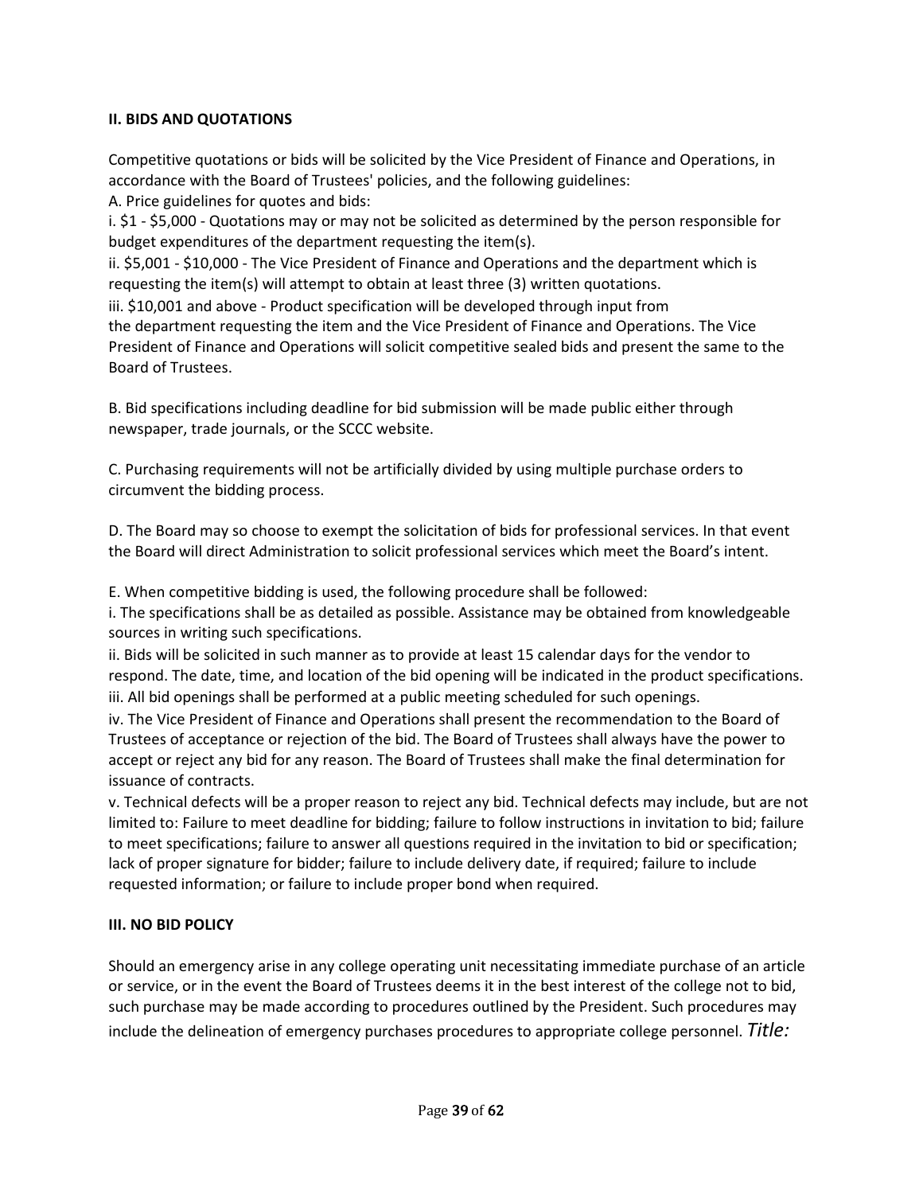### II. BIDS AND QUOTATIONS

Competitive quotations or bids will be solicited by the Vice President of Finance and Operations, in accordance with the Board of Trustees' policies, and the following guidelines:

A. Price guidelines for quotes and bids:

i. $1 - $5,000 - Quotations may or may not be solicited as determined by the person responsible for budget expenditures of the department requesting the item(s).

ii. $5,001 - $10,000 - The Vice President of Finance and Operations and the department which is requesting the item(s) will attempt to obtain at least three (3) written quotations.

iii. $10,001 and above - Product specification will be developed through input from the department requesting the item and the Vice President of Finance and Operations. The Vice President of Finance and Operations will solicit competitive sealed bids and present the same to the Board of Trustees.

B. Bid specifications including deadline for bid submission will be made public either through newspaper, trade journals, or the SCCC website.

C. Purchasing requirements will not be artificially divided by using multiple purchase orders to circumvent the bidding process.

D. The Board may so choose to exempt the solicitation of bids for professional services. In that event the Board will direct Administration to solicit professional services which meet the Board's intent.

E. When competitive bidding is used, the following procedure shall be followed:

i. The specifications shall be as detailed as possible. Assistance may be obtained from knowledgeable sources in writing such specifications.

ii. Bids will be solicited in such manner as to provide at least 15 calendar days for the vendor to respond. The date, time, and location of the bid opening will be indicated in the product specifications.

iii. All bid openings shall be performed at a public meeting scheduled for such openings.

iv. The Vice President of Finance and Operations shall present the recommendation to the Board of Trustees of acceptance or rejection of the bid. The Board of Trustees shall always have the power to accept or reject any bid for any reason. The Board of Trustees shall make the final determination for issuance of contracts.

v. Technical defects will be a proper reason to reject any bid. Technical defects may include, but are not limited to: Failure to meet deadline for bidding; failure to follow instructions in invitation to bid; failure to meet specifications; failure to answer all questions required in the invitation to bid or specification; lack of proper signature for bidder; failure to include delivery date, if required; failure to include requested information; or failure to include proper bond when required.

### III. NO BID POLICY

Should an emergency arise in any college operating unit necessitating immediate purchase of an article or service, or in the event the Board of Trustees deems it in the best interest of the college not to bid, such purchase may be made according to procedures outlined by the President. Such procedures may include the delineation of emergency purchases procedures to appropriate college personnel. *Title:*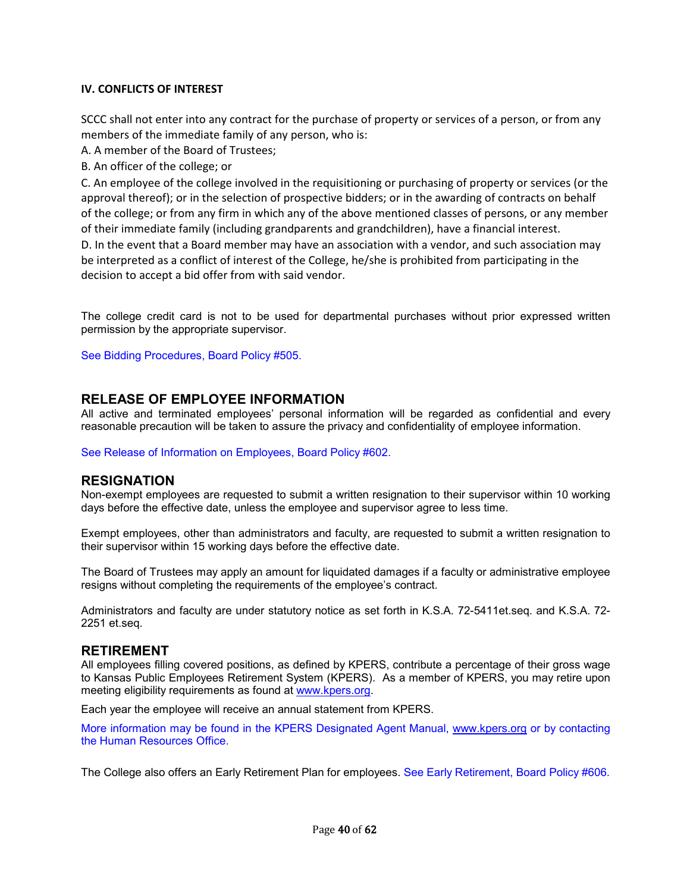**IV. CONFLICTS OF INTEREST**

SCCC shall not enter into any contract for the purchase of property or services of a person, or from any members of the immediate family of any person, who is:

A. A member of the Board of Trustees;

B. An officer of the college; or

C. An employee of the college involved in the requisitioning or purchasing of property or services (or the approval thereof); or in the selection of prospective bidders; or in the awarding of contracts on behalf of the college; or from any firm in which any of the above mentioned classes of persons, or any member of their immediate family (including grandparents and grandchildren), have a financial interest.

D. In the event that a Board member may have an association with a vendor, and such association may be interpreted as a conflict of interest of the College, he/she is prohibited from participating in the decision to accept a bid offer from with said vendor.

The college credit card is not to be used for departmental purchases without prior expressed written permission by the appropriate supervisor.

See Bidding Procedures, Board Policy #505.

## RELEASE OF EMPLOYEE INFORMATION

All active and terminated employees' personal information will be regarded as confidential and every reasonable precaution will be taken to assure the privacy and confidentiality of employee information.

See Release of Information on Employees, Board Policy #602.

## RESIGNATION

Non-exempt employees are requested to submit a written resignation to their supervisor within 10 working days before the effective date, unless the employee and supervisor agree to less time.

Exempt employees, other than administrators and faculty, are requested to submit a written resignation to their supervisor within 15 working days before the effective date.

The Board of Trustees may apply an amount for liquidated damages if a faculty or administrative employee resigns without completing the requirements of the employee's contract.

Administrators and faculty are under statutory notice as set forth in K.S.A. 72-5411et.seq. and K.S.A. 72-2251 et.seq.

## RETIREMENT

All employees filling covered positions, as defined by KPERS, contribute a percentage of their gross wage to Kansas Public Employees Retirement System (KPERS). As a member of KPERS, you may retire upon meeting eligibility requirements as found at www.kpers.org.

Each year the employee will receive an annual statement from KPERS.

More information may be found in the KPERS Designated Agent Manual, www.kpers.org or by contacting the Human Resources Office.

The College also offers an Early Retirement Plan for employees. See Early Retirement, Board Policy #606.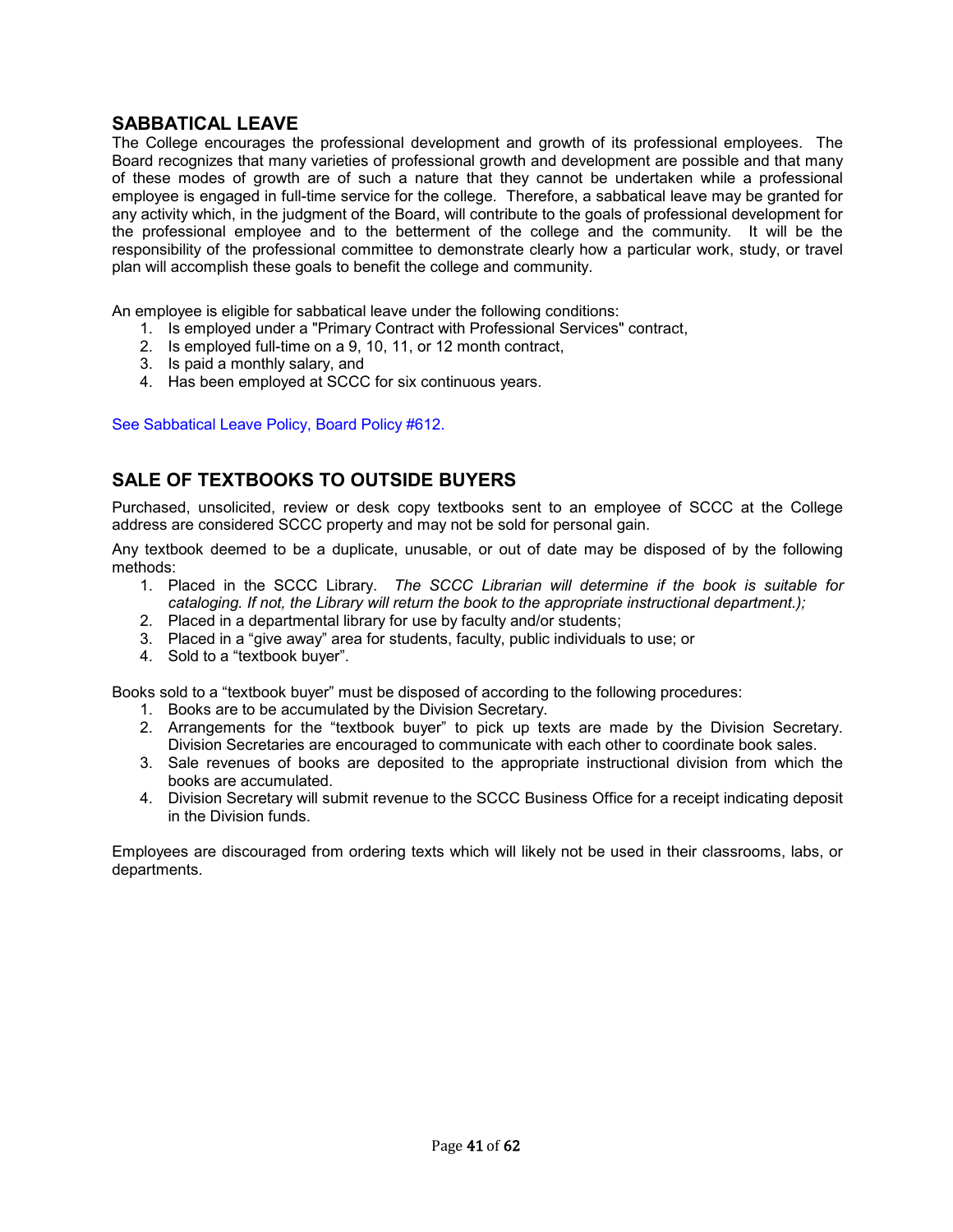## SABBATICAL LEAVE

The College encourages the professional development and growth of its professional employees. The Board recognizes that many varieties of professional growth and development are possible and that many of these modes of growth are of such a nature that they cannot be undertaken while a professional employee is engaged in full-time service for the college. Therefore, a sabbatical leave may be granted for any activity which, in the judgment of the Board, will contribute to the goals of professional development for the professional employee and to the betterment of the college and the community. It will be the responsibility of the professional committee to demonstrate clearly how a particular work, study, or travel plan will accomplish these goals to benefit the college and community.

An employee is eligible for sabbatical leave under the following conditions:

1. Is employed under a "Primary Contract with Professional Services" contract,
2. Is employed full-time on a 9, 10, 11, or 12 month contract,
3. Is paid a monthly salary, and
4. Has been employed at SCCC for six continuous years.

See Sabbatical Leave Policy, Board Policy #612.

## SALE OF TEXTBOOKS TO OUTSIDE BUYERS

Purchased, unsolicited, review or desk copy textbooks sent to an employee of SCCC at the College address are considered SCCC property and may not be sold for personal gain.

Any textbook deemed to be a duplicate, unusable, or out of date may be disposed of by the following methods:

1. Placed in the SCCC Library. *The SCCC Librarian will determine if the book is suitable for cataloging. If not, the Library will return the book to the appropriate instructional department.);*
2. Placed in a departmental library for use by faculty and/or students;
3. Placed in a "give away" area for students, faculty, public individuals to use; or
4. Sold to a "textbook buyer".

Books sold to a "textbook buyer" must be disposed of according to the following procedures:

1. Books are to be accumulated by the Division Secretary.
2. Arrangements for the "textbook buyer" to pick up texts are made by the Division Secretary. Division Secretaries are encouraged to communicate with each other to coordinate book sales.
3. Sale revenues of books are deposited to the appropriate instructional division from which the books are accumulated.
4. Division Secretary will submit revenue to the SCCC Business Office for a receipt indicating deposit in the Division funds.

Employees are discouraged from ordering texts which will likely not be used in their classrooms, labs, or departments.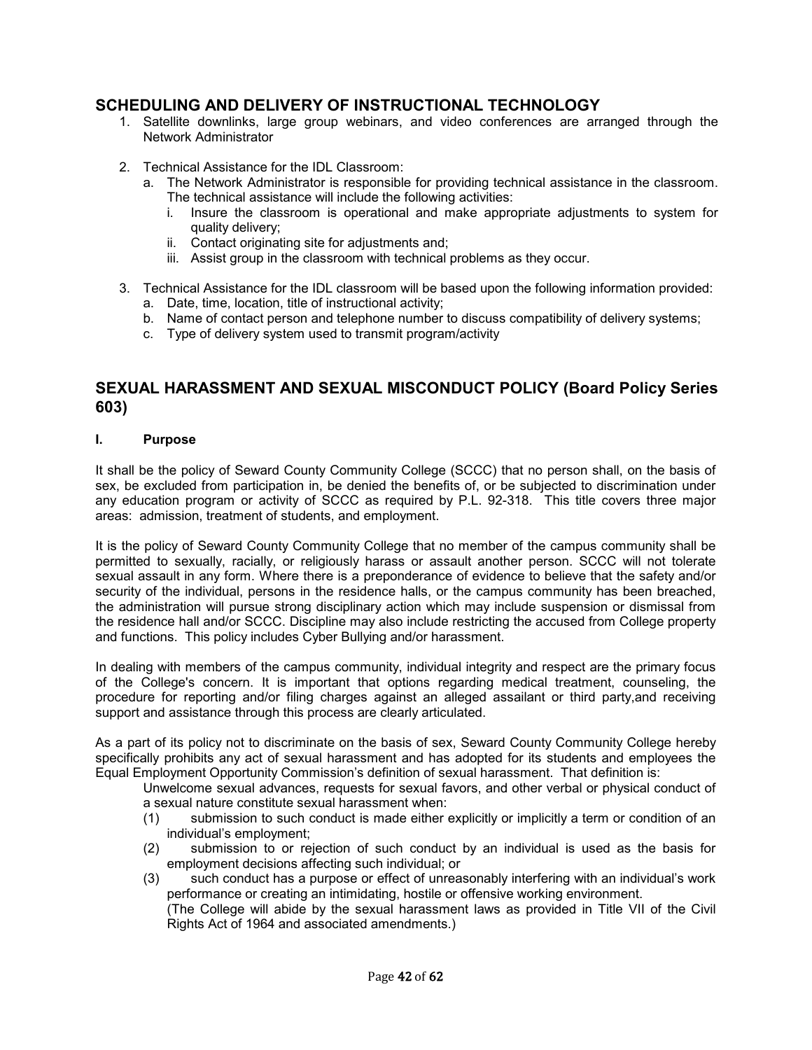## SCHEDULING AND DELIVERY OF INSTRUCTIONAL TECHNOLOGY

1. Satellite downlinks, large group webinars, and video conferences are arranged through the Network Administrator

2. Technical Assistance for the IDL Classroom:
   a. The Network Administrator is responsible for providing technical assistance in the classroom. The technical assistance will include the following activities:
      i. Insure the classroom is operational and make appropriate adjustments to system for quality delivery;
      ii. Contact originating site for adjustments and;
      iii. Assist group in the classroom with technical problems as they occur.

3. Technical Assistance for the IDL classroom will be based upon the following information provided:
   a. Date, time, location, title of instructional activity;
   b. Name of contact person and telephone number to discuss compatibility of delivery systems;
   c. Type of delivery system used to transmit program/activity

## SEXUAL HARASSMENT AND SEXUAL MISCONDUCT POLICY (Board Policy Series 603)

### I. Purpose

It shall be the policy of Seward County Community College (SCCC) that no person shall, on the basis of sex, be excluded from participation in, be denied the benefits of, or be subjected to discrimination under any education program or activity of SCCC as required by P.L. 92-318. This title covers three major areas: admission, treatment of students, and employment.

It is the policy of Seward County Community College that no member of the campus community shall be permitted to sexually, racially, or religiously harass or assault another person. SCCC will not tolerate sexual assault in any form. Where there is a preponderance of evidence to believe that the safety and/or security of the individual, persons in the residence halls, or the campus community has been breached, the administration will pursue strong disciplinary action which may include suspension or dismissal from the residence hall and/or SCCC. Discipline may also include restricting the accused from College property and functions. This policy includes Cyber Bullying and/or harassment.

In dealing with members of the campus community, individual integrity and respect are the primary focus of the College's concern. It is important that options regarding medical treatment, counseling, the procedure for reporting and/or filing charges against an alleged assailant or third party,and receiving support and assistance through this process are clearly articulated.

As a part of its policy not to discriminate on the basis of sex, Seward County Community College hereby specifically prohibits any act of sexual harassment and has adopted for its students and employees the Equal Employment Opportunity Commission's definition of sexual harassment. That definition is:

> Unwelcome sexual advances, requests for sexual favors, and other verbal or physical conduct of a sexual nature constitute sexual harassment when:
>
> (1) submission to such conduct is made either explicitly or implicitly a term or condition of an individual's employment;
>
> (2) submission to or rejection of such conduct by an individual is used as the basis for employment decisions affecting such individual; or
>
> (3) such conduct has a purpose or effect of unreasonably interfering with an individual's work performance or creating an intimidating, hostile or offensive working environment.
>
> (The College will abide by the sexual harassment laws as provided in Title VII of the Civil Rights Act of 1964 and associated amendments.)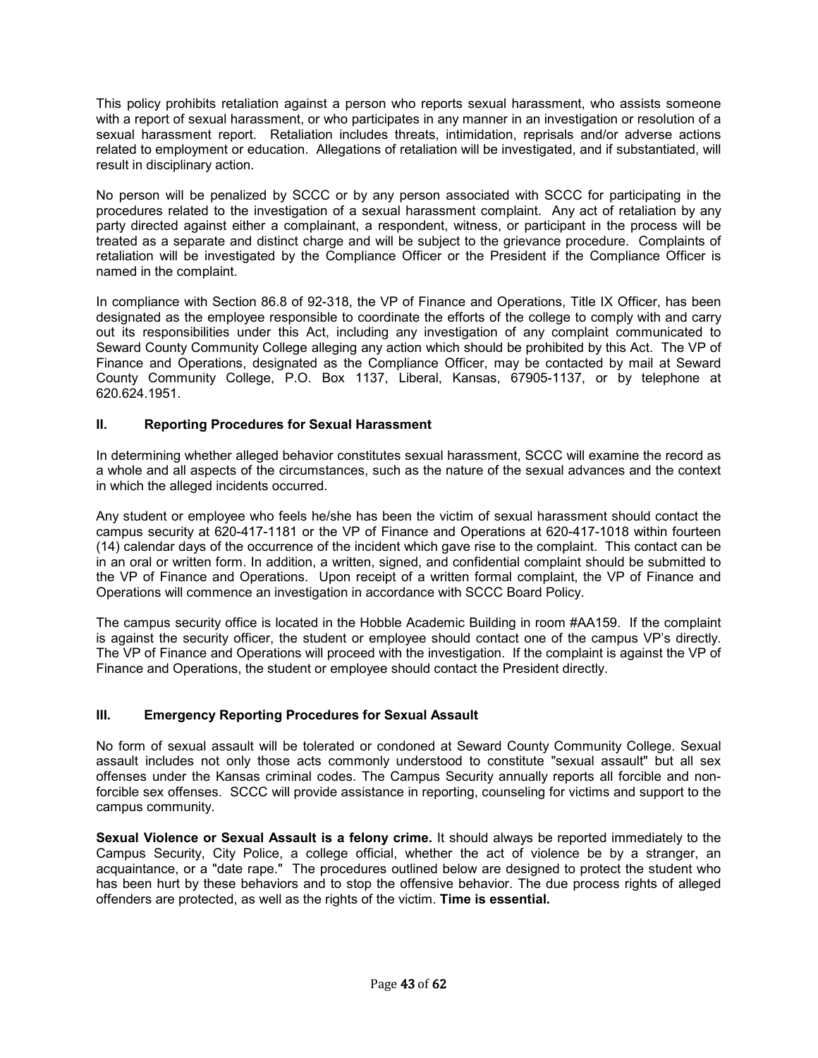This policy prohibits retaliation against a person who reports sexual harassment, who assists someone with a report of sexual harassment, or who participates in any manner in an investigation or resolution of a sexual harassment report. Retaliation includes threats, intimidation, reprisals and/or adverse actions related to employment or education. Allegations of retaliation will be investigated, and if substantiated, will result in disciplinary action.

No person will be penalized by SCCC or by any person associated with SCCC for participating in the procedures related to the investigation of a sexual harassment complaint. Any act of retaliation by any party directed against either a complainant, a respondent, witness, or participant in the process will be treated as a separate and distinct charge and will be subject to the grievance procedure. Complaints of retaliation will be investigated by the Compliance Officer or the President if the Compliance Officer is named in the complaint.

In compliance with Section 86.8 of 92-318, the VP of Finance and Operations, Title IX Officer, has been designated as the employee responsible to coordinate the efforts of the college to comply with and carry out its responsibilities under this Act, including any investigation of any complaint communicated to Seward County Community College alleging any action which should be prohibited by this Act. The VP of Finance and Operations, designated as the Compliance Officer, may be contacted by mail at Seward County Community College, P.O. Box 1137, Liberal, Kansas, 67905-1137, or by telephone at 620.624.1951.

## II. Reporting Procedures for Sexual Harassment

In determining whether alleged behavior constitutes sexual harassment, SCCC will examine the record as a whole and all aspects of the circumstances, such as the nature of the sexual advances and the context in which the alleged incidents occurred.

Any student or employee who feels he/she has been the victim of sexual harassment should contact the campus security at 620-417-1181 or the VP of Finance and Operations at 620-417-1018 within fourteen (14) calendar days of the occurrence of the incident which gave rise to the complaint. This contact can be in an oral or written form. In addition, a written, signed, and confidential complaint should be submitted to the VP of Finance and Operations. Upon receipt of a written formal complaint, the VP of Finance and Operations will commence an investigation in accordance with SCCC Board Policy.

The campus security office is located in the Hobble Academic Building in room #AA159. If the complaint is against the security officer, the student or employee should contact one of the campus VP's directly. The VP of Finance and Operations will proceed with the investigation. If the complaint is against the VP of Finance and Operations, the student or employee should contact the President directly.

## III. Emergency Reporting Procedures for Sexual Assault

No form of sexual assault will be tolerated or condoned at Seward County Community College. Sexual assault includes not only those acts commonly understood to constitute "sexual assault" but all sex offenses under the Kansas criminal codes. The Campus Security annually reports all forcible and non-forcible sex offenses. SCCC will provide assistance in reporting, counseling for victims and support to the campus community.

**Sexual Violence or Sexual Assault is a felony crime.** It should always be reported immediately to the Campus Security, City Police, a college official, whether the act of violence be by a stranger, an acquaintance, or a "date rape." The procedures outlined below are designed to protect the student who has been hurt by these behaviors and to stop the offensive behavior. The due process rights of alleged offenders are protected, as well as the rights of the victim. **Time is essential.**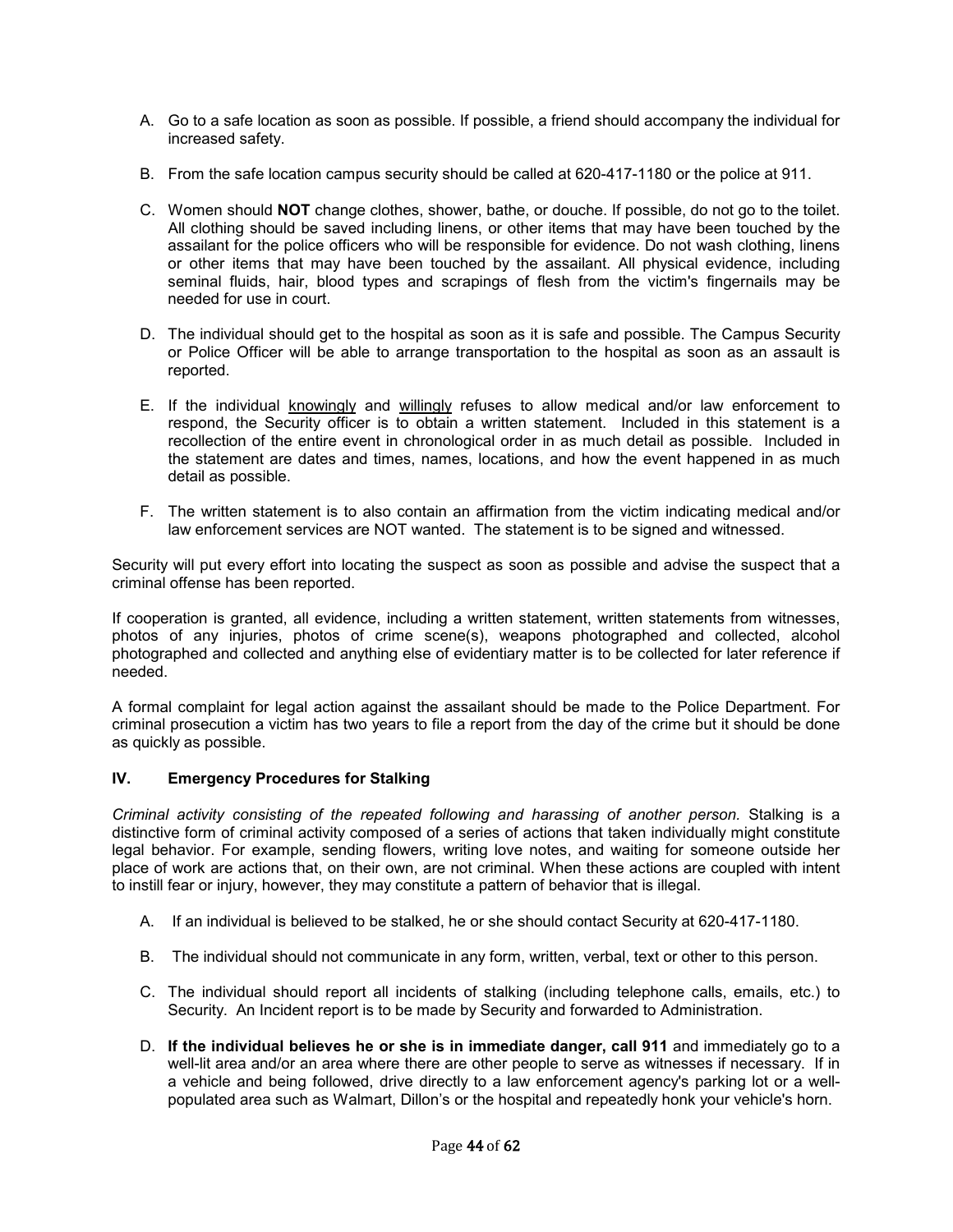A. Go to a safe location as soon as possible. If possible, a friend should accompany the individual for increased safety.

B. From the safe location campus security should be called at 620-417-1180 or the police at 911.

C. Women should **NOT** change clothes, shower, bathe, or douche. If possible, do not go to the toilet. All clothing should be saved including linens, or other items that may have been touched by the assailant for the police officers who will be responsible for evidence. Do not wash clothing, linens or other items that may have been touched by the assailant. All physical evidence, including seminal fluids, hair, blood types and scrapings of flesh from the victim's fingernails may be needed for use in court.

D. The individual should get to the hospital as soon as it is safe and possible. The Campus Security or Police Officer will be able to arrange transportation to the hospital as soon as an assault is reported.

E. If the individual knowingly and willingly refuses to allow medical and/or law enforcement to respond, the Security officer is to obtain a written statement. Included in this statement is a recollection of the entire event in chronological order in as much detail as possible. Included in the statement are dates and times, names, locations, and how the event happened in as much detail as possible.

F. The written statement is to also contain an affirmation from the victim indicating medical and/or law enforcement services are NOT wanted. The statement is to be signed and witnessed.

Security will put every effort into locating the suspect as soon as possible and advise the suspect that a criminal offense has been reported.

If cooperation is granted, all evidence, including a written statement, written statements from witnesses, photos of any injuries, photos of crime scene(s), weapons photographed and collected, alcohol photographed and collected and anything else of evidentiary matter is to be collected for later reference if needed.

A formal complaint for legal action against the assailant should be made to the Police Department. For criminal prosecution a victim has two years to file a report from the day of the crime but it should be done as quickly as possible.

### IV. Emergency Procedures for Stalking

*Criminal activity consisting of the repeated following and harassing of another person.* Stalking is a distinctive form of criminal activity composed of a series of actions that taken individually might constitute legal behavior. For example, sending flowers, writing love notes, and waiting for someone outside her place of work are actions that, on their own, are not criminal. When these actions are coupled with intent to instill fear or injury, however, they may constitute a pattern of behavior that is illegal.

A. If an individual is believed to be stalked, he or she should contact Security at 620-417-1180.

B. The individual should not communicate in any form, written, verbal, text or other to this person.

C. The individual should report all incidents of stalking (including telephone calls, emails, etc.) to Security. An Incident report is to be made by Security and forwarded to Administration.

D. **If the individual believes he or she is in immediate danger, call 911** and immediately go to a well-lit area and/or an area where there are other people to serve as witnesses if necessary. If in a vehicle and being followed, drive directly to a law enforcement agency's parking lot or a well-populated area such as Walmart, Dillon's or the hospital and repeatedly honk your vehicle's horn.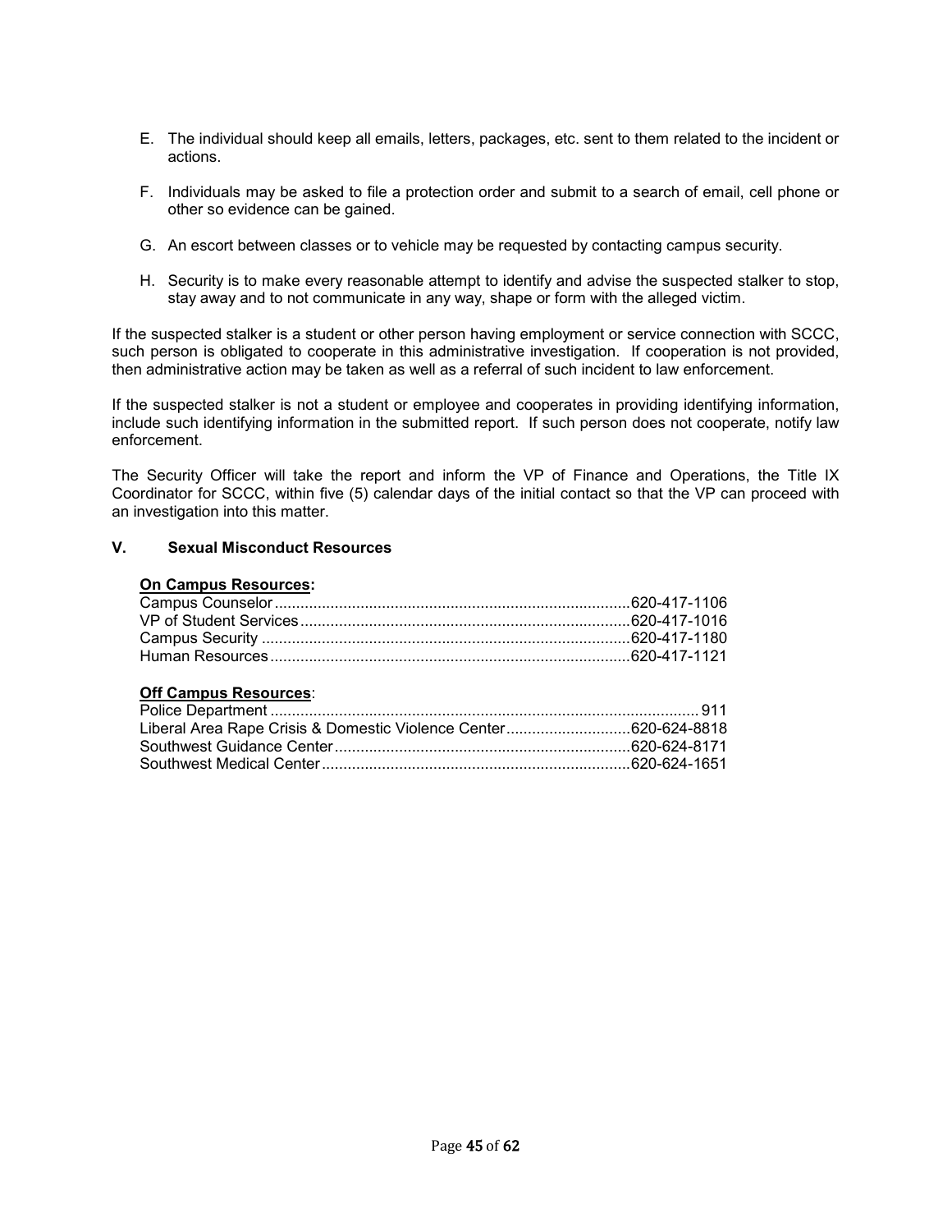E. The individual should keep all emails, letters, packages, etc. sent to them related to the incident or actions.

F. Individuals may be asked to file a protection order and submit to a search of email, cell phone or other so evidence can be gained.

G. An escort between classes or to vehicle may be requested by contacting campus security.

H. Security is to make every reasonable attempt to identify and advise the suspected stalker to stop, stay away and to not communicate in any way, shape or form with the alleged victim.

If the suspected stalker is a student or other person having employment or service connection with SCCC, such person is obligated to cooperate in this administrative investigation. If cooperation is not provided, then administrative action may be taken as well as a referral of such incident to law enforcement.

If the suspected stalker is not a student or employee and cooperates in providing identifying information, include such identifying information in the submitted report. If such person does not cooperate, notify law enforcement.

The Security Officer will take the report and inform the VP of Finance and Operations, the Title IX Coordinator for SCCC, within five (5) calendar days of the initial contact so that the VP can proceed with an investigation into this matter.

## V. Sexual Misconduct Resources

**On Campus Resources:**

Campus Counselor....................620-417-1106
VP of Student Services....................620-417-1016
Campus Security....................620-417-1180
Human Resources....................620-417-1121

**Off Campus Resources:**

Police Department....................911
Liberal Area Rape Crisis & Domestic Violence Center....................620-624-8818
Southwest Guidance Center....................620-624-8171
Southwest Medical Center....................620-624-1651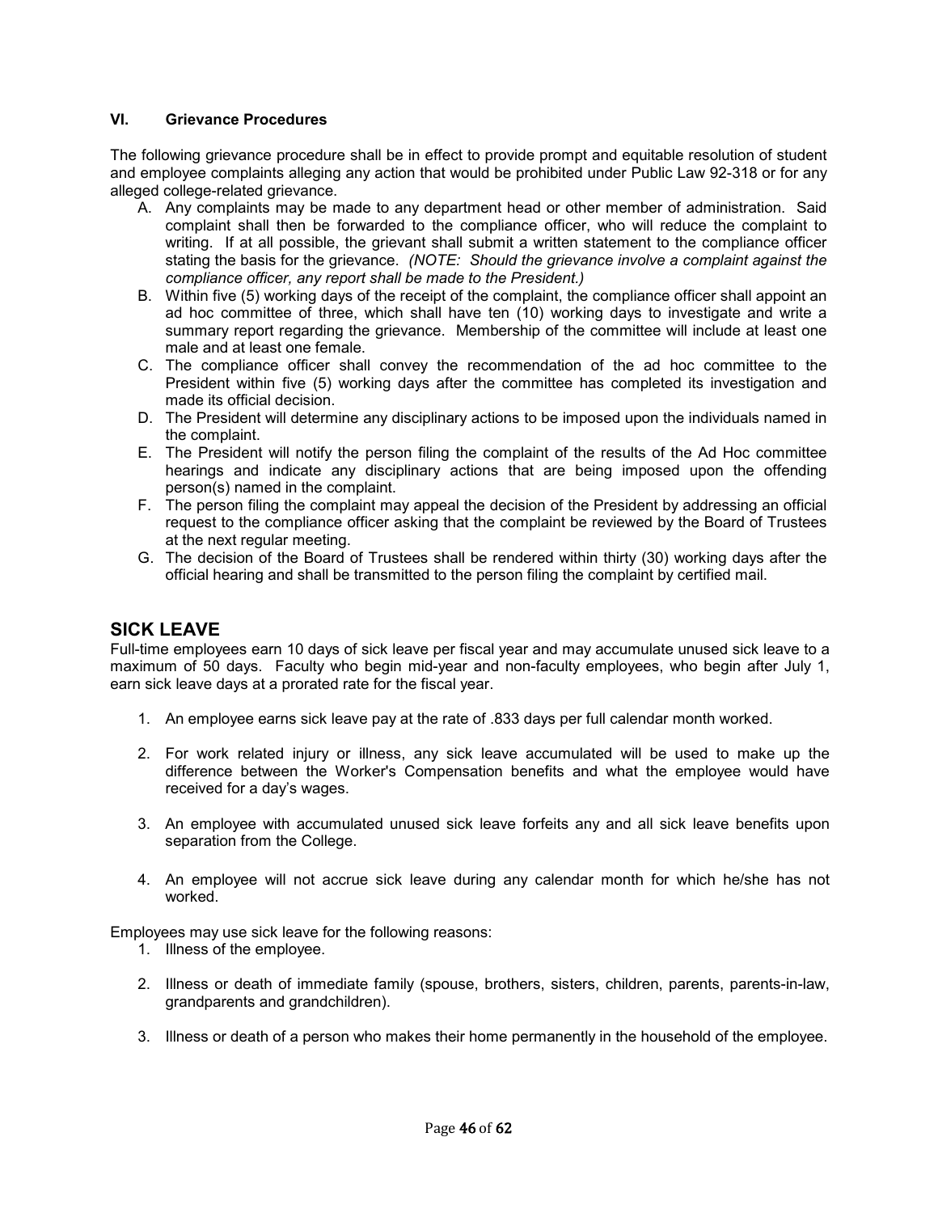### VI. Grievance Procedures

The following grievance procedure shall be in effect to provide prompt and equitable resolution of student and employee complaints alleging any action that would be prohibited under Public Law 92-318 or for any alleged college-related grievance.

A. Any complaints may be made to any department head or other member of administration. Said complaint shall then be forwarded to the compliance officer, who will reduce the complaint to writing. If at all possible, the grievant shall submit a written statement to the compliance officer stating the basis for the grievance. *(NOTE: Should the grievance involve a complaint against the compliance officer, any report shall be made to the President.)*
B. Within five (5) working days of the receipt of the complaint, the compliance officer shall appoint an ad hoc committee of three, which shall have ten (10) working days to investigate and write a summary report regarding the grievance. Membership of the committee will include at least one male and at least one female.
C. The compliance officer shall convey the recommendation of the ad hoc committee to the President within five (5) working days after the committee has completed its investigation and made its official decision.
D. The President will determine any disciplinary actions to be imposed upon the individuals named in the complaint.
E. The President will notify the person filing the complaint of the results of the Ad Hoc committee hearings and indicate any disciplinary actions that are being imposed upon the offending person(s) named in the complaint.
F. The person filing the complaint may appeal the decision of the President by addressing an official request to the compliance officer asking that the complaint be reviewed by the Board of Trustees at the next regular meeting.
G. The decision of the Board of Trustees shall be rendered within thirty (30) working days after the official hearing and shall be transmitted to the person filing the complaint by certified mail.

## SICK LEAVE

Full-time employees earn 10 days of sick leave per fiscal year and may accumulate unused sick leave to a maximum of 50 days. Faculty who begin mid-year and non-faculty employees, who begin after July 1, earn sick leave days at a prorated rate for the fiscal year.

1. An employee earns sick leave pay at the rate of .833 days per full calendar month worked.

2. For work related injury or illness, any sick leave accumulated will be used to make up the difference between the Worker's Compensation benefits and what the employee would have received for a day's wages.

3. An employee with accumulated unused sick leave forfeits any and all sick leave benefits upon separation from the College.

4. An employee will not accrue sick leave during any calendar month for which he/she has not worked.

Employees may use sick leave for the following reasons:

1. Illness of the employee.

2. Illness or death of immediate family (spouse, brothers, sisters, children, parents, parents-in-law, grandparents and grandchildren).

3. Illness or death of a person who makes their home permanently in the household of the employee.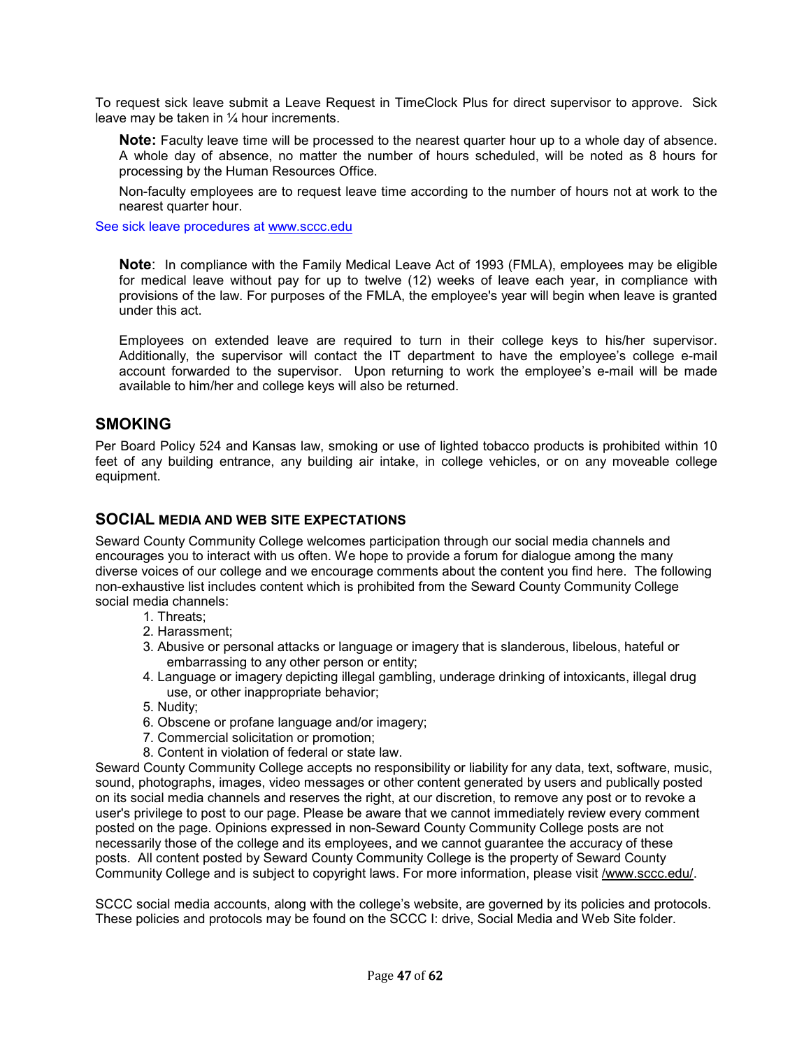To request sick leave submit a Leave Request in TimeClock Plus for direct supervisor to approve. Sick leave may be taken in ¼ hour increments.

> **Note:** Faculty leave time will be processed to the nearest quarter hour up to a whole day of absence. A whole day of absence, no matter the number of hours scheduled, will be noted as 8 hours for processing by the Human Resources Office.
>
> Non-faculty employees are to request leave time according to the number of hours not at work to the nearest quarter hour.

See sick leave procedures at www.sccc.edu

> **Note**: In compliance with the Family Medical Leave Act of 1993 (FMLA), employees may be eligible for medical leave without pay for up to twelve (12) weeks of leave each year, in compliance with provisions of the law. For purposes of the FMLA, the employee's year will begin when leave is granted under this act.
>
> Employees on extended leave are required to turn in their college keys to his/her supervisor. Additionally, the supervisor will contact the IT department to have the employee's college e-mail account forwarded to the supervisor. Upon returning to work the employee's e-mail will be made available to him/her and college keys will also be returned.

## SMOKING

Per Board Policy 524 and Kansas law, smoking or use of lighted tobacco products is prohibited within 10 feet of any building entrance, any building air intake, in college vehicles, or on any moveable college equipment.

## SOCIAL MEDIA AND WEB SITE EXPECTATIONS

Seward County Community College welcomes participation through our social media channels and encourages you to interact with us often. We hope to provide a forum for dialogue among the many diverse voices of our college and we encourage comments about the content you find here. The following non-exhaustive list includes content which is prohibited from the Seward County Community College social media channels:

1. Threats;
2. Harassment;
3. Abusive or personal attacks or language or imagery that is slanderous, libelous, hateful or embarrassing to any other person or entity;
4. Language or imagery depicting illegal gambling, underage drinking of intoxicants, illegal drug use, or other inappropriate behavior;
5. Nudity;
6. Obscene or profane language and/or imagery;
7. Commercial solicitation or promotion;
8. Content in violation of federal or state law.

Seward County Community College accepts no responsibility or liability for any data, text, software, music, sound, photographs, images, video messages or other content generated by users and publically posted on its social media channels and reserves the right, at our discretion, to remove any post or to revoke a user's privilege to post to our page. Please be aware that we cannot immediately review every comment posted on the page. Opinions expressed in non-Seward County Community College posts are not necessarily those of the college and its employees, and we cannot guarantee the accuracy of these posts. All content posted by Seward County Community College is the property of Seward County Community College and is subject to copyright laws. For more information, please visit /www.sccc.edu/.

SCCC social media accounts, along with the college's website, are governed by its policies and protocols. These policies and protocols may be found on the SCCC I: drive, Social Media and Web Site folder.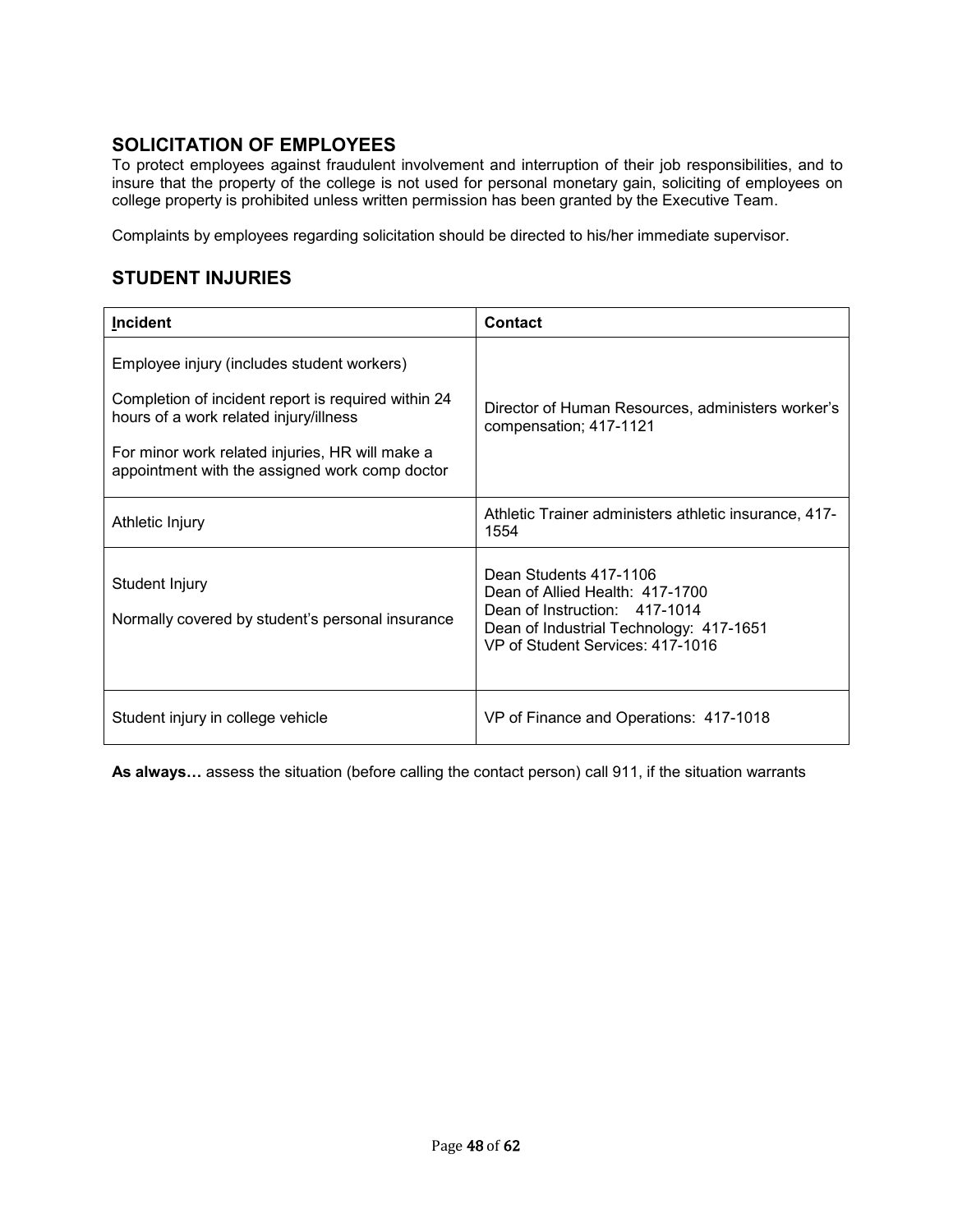## SOLICITATION OF EMPLOYEES

To protect employees against fraudulent involvement and interruption of their job responsibilities, and to insure that the property of the college is not used for personal monetary gain, soliciting of employees on college property is prohibited unless written permission has been granted by the Executive Team.

Complaints by employees regarding solicitation should be directed to his/her immediate supervisor.

## STUDENT INJURIES

| Incident | Contact |
|---|---|
| Employee injury (includes student workers)<br><br>Completion of incident report is required within 24 hours of a work related injury/illness<br><br>For minor work related injuries, HR will make a appointment with the assigned work comp doctor | Director of Human Resources, administers worker's compensation; 417-1121 |
| Athletic Injury | Athletic Trainer administers athletic insurance, 417-1554 |
| Student Injury<br><br>Normally covered by student's personal insurance | Dean Students 417-1106<br>Dean of Allied Health: 417-1700<br>Dean of Instruction: 417-1014<br>Dean of Industrial Technology: 417-1651<br>VP of Student Services: 417-1016 |
| Student injury in college vehicle | VP of Finance and Operations: 417-1018 |

**As always…** assess the situation (before calling the contact person) call 911, if the situation warrants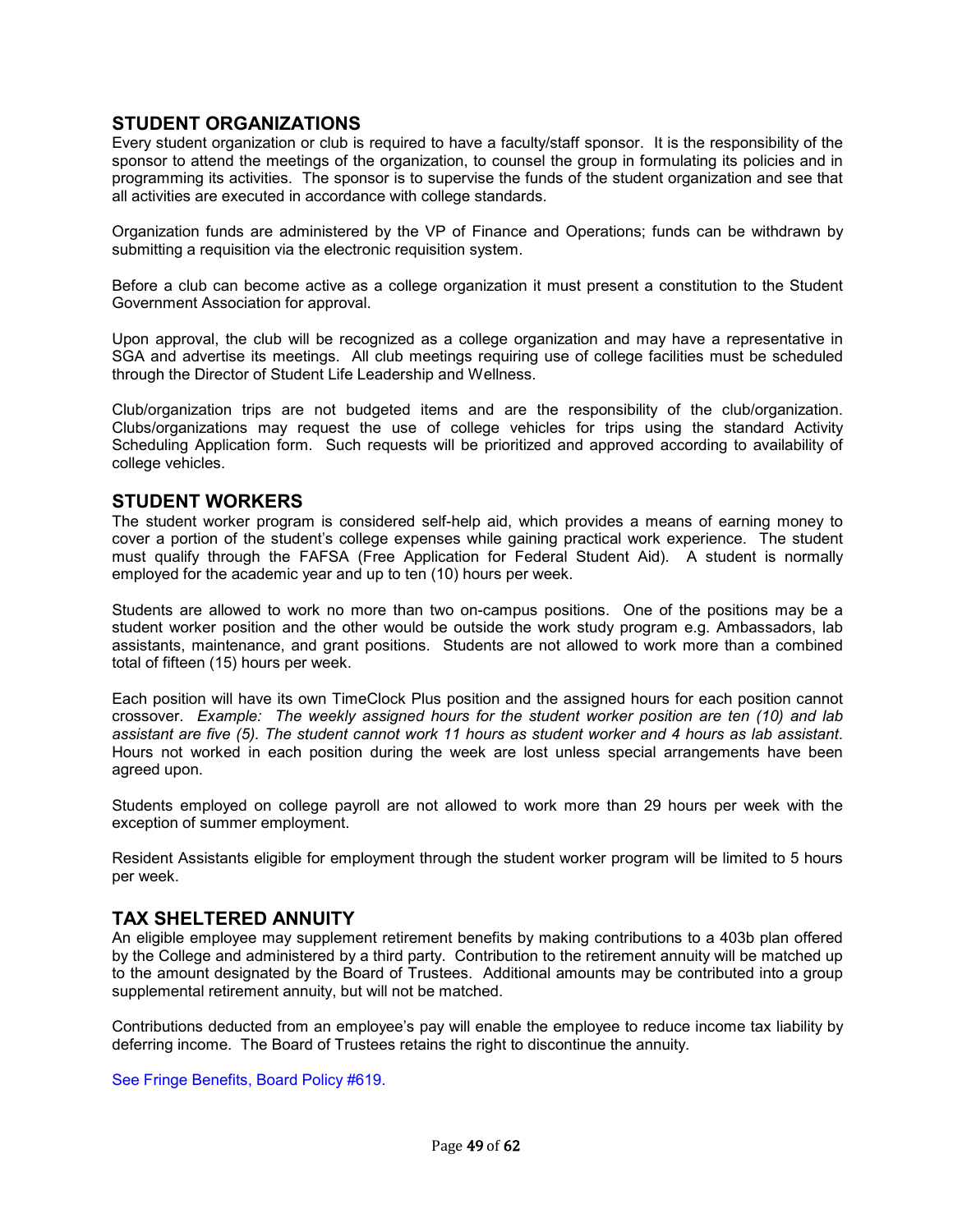## STUDENT ORGANIZATIONS

Every student organization or club is required to have a faculty/staff sponsor. It is the responsibility of the sponsor to attend the meetings of the organization, to counsel the group in formulating its policies and in programming its activities. The sponsor is to supervise the funds of the student organization and see that all activities are executed in accordance with college standards.

Organization funds are administered by the VP of Finance and Operations; funds can be withdrawn by submitting a requisition via the electronic requisition system.

Before a club can become active as a college organization it must present a constitution to the Student Government Association for approval.

Upon approval, the club will be recognized as a college organization and may have a representative in SGA and advertise its meetings. All club meetings requiring use of college facilities must be scheduled through the Director of Student Life Leadership and Wellness.

Club/organization trips are not budgeted items and are the responsibility of the club/organization. Clubs/organizations may request the use of college vehicles for trips using the standard Activity Scheduling Application form. Such requests will be prioritized and approved according to availability of college vehicles.

## STUDENT WORKERS

The student worker program is considered self-help aid, which provides a means of earning money to cover a portion of the student's college expenses while gaining practical work experience. The student must qualify through the FAFSA (Free Application for Federal Student Aid). A student is normally employed for the academic year and up to ten (10) hours per week.

Students are allowed to work no more than two on-campus positions. One of the positions may be a student worker position and the other would be outside the work study program e.g. Ambassadors, lab assistants, maintenance, and grant positions. Students are not allowed to work more than a combined total of fifteen (15) hours per week.

Each position will have its own TimeClock Plus position and the assigned hours for each position cannot crossover. *Example: The weekly assigned hours for the student worker position are ten (10) and lab assistant are five (5). The student cannot work 11 hours as student worker and 4 hours as lab assistant*. Hours not worked in each position during the week are lost unless special arrangements have been agreed upon.

Students employed on college payroll are not allowed to work more than 29 hours per week with the exception of summer employment.

Resident Assistants eligible for employment through the student worker program will be limited to 5 hours per week.

## TAX SHELTERED ANNUITY

An eligible employee may supplement retirement benefits by making contributions to a 403b plan offered by the College and administered by a third party. Contribution to the retirement annuity will be matched up to the amount designated by the Board of Trustees. Additional amounts may be contributed into a group supplemental retirement annuity, but will not be matched.

Contributions deducted from an employee's pay will enable the employee to reduce income tax liability by deferring income. The Board of Trustees retains the right to discontinue the annuity.

See Fringe Benefits, Board Policy #619.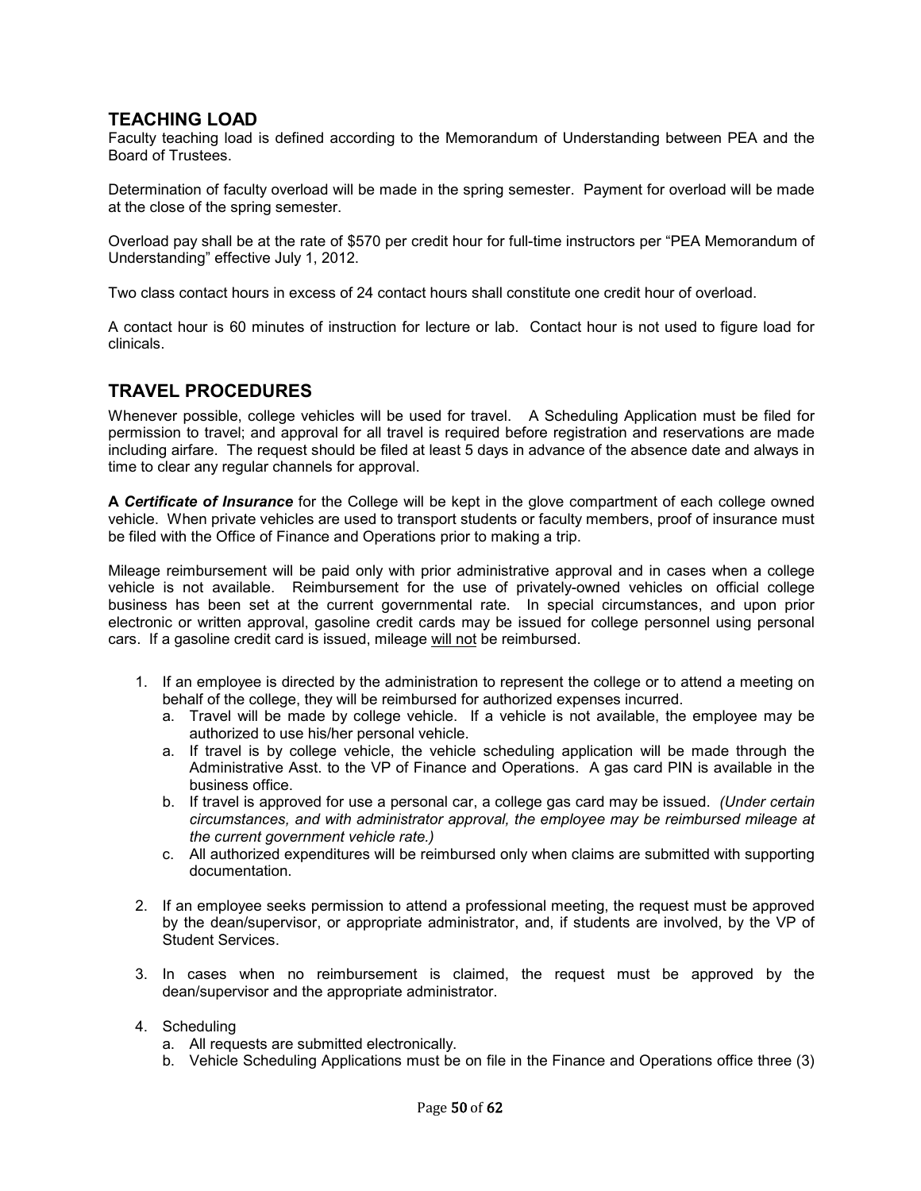## TEACHING LOAD

Faculty teaching load is defined according to the Memorandum of Understanding between PEA and the Board of Trustees.

Determination of faculty overload will be made in the spring semester. Payment for overload will be made at the close of the spring semester.

Overload pay shall be at the rate of $570 per credit hour for full-time instructors per "PEA Memorandum of Understanding" effective July 1, 2012.

Two class contact hours in excess of 24 contact hours shall constitute one credit hour of overload.

A contact hour is 60 minutes of instruction for lecture or lab. Contact hour is not used to figure load for clinicals.

## TRAVEL PROCEDURES

Whenever possible, college vehicles will be used for travel. A Scheduling Application must be filed for permission to travel; and approval for all travel is required before registration and reservations are made including airfare. The request should be filed at least 5 days in advance of the absence date and always in time to clear any regular channels for approval.

**A *Certificate of Insurance*** for the College will be kept in the glove compartment of each college owned vehicle. When private vehicles are used to transport students or faculty members, proof of insurance must be filed with the Office of Finance and Operations prior to making a trip.

Mileage reimbursement will be paid only with prior administrative approval and in cases when a college vehicle is not available. Reimbursement for the use of privately-owned vehicles on official college business has been set at the current governmental rate. In special circumstances, and upon prior electronic or written approval, gasoline credit cards may be issued for college personnel using personal cars. If a gasoline credit card is issued, mileage <u>will not</u> be reimbursed.

1. If an employee is directed by the administration to represent the college or to attend a meeting on behalf of the college, they will be reimbursed for authorized expenses incurred.
   a. Travel will be made by college vehicle. If a vehicle is not available, the employee may be authorized to use his/her personal vehicle.
   a. If travel is by college vehicle, the vehicle scheduling application will be made through the Administrative Asst. to the VP of Finance and Operations. A gas card PIN is available in the business office.
   b. If travel is approved for use a personal car, a college gas card may be issued. *(Under certain circumstances, and with administrator approval, the employee may be reimbursed mileage at the current government vehicle rate.)*
   c. All authorized expenditures will be reimbursed only when claims are submitted with supporting documentation.

2. If an employee seeks permission to attend a professional meeting, the request must be approved by the dean/supervisor, or appropriate administrator, and, if students are involved, by the VP of Student Services.

3. In cases when no reimbursement is claimed, the request must be approved by the dean/supervisor and the appropriate administrator.

4. Scheduling
   a. All requests are submitted electronically.
   b. Vehicle Scheduling Applications must be on file in the Finance and Operations office three (3)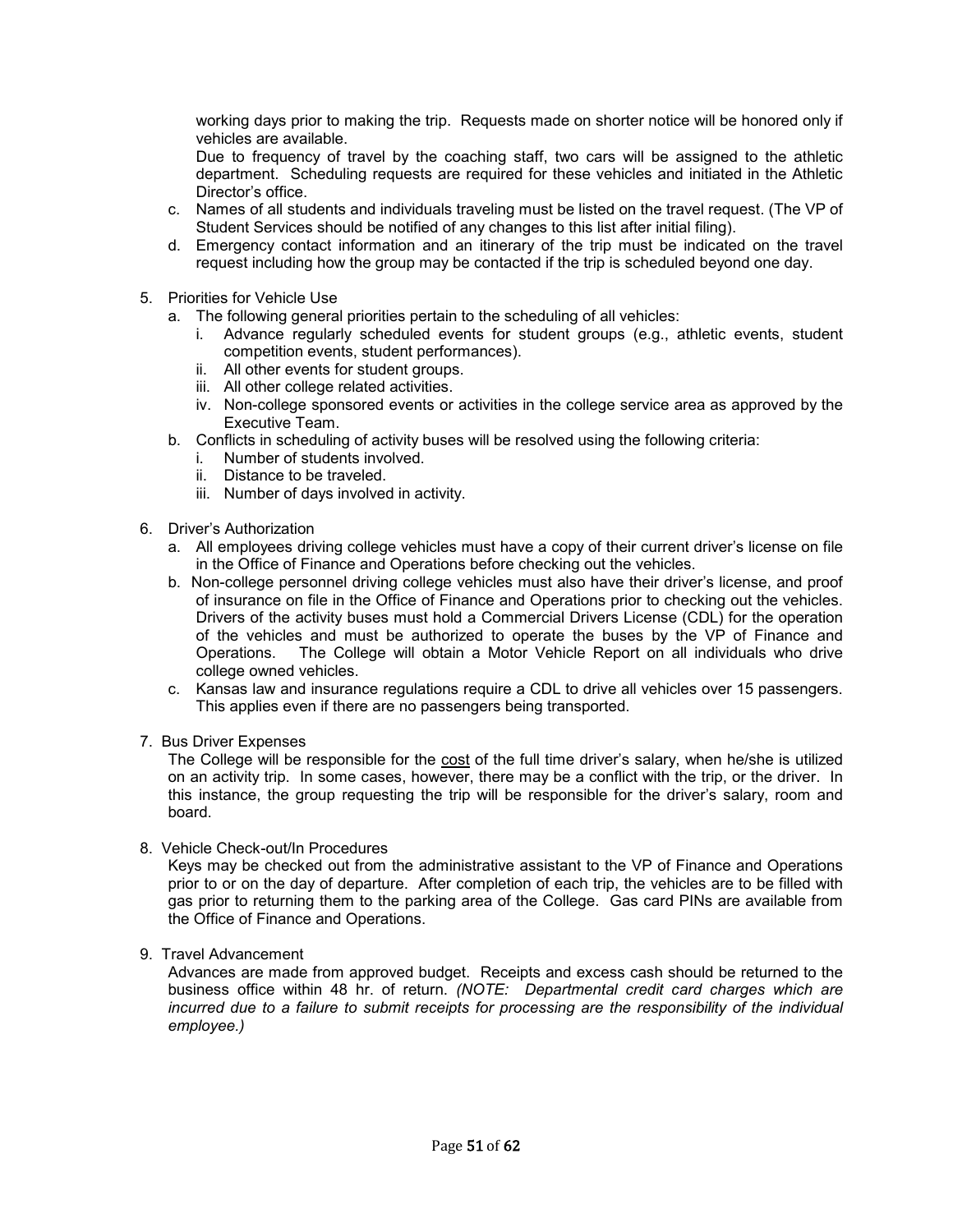working days prior to making the trip. Requests made on shorter notice will be honored only if vehicles are available.

Due to frequency of travel by the coaching staff, two cars will be assigned to the athletic department. Scheduling requests are required for these vehicles and initiated in the Athletic Director's office.

   c. Names of all students and individuals traveling must be listed on the travel request. (The VP of Student Services should be notified of any changes to this list after initial filing).
   d. Emergency contact information and an itinerary of the trip must be indicated on the travel request including how the group may be contacted if the trip is scheduled beyond one day.

5. Priorities for Vehicle Use
   a. The following general priorities pertain to the scheduling of all vehicles:
      i. Advance regularly scheduled events for student groups (e.g., athletic events, student competition events, student performances).
      ii. All other events for student groups.
      iii. All other college related activities.
      iv. Non-college sponsored events or activities in the college service area as approved by the Executive Team.
   b. Conflicts in scheduling of activity buses will be resolved using the following criteria:
      i. Number of students involved.
      ii. Distance to be traveled.
      iii. Number of days involved in activity.

6. Driver's Authorization
   a. All employees driving college vehicles must have a copy of their current driver's license on file in the Office of Finance and Operations before checking out the vehicles.
   b. Non-college personnel driving college vehicles must also have their driver's license, and proof of insurance on file in the Office of Finance and Operations prior to checking out the vehicles. Drivers of the activity buses must hold a Commercial Drivers License (CDL) for the operation of the vehicles and must be authorized to operate the buses by the VP of Finance and Operations. The College will obtain a Motor Vehicle Report on all individuals who drive college owned vehicles.
   c. Kansas law and insurance regulations require a CDL to drive all vehicles over 15 passengers. This applies even if there are no passengers being transported.

7. Bus Driver Expenses

   The College will be responsible for the cost of the full time driver's salary, when he/she is utilized on an activity trip. In some cases, however, there may be a conflict with the trip, or the driver. In this instance, the group requesting the trip will be responsible for the driver's salary, room and board.

8. Vehicle Check-out/In Procedures

   Keys may be checked out from the administrative assistant to the VP of Finance and Operations prior to or on the day of departure. After completion of each trip, the vehicles are to be filled with gas prior to returning them to the parking area of the College. Gas card PINs are available from the Office of Finance and Operations.

9. Travel Advancement

   Advances are made from approved budget. Receipts and excess cash should be returned to the business office within 48 hr. of return. *(NOTE: Departmental credit card charges which are incurred due to a failure to submit receipts for processing are the responsibility of the individual employee.)*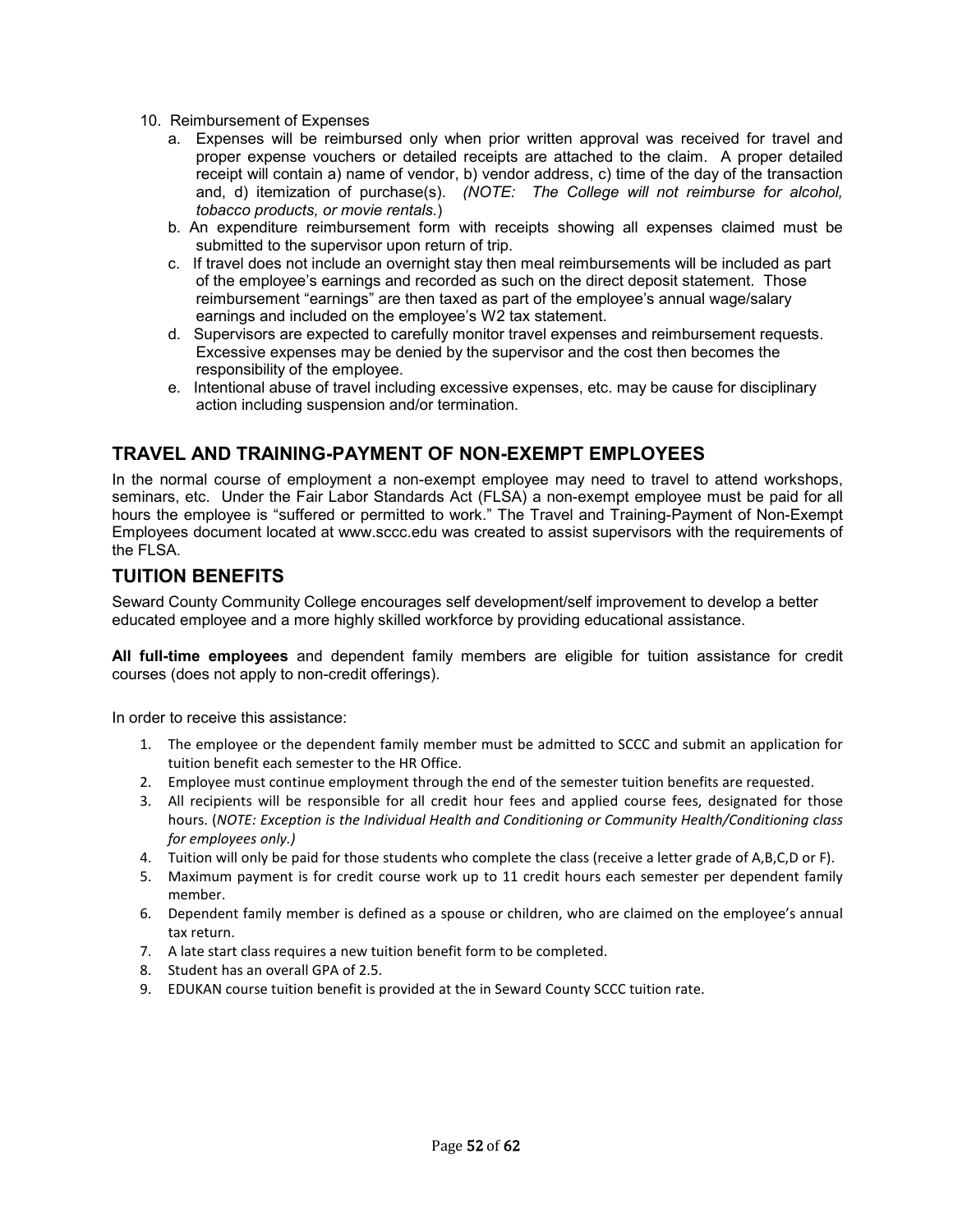10. Reimbursement of Expenses
    a. Expenses will be reimbursed only when prior written approval was received for travel and proper expense vouchers or detailed receipts are attached to the claim. A proper detailed receipt will contain a) name of vendor, b) vendor address, c) time of the day of the transaction and, d) itemization of purchase(s). *(NOTE: The College will not reimburse for alcohol, tobacco products, or movie rentals.*)
    b. An expenditure reimbursement form with receipts showing all expenses claimed must be submitted to the supervisor upon return of trip.
    c. If travel does not include an overnight stay then meal reimbursements will be included as part of the employee's earnings and recorded as such on the direct deposit statement. Those reimbursement "earnings" are then taxed as part of the employee's annual wage/salary earnings and included on the employee's W2 tax statement.
    d. Supervisors are expected to carefully monitor travel expenses and reimbursement requests. Excessive expenses may be denied by the supervisor and the cost then becomes the responsibility of the employee.
    e. Intentional abuse of travel including excessive expenses, etc. may be cause for disciplinary action including suspension and/or termination.

## TRAVEL AND TRAINING-PAYMENT OF NON-EXEMPT EMPLOYEES

In the normal course of employment a non-exempt employee may need to travel to attend workshops, seminars, etc. Under the Fair Labor Standards Act (FLSA) a non-exempt employee must be paid for all hours the employee is "suffered or permitted to work." The Travel and Training-Payment of Non-Exempt Employees document located at www.sccc.edu was created to assist supervisors with the requirements of the FLSA.

## TUITION BENEFITS

Seward County Community College encourages self development/self improvement to develop a better educated employee and a more highly skilled workforce by providing educational assistance.

**All full-time employees** and dependent family members are eligible for tuition assistance for credit courses (does not apply to non-credit offerings).

In order to receive this assistance:

1. The employee or the dependent family member must be admitted to SCCC and submit an application for tuition benefit each semester to the HR Office.
2. Employee must continue employment through the end of the semester tuition benefits are requested.
3. All recipients will be responsible for all credit hour fees and applied course fees, designated for those hours. (*NOTE: Exception is the Individual Health and Conditioning or Community Health/Conditioning class for employees only.)*
4. Tuition will only be paid for those students who complete the class (receive a letter grade of A,B,C,D or F).
5. Maximum payment is for credit course work up to 11 credit hours each semester per dependent family member.
6. Dependent family member is defined as a spouse or children, who are claimed on the employee's annual tax return.
7. A late start class requires a new tuition benefit form to be completed.
8. Student has an overall GPA of 2.5.
9. EDUKAN course tuition benefit is provided at the in Seward County SCCC tuition rate.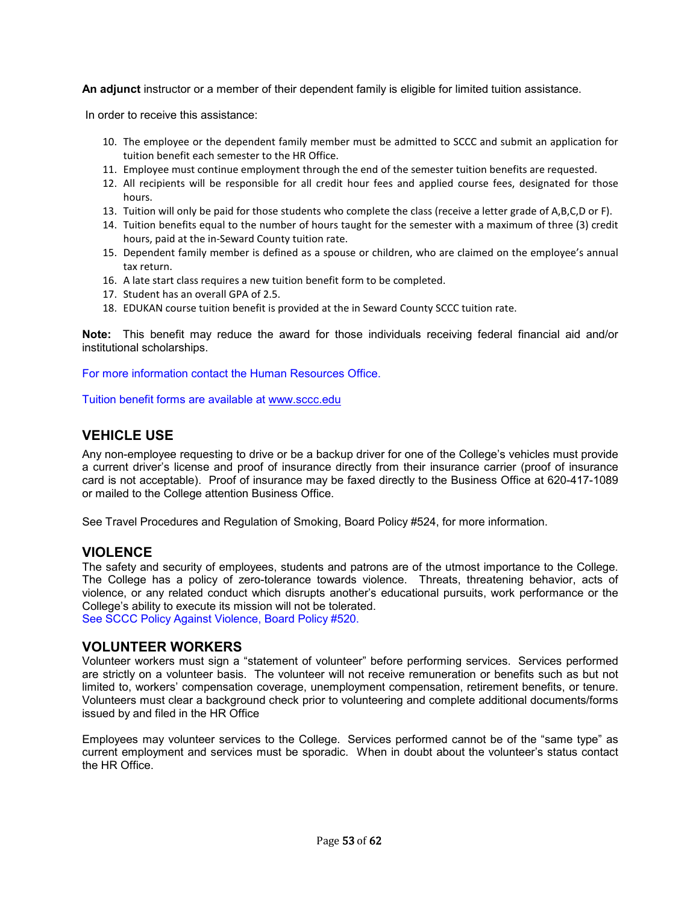**An adjunct** instructor or a member of their dependent family is eligible for limited tuition assistance.

In order to receive this assistance:

10. The employee or the dependent family member must be admitted to SCCC and submit an application for tuition benefit each semester to the HR Office.
11. Employee must continue employment through the end of the semester tuition benefits are requested.
12. All recipients will be responsible for all credit hour fees and applied course fees, designated for those hours.
13. Tuition will only be paid for those students who complete the class (receive a letter grade of A,B,C,D or F).
14. Tuition benefits equal to the number of hours taught for the semester with a maximum of three (3) credit hours, paid at the in-Seward County tuition rate.
15. Dependent family member is defined as a spouse or children, who are claimed on the employee's annual tax return.
16. A late start class requires a new tuition benefit form to be completed.
17. Student has an overall GPA of 2.5.
18. EDUKAN course tuition benefit is provided at the in Seward County SCCC tuition rate.

**Note:** This benefit may reduce the award for those individuals receiving federal financial aid and/or institutional scholarships.

For more information contact the Human Resources Office.

Tuition benefit forms are available at www.sccc.edu

## VEHICLE USE

Any non-employee requesting to drive or be a backup driver for one of the College's vehicles must provide a current driver's license and proof of insurance directly from their insurance carrier (proof of insurance card is not acceptable). Proof of insurance may be faxed directly to the Business Office at 620-417-1089 or mailed to the College attention Business Office.

See Travel Procedures and Regulation of Smoking, Board Policy #524, for more information.

## VIOLENCE

The safety and security of employees, students and patrons are of the utmost importance to the College. The College has a policy of zero-tolerance towards violence. Threats, threatening behavior, acts of violence, or any related conduct which disrupts another's educational pursuits, work performance or the College's ability to execute its mission will not be tolerated.

See SCCC Policy Against Violence, Board Policy #520.

## VOLUNTEER WORKERS

Volunteer workers must sign a "statement of volunteer" before performing services. Services performed are strictly on a volunteer basis. The volunteer will not receive remuneration or benefits such as but not limited to, workers' compensation coverage, unemployment compensation, retirement benefits, or tenure. Volunteers must clear a background check prior to volunteering and complete additional documents/forms issued by and filed in the HR Office

Employees may volunteer services to the College. Services performed cannot be of the "same type" as current employment and services must be sporadic. When in doubt about the volunteer's status contact the HR Office.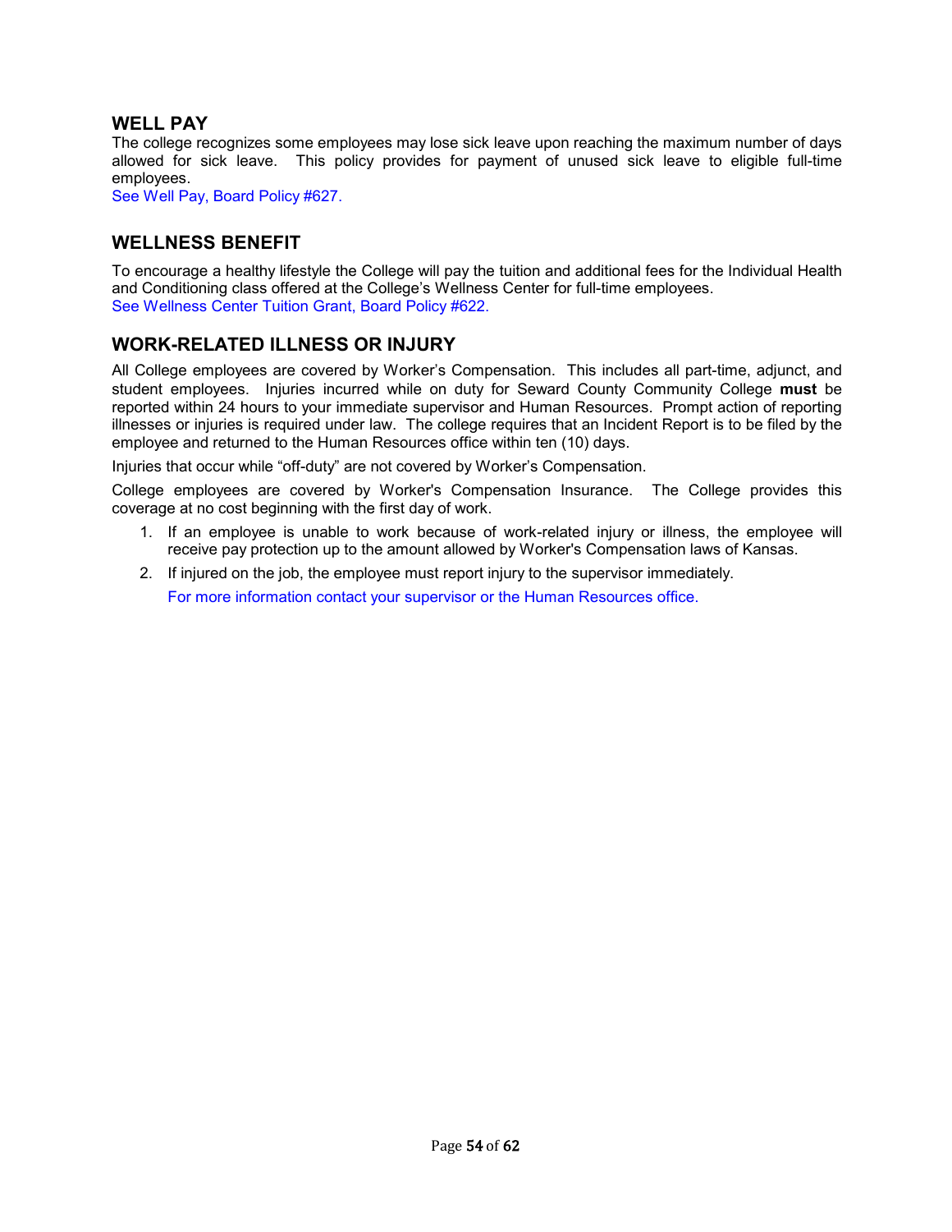## WELL PAY

The college recognizes some employees may lose sick leave upon reaching the maximum number of days allowed for sick leave. This policy provides for payment of unused sick leave to eligible full-time employees.
See Well Pay, Board Policy #627.

## WELLNESS BENEFIT

To encourage a healthy lifestyle the College will pay the tuition and additional fees for the Individual Health and Conditioning class offered at the College's Wellness Center for full-time employees.
See Wellness Center Tuition Grant, Board Policy #622.

## WORK-RELATED ILLNESS OR INJURY

All College employees are covered by Worker's Compensation. This includes all part-time, adjunct, and student employees. Injuries incurred while on duty for Seward County Community College **must** be reported within 24 hours to your immediate supervisor and Human Resources. Prompt action of reporting illnesses or injuries is required under law. The college requires that an Incident Report is to be filed by the employee and returned to the Human Resources office within ten (10) days.

Injuries that occur while "off-duty" are not covered by Worker's Compensation.

College employees are covered by Worker's Compensation Insurance. The College provides this coverage at no cost beginning with the first day of work.

1. If an employee is unable to work because of work-related injury or illness, the employee will receive pay protection up to the amount allowed by Worker's Compensation laws of Kansas.
2. If injured on the job, the employee must report injury to the supervisor immediately.

   For more information contact your supervisor or the Human Resources office.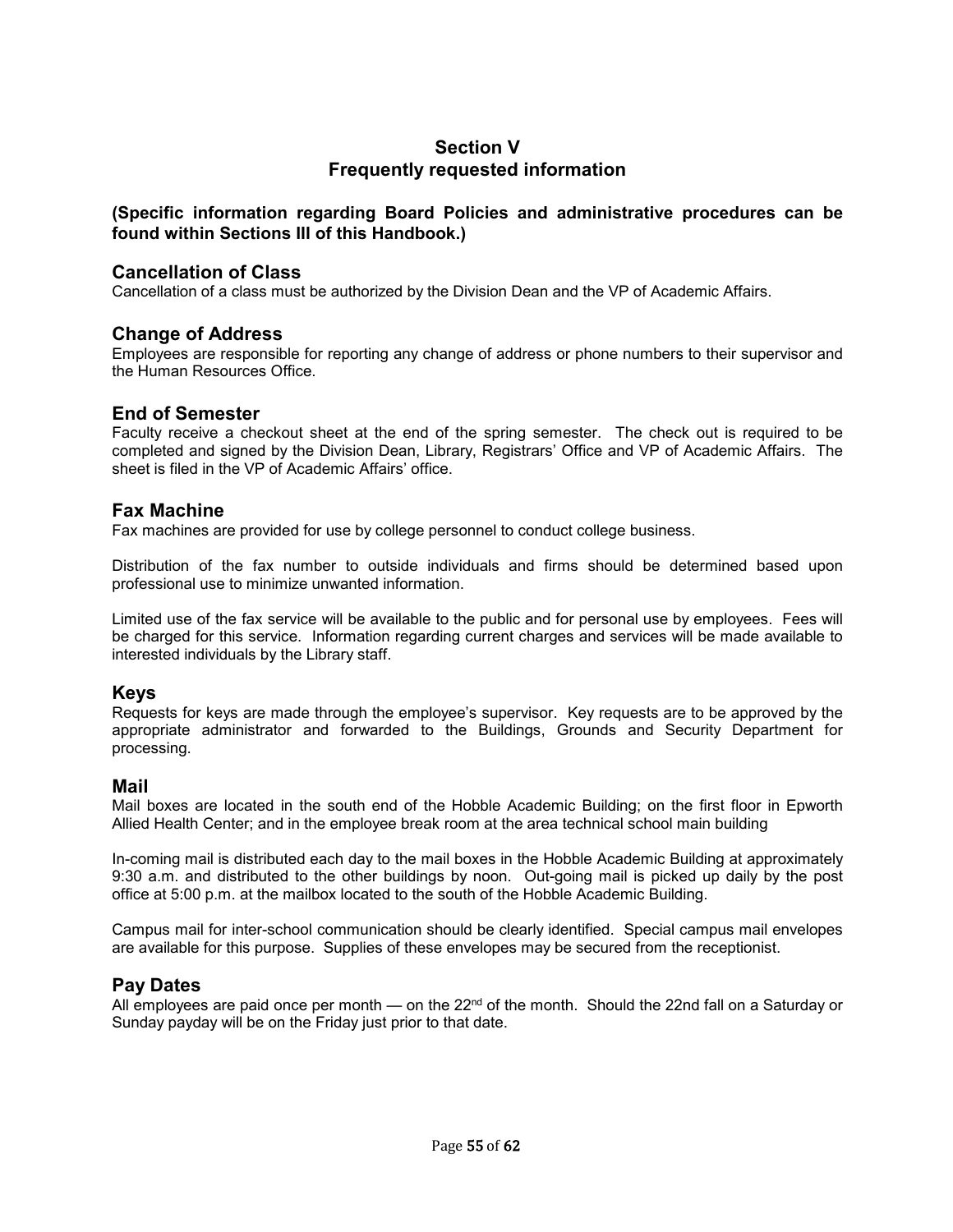# Section V
# Frequently requested information

**(Specific information regarding Board Policies and administrative procedures can be found within Sections III of this Handbook.)**

## Cancellation of Class

Cancellation of a class must be authorized by the Division Dean and the VP of Academic Affairs.

## Change of Address

Employees are responsible for reporting any change of address or phone numbers to their supervisor and the Human Resources Office.

## End of Semester

Faculty receive a checkout sheet at the end of the spring semester. The check out is required to be completed and signed by the Division Dean, Library, Registrars' Office and VP of Academic Affairs. The sheet is filed in the VP of Academic Affairs' office.

## Fax Machine

Fax machines are provided for use by college personnel to conduct college business.

Distribution of the fax number to outside individuals and firms should be determined based upon professional use to minimize unwanted information.

Limited use of the fax service will be available to the public and for personal use by employees. Fees will be charged for this service. Information regarding current charges and services will be made available to interested individuals by the Library staff.

## Keys

Requests for keys are made through the employee's supervisor. Key requests are to be approved by the appropriate administrator and forwarded to the Buildings, Grounds and Security Department for processing.

## Mail

Mail boxes are located in the south end of the Hobble Academic Building; on the first floor in Epworth Allied Health Center; and in the employee break room at the area technical school main building

In-coming mail is distributed each day to the mail boxes in the Hobble Academic Building at approximately 9:30 a.m. and distributed to the other buildings by noon. Out-going mail is picked up daily by the post office at 5:00 p.m. at the mailbox located to the south of the Hobble Academic Building.

Campus mail for inter-school communication should be clearly identified. Special campus mail envelopes are available for this purpose. Supplies of these envelopes may be secured from the receptionist.

## Pay Dates

All employees are paid once per month — on the 22nd of the month. Should the 22nd fall on a Saturday or Sunday payday will be on the Friday just prior to that date.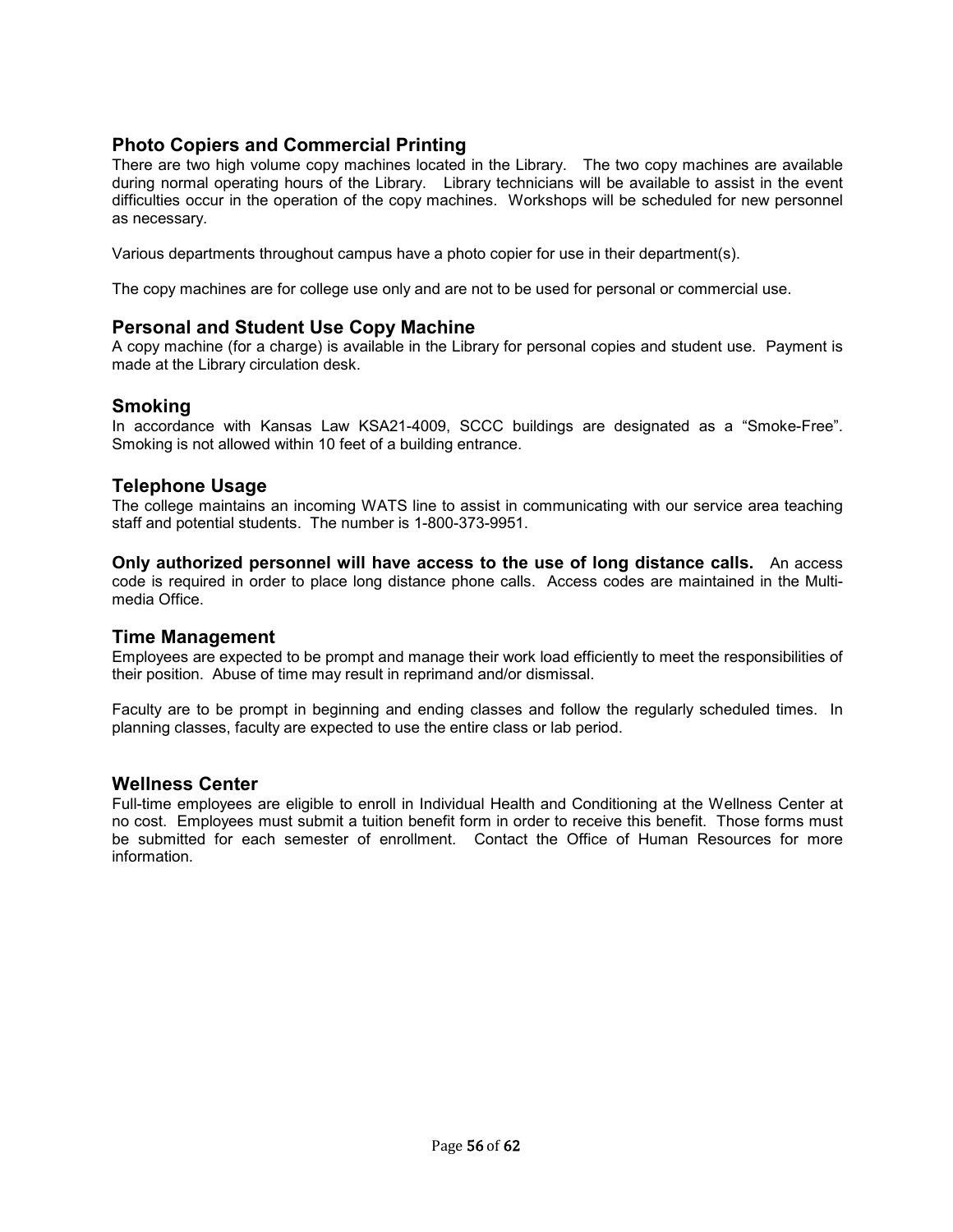## Photo Copiers and Commercial Printing

There are two high volume copy machines located in the Library. The two copy machines are available during normal operating hours of the Library. Library technicians will be available to assist in the event difficulties occur in the operation of the copy machines. Workshops will be scheduled for new personnel as necessary.

Various departments throughout campus have a photo copier for use in their department(s).

The copy machines are for college use only and are not to be used for personal or commercial use.

## Personal and Student Use Copy Machine

A copy machine (for a charge) is available in the Library for personal copies and student use. Payment is made at the Library circulation desk.

## Smoking

In accordance with Kansas Law KSA21-4009, SCCC buildings are designated as a "Smoke-Free". Smoking is not allowed within 10 feet of a building entrance.

## Telephone Usage

The college maintains an incoming WATS line to assist in communicating with our service area teaching staff and potential students. The number is 1-800-373-9951.

**Only authorized personnel will have access to the use of long distance calls.** An access code is required in order to place long distance phone calls. Access codes are maintained in the Multi-media Office.

## Time Management

Employees are expected to be prompt and manage their work load efficiently to meet the responsibilities of their position. Abuse of time may result in reprimand and/or dismissal.

Faculty are to be prompt in beginning and ending classes and follow the regularly scheduled times. In planning classes, faculty are expected to use the entire class or lab period.

## Wellness Center

Full-time employees are eligible to enroll in Individual Health and Conditioning at the Wellness Center at no cost. Employees must submit a tuition benefit form in order to receive this benefit. Those forms must be submitted for each semester of enrollment. Contact the Office of Human Resources for more information.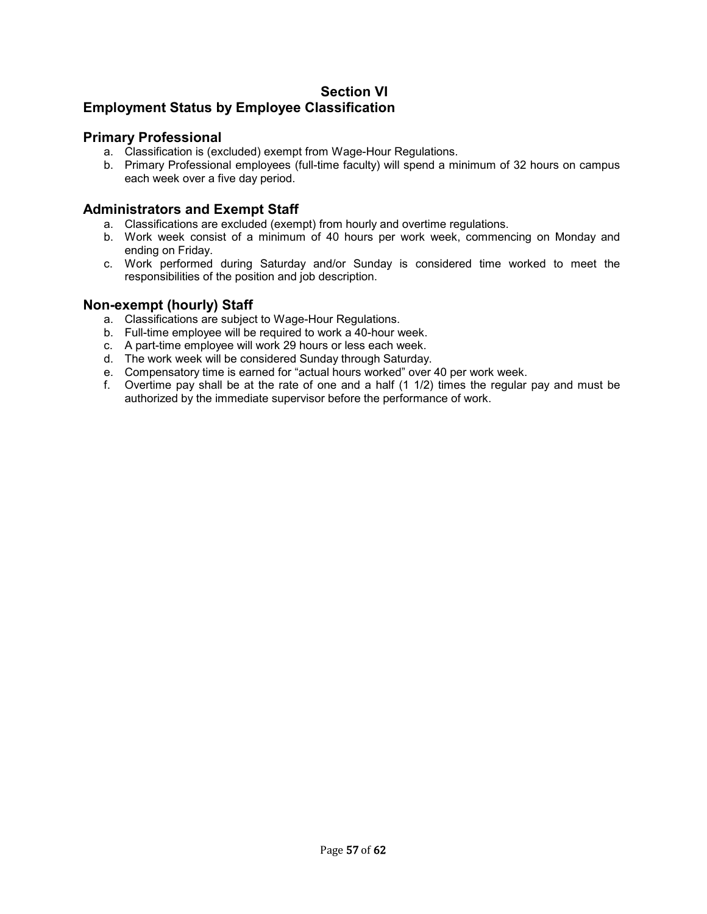## Section VI

## Employment Status by Employee Classification

### Primary Professional

a. Classification is (excluded) exempt from Wage-Hour Regulations.
b. Primary Professional employees (full-time faculty) will spend a minimum of 32 hours on campus each week over a five day period.

### Administrators and Exempt Staff

a. Classifications are excluded (exempt) from hourly and overtime regulations.
b. Work week consist of a minimum of 40 hours per work week, commencing on Monday and ending on Friday.
c. Work performed during Saturday and/or Sunday is considered time worked to meet the responsibilities of the position and job description.

### Non-exempt (hourly) Staff

a. Classifications are subject to Wage-Hour Regulations.
b. Full-time employee will be required to work a 40-hour week.
c. A part-time employee will work 29 hours or less each week.
d. The work week will be considered Sunday through Saturday.
e. Compensatory time is earned for "actual hours worked" over 40 per work week.
f. Overtime pay shall be at the rate of one and a half (1 1/2) times the regular pay and must be authorized by the immediate supervisor before the performance of work.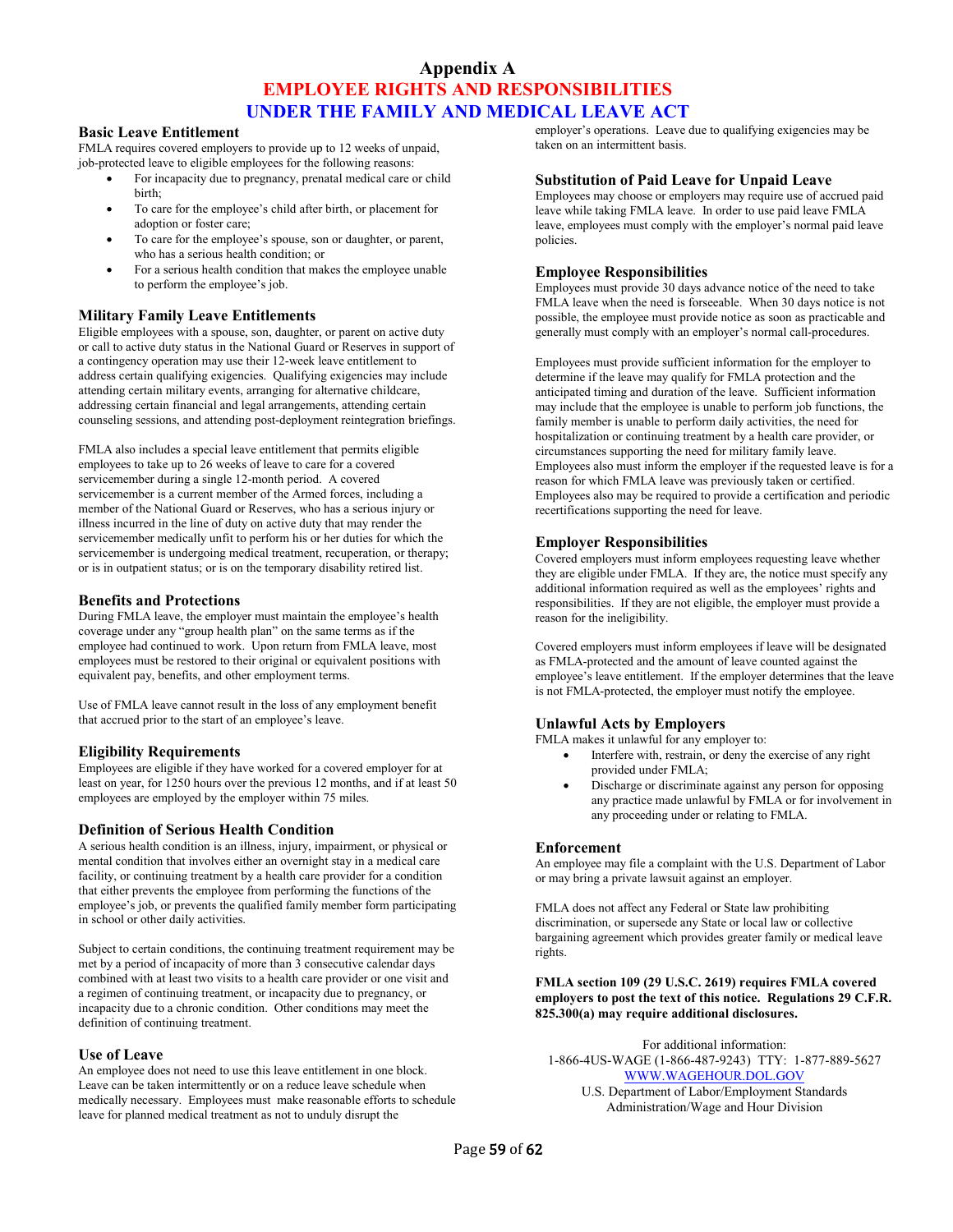# Appendix A

# EMPLOYEE RIGHTS AND RESPONSIBILITIES

# UNDER THE FAMILY AND MEDICAL LEAVE ACT

### Basic Leave Entitlement

FMLA requires covered employers to provide up to 12 weeks of unpaid, job-protected leave to eligible employees for the following reasons:

- For incapacity due to pregnancy, prenatal medical care or child birth;
- To care for the employee's child after birth, or placement for adoption or foster care;
- To care for the employee's spouse, son or daughter, or parent, who has a serious health condition; or
- For a serious health condition that makes the employee unable to perform the employee's job.

### Military Family Leave Entitlements

Eligible employees with a spouse, son, daughter, or parent on active duty or call to active duty status in the National Guard or Reserves in support of a contingency operation may use their 12-week leave entitlement to address certain qualifying exigencies. Qualifying exigencies may include attending certain military events, arranging for alternative childcare, addressing certain financial and legal arrangements, attending certain counseling sessions, and attending post-deployment reintegration briefings.

FMLA also includes a special leave entitlement that permits eligible employees to take up to 26 weeks of leave to care for a covered servicemember during a single 12-month period. A covered servicemember is a current member of the Armed forces, including a member of the National Guard or Reserves, who has a serious injury or illness incurred in the line of duty on active duty that may render the servicemember medically unfit to perform his or her duties for which the servicemember is undergoing medical treatment, recuperation, or therapy; or is in outpatient status; or is on the temporary disability retired list.

### Benefits and Protections

During FMLA leave, the employer must maintain the employee's health coverage under any "group health plan" on the same terms as if the employee had continued to work. Upon return from FMLA leave, most employees must be restored to their original or equivalent positions with equivalent pay, benefits, and other employment terms.

Use of FMLA leave cannot result in the loss of any employment benefit that accrued prior to the start of an employee's leave.

### Eligibility Requirements

Employees are eligible if they have worked for a covered employer for at least on year, for 1250 hours over the previous 12 months, and if at least 50 employees are employed by the employer within 75 miles.

### Definition of Serious Health Condition

A serious health condition is an illness, injury, impairment, or physical or mental condition that involves either an overnight stay in a medical care facility, or continuing treatment by a health care provider for a condition that either prevents the employee from performing the functions of the employee's job, or prevents the qualified family member form participating in school or other daily activities.

Subject to certain conditions, the continuing treatment requirement may be met by a period of incapacity of more than 3 consecutive calendar days combined with at least two visits to a health care provider or one visit and a regimen of continuing treatment, or incapacity due to pregnancy, or incapacity due to a chronic condition. Other conditions may meet the definition of continuing treatment.

### Use of Leave

An employee does not need to use this leave entitlement in one block. Leave can be taken intermittently or on a reduce leave schedule when medically necessary. Employees must make reasonable efforts to schedule leave for planned medical treatment as not to unduly disrupt the employer's operations. Leave due to qualifying exigencies may be taken on an intermittent basis.

### Substitution of Paid Leave for Unpaid Leave

Employees may choose or employers may require use of accrued paid leave while taking FMLA leave. In order to use paid leave FMLA leave, employees must comply with the employer's normal paid leave policies.

### Employee Responsibilities

Employees must provide 30 days advance notice of the need to take FMLA leave when the need is forseeable. When 30 days notice is not possible, the employee must provide notice as soon as practicable and generally must comply with an employer's normal call-procedures.

Employees must provide sufficient information for the employer to determine if the leave may qualify for FMLA protection and the anticipated timing and duration of the leave. Sufficient information may include that the employee is unable to perform job functions, the family member is unable to perform daily activities, the need for hospitalization or continuing treatment by a health care provider, or circumstances supporting the need for military family leave. Employees also must inform the employer if the requested leave is for a reason for which FMLA leave was previously taken or certified. Employees also may be required to provide a certification and periodic recertifications supporting the need for leave.

### Employer Responsibilities

Covered employers must inform employees requesting leave whether they are eligible under FMLA. If they are, the notice must specify any additional information required as well as the employees' rights and responsibilities. If they are not eligible, the employer must provide a reason for the ineligibility.

Covered employers must inform employees if leave will be designated as FMLA-protected and the amount of leave counted against the employee's leave entitlement. If the employer determines that the leave is not FMLA-protected, the employer must notify the employee.

### Unlawful Acts by Employers

FMLA makes it unlawful for any employer to:

- Interfere with, restrain, or deny the exercise of any right provided under FMLA;
- Discharge or discriminate against any person for opposing any practice made unlawful by FMLA or for involvement in any proceeding under or relating to FMLA.

### Enforcement

An employee may file a complaint with the U.S. Department of Labor or may bring a private lawsuit against an employer.

FMLA does not affect any Federal or State law prohibiting discrimination, or supersede any State or local law or collective bargaining agreement which provides greater family or medical leave rights.

**FMLA section 109 (29 U.S.C. 2619) requires FMLA covered employers to post the text of this notice. Regulations 29 C.F.R. 825.300(a) may require additional disclosures.**

For additional information:
1-866-4US-WAGE (1-866-487-9243) TTY: 1-877-889-5627
WWW.WAGEHOUR.DOL.GOV
U.S. Department of Labor/Employment Standards Administration/Wage and Hour Division